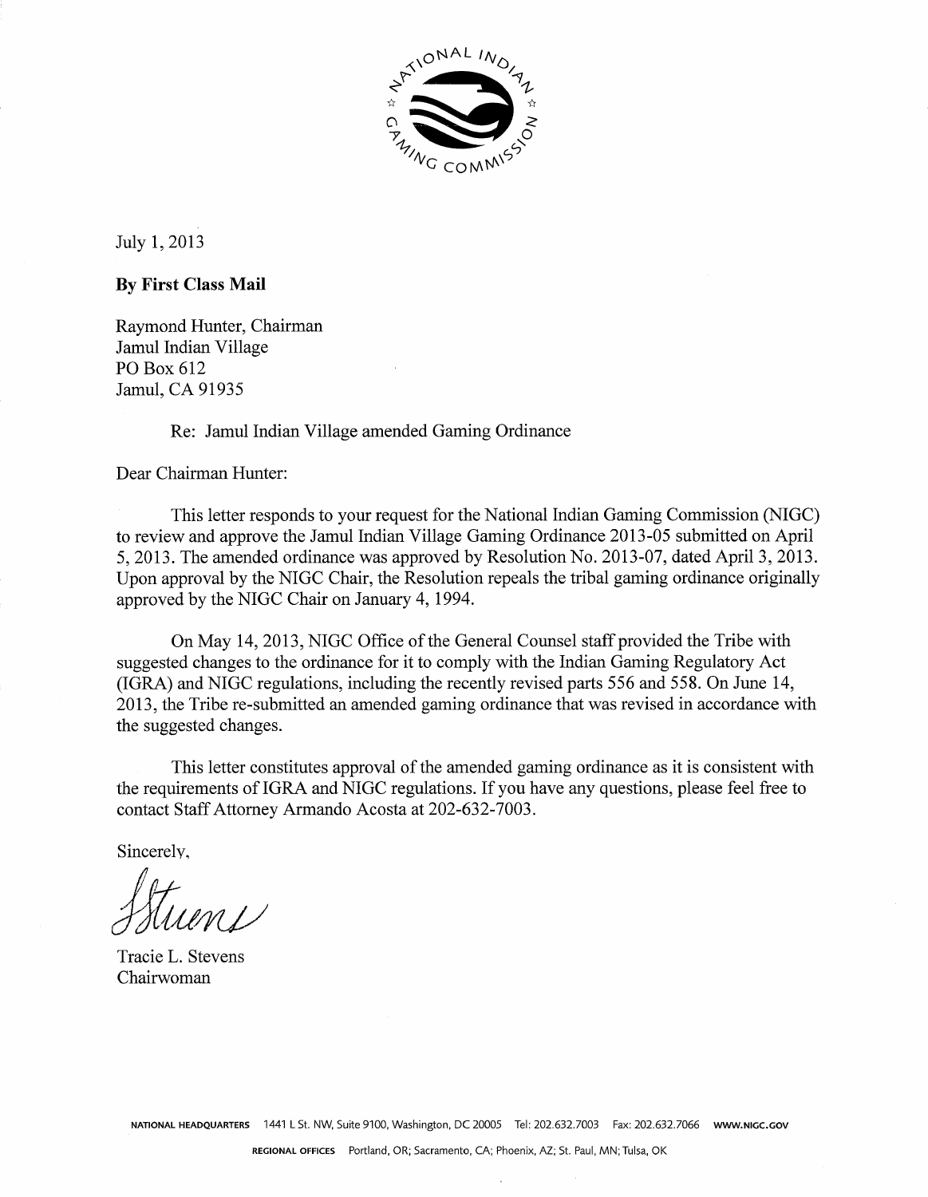July 1, 2013

**By First Class Mail**

Raymond Hunter, Chairman
Jamul Indian Village
PO Box 612
Jamul, CA 91935

Re: Jamul Indian Village amended Gaming Ordinance

Dear Chairman Hunter:

This letter responds to your request for the National Indian Gaming Commission (NIGC) to review and approve the Jamul Indian Village Gaming Ordinance 2013-05 submitted on April 5, 2013. The amended ordinance was approved by Resolution No. 2013-07, dated April 3, 2013. Upon approval by the NIGC Chair, the Resolution repeals the tribal gaming ordinance originally approved by the NIGC Chair on January 4, 1994.

On May 14, 2013, NIGC Office of the General Counsel staff provided the Tribe with suggested changes to the ordinance for it to comply with the Indian Gaming Regulatory Act (IGRA) and NIGC regulations, including the recently revised parts 556 and 558. On June 14, 2013, the Tribe re-submitted an amended gaming ordinance that was revised in accordance with the suggested changes.

This letter constitutes approval of the amended gaming ordinance as it is consistent with the requirements of IGRA and NIGC regulations. If you have any questions, please feel free to contact Staff Attorney Armando Acosta at 202-632-7003.

Sincerely,

Tracie L. Stevens
Chairwoman

NATIONAL HEADQUARTERS 1441 L St. NW, Suite 9100, Washington, DC 20005 Tel: 202.632.7003 Fax: 202.632.7066 WWW.NIGC.GOV

REGIONAL OFFICES Portland, OR; Sacramento, CA; Phoenix, AZ; St. Paul, MN; Tulsa, OK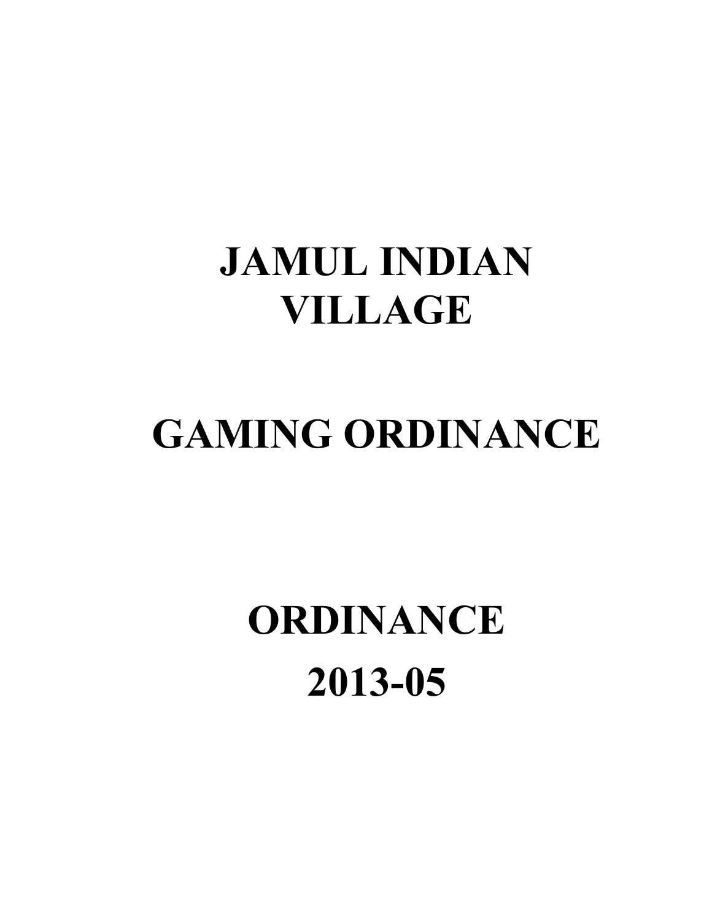# JAMUL INDIAN VILLAGE

# GAMING ORDINANCE

# ORDINANCE 2013-05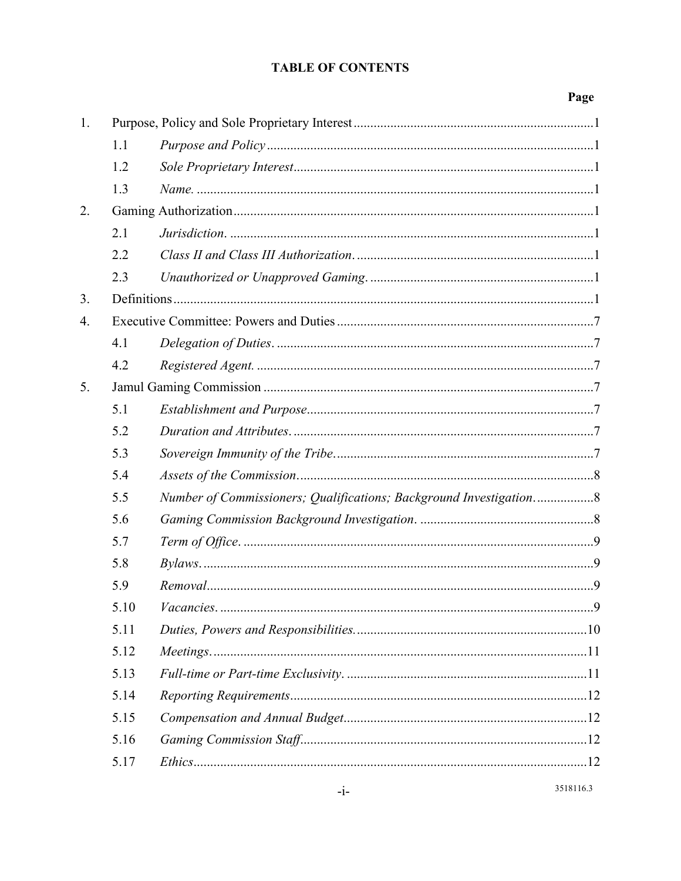## TABLE OF CONTENTS

| | | | Page |
|---|---|---|---|
| 1. | Purpose, Policy and Sole Proprietary Interest | | 1 |
| | 1.1 | *Purpose and Policy* | 1 |
| | 1.2 | *Sole Proprietary Interest* | 1 |
| | 1.3 | *Name.* | 1 |
| 2. | Gaming Authorization | | 1 |
| | 2.1 | *Jurisdiction.* | 1 |
| | 2.2 | *Class II and Class III Authorization.* | 1 |
| | 2.3 | *Unauthorized or Unapproved Gaming.* | 1 |
| 3. | Definitions | | 1 |
| 4. | Executive Committee: Powers and Duties | | 7 |
| | 4.1 | *Delegation of Duties.* | 7 |
| | 4.2 | *Registered Agent.* | 7 |
| 5. | Jamul Gaming Commission | | 7 |
| | 5.1 | *Establishment and Purpose* | 7 |
| | 5.2 | *Duration and Attributes.* | 7 |
| | 5.3 | *Sovereign Immunity of the Tribe.* | 7 |
| | 5.4 | *Assets of the Commission.* | 8 |
| | 5.5 | *Number of Commissioners; Qualifications; Background Investigation.* | 8 |
| | 5.6 | *Gaming Commission Background Investigation.* | 8 |
| | 5.7 | *Term of Office.* | 9 |
| | 5.8 | *Bylaws.* | 9 |
| | 5.9 | *Removal* | 9 |
| | 5.10 | *Vacancies.* | 9 |
| | 5.11 | *Duties, Powers and Responsibilities.* | 10 |
| | 5.12 | *Meetings.* | 11 |
| | 5.13 | *Full-time or Part-time Exclusivity.* | 11 |
| | 5.14 | *Reporting Requirements* | 12 |
| | 5.15 | *Compensation and Annual Budget* | 12 |
| | 5.16 | *Gaming Commission Staff* | 12 |
| | 5.17 | *Ethics* | 12 |

3518116.3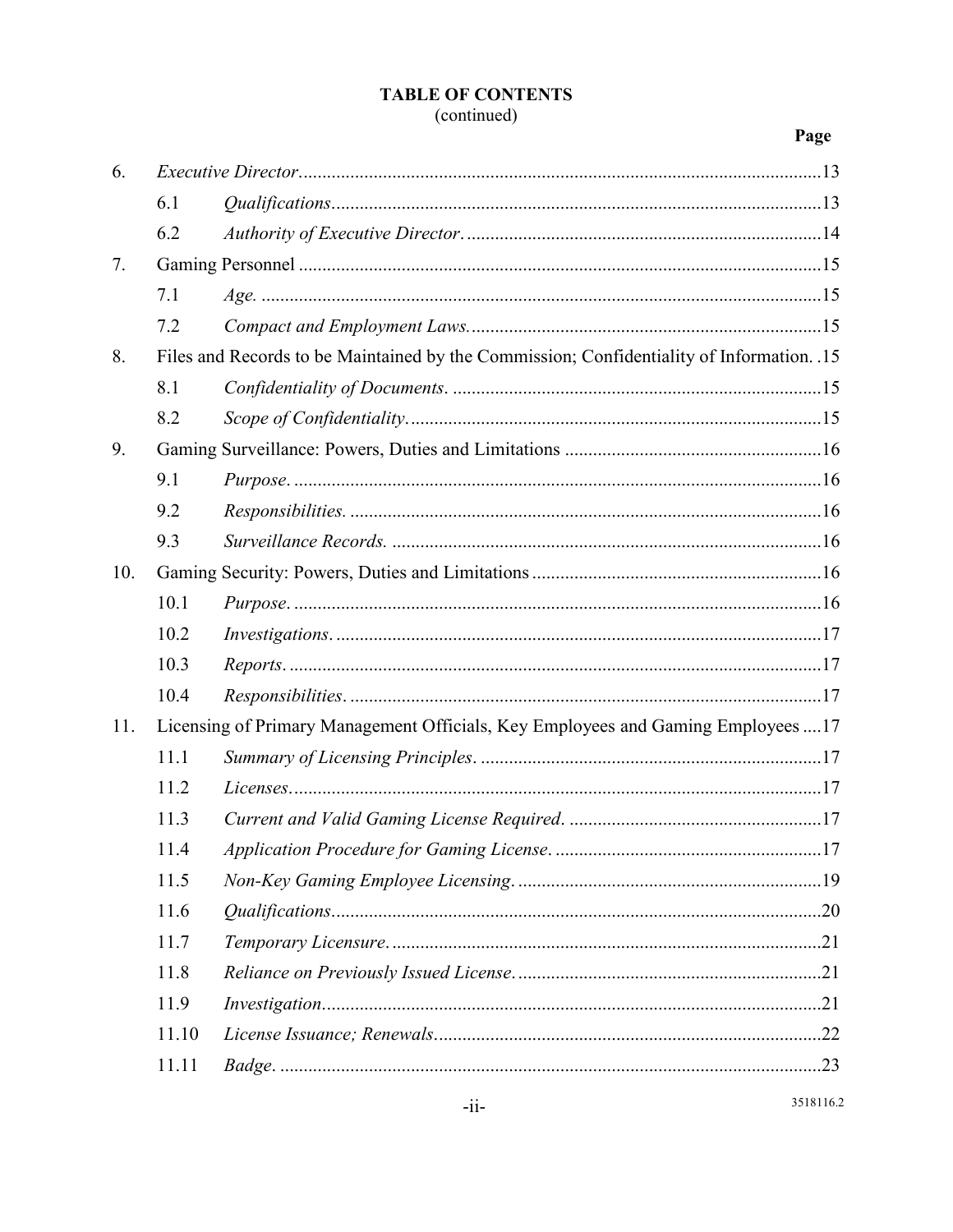## TABLE OF CONTENTS
(continued)

| | | | Page |
|---|---|---|---|
| 6. | *Executive Director* | | 13 |
| | 6.1 | *Qualifications* | 13 |
| | 6.2 | *Authority of Executive Director.* | 14 |
| 7. | Gaming Personnel | | 15 |
| | 7.1 | *Age.* | 15 |
| | 7.2 | *Compact and Employment Laws.* | 15 |
| 8. | Files and Records to be Maintained by the Commission; Confidentiality of Information. | | 15 |
| | 8.1 | *Confidentiality of Documents.* | 15 |
| | 8.2 | *Scope of Confidentiality.* | 15 |
| 9. | Gaming Surveillance: Powers, Duties and Limitations | | 16 |
| | 9.1 | *Purpose.* | 16 |
| | 9.2 | *Responsibilities.* | 16 |
| | 9.3 | *Surveillance Records.* | 16 |
| 10. | Gaming Security: Powers, Duties and Limitations | | 16 |
| | 10.1 | *Purpose.* | 16 |
| | 10.2 | *Investigations.* | 17 |
| | 10.3 | *Reports.* | 17 |
| | 10.4 | *Responsibilities.* | 17 |
| 11. | Licensing of Primary Management Officials, Key Employees and Gaming Employees | | 17 |
| | 11.1 | *Summary of Licensing Principles.* | 17 |
| | 11.2 | *Licenses.* | 17 |
| | 11.3 | *Current and Valid Gaming License Required.* | 17 |
| | 11.4 | *Application Procedure for Gaming License.* | 17 |
| | 11.5 | *Non-Key Gaming Employee Licensing.* | 19 |
| | 11.6 | *Qualifications* | 20 |
| | 11.7 | *Temporary Licensure.* | 21 |
| | 11.8 | *Reliance on Previously Issued License.* | 21 |
| | 11.9 | *Investigation* | 21 |
| | 11.10 | *License Issuance; Renewals* | 22 |
| | 11.11 | *Badge.* | 23 |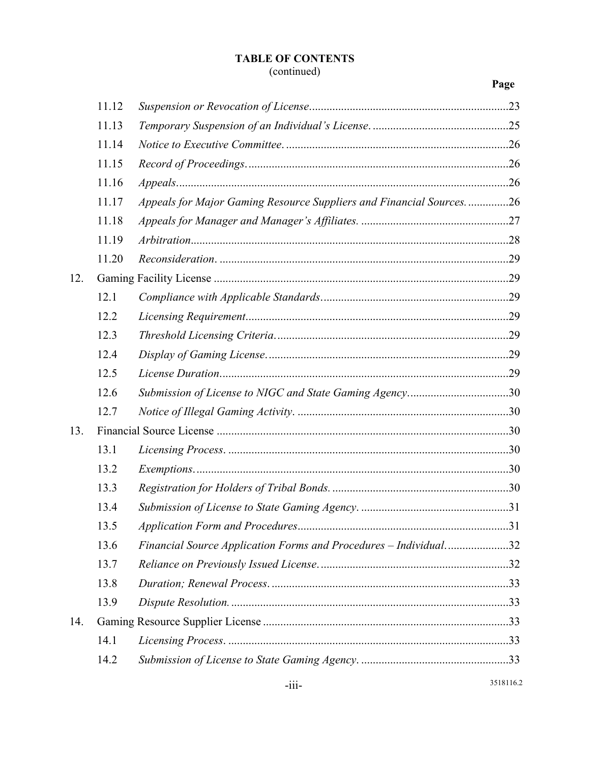**TABLE OF CONTENTS**
(continued)

| | | | Page |
|---|---|---|---|
| | 11.12 | *Suspension or Revocation of License* | 23 |
| | 11.13 | *Temporary Suspension of an Individual's License.* | 25 |
| | 11.14 | *Notice to Executive Committee.* | 26 |
| | 11.15 | *Record of Proceedings.* | 26 |
| | 11.16 | *Appeals* | 26 |
| | 11.17 | *Appeals for Major Gaming Resource Suppliers and Financial Sources.* | 26 |
| | 11.18 | *Appeals for Manager and Manager's Affiliates.* | 27 |
| | 11.19 | *Arbitration* | 28 |
| | 11.20 | *Reconsideration.* | 29 |
| 12. | Gaming Facility License | | 29 |
| | 12.1 | *Compliance with Applicable Standards* | 29 |
| | 12.2 | *Licensing Requirement* | 29 |
| | 12.3 | *Threshold Licensing Criteria.* | 29 |
| | 12.4 | *Display of Gaming License.* | 29 |
| | 12.5 | *License Duration* | 29 |
| | 12.6 | *Submission of License to NIGC and State Gaming Agency.* | 30 |
| | 12.7 | *Notice of Illegal Gaming Activity.* | 30 |
| 13. | Financial Source License | | 30 |
| | 13.1 | *Licensing Process.* | 30 |
| | 13.2 | *Exemptions.* | 30 |
| | 13.3 | *Registration for Holders of Tribal Bonds.* | 30 |
| | 13.4 | *Submission of License to State Gaming Agency.* | 31 |
| | 13.5 | *Application Form and Procedures* | 31 |
| | 13.6 | *Financial Source Application Forms and Procedures – Individual.* | 32 |
| | 13.7 | *Reliance on Previously Issued License.* | 32 |
| | 13.8 | *Duration; Renewal Process.* | 33 |
| | 13.9 | *Dispute Resolution.* | 33 |
| 14. | Gaming Resource Supplier License | | 33 |
| | 14.1 | *Licensing Process.* | 33 |
| | 14.2 | *Submission of License to State Gaming Agency.* | 33 |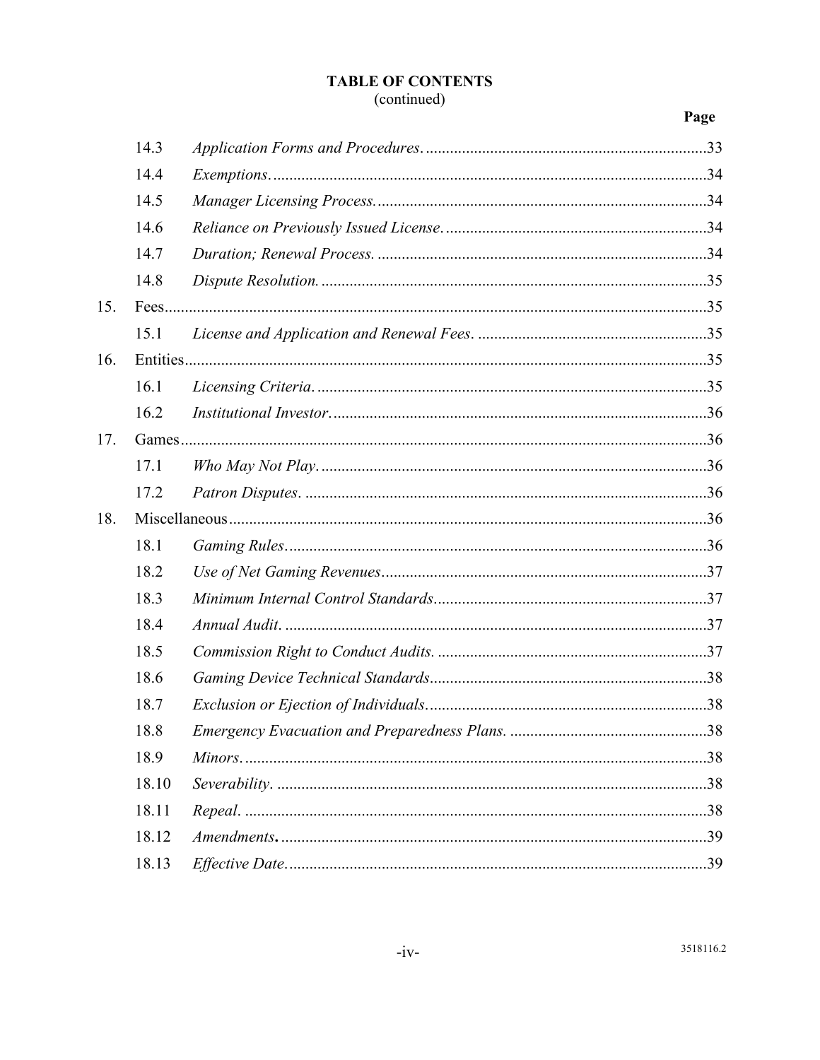**TABLE OF CONTENTS**
(continued)

| | | | Page |
|---|---|---|---|
| | 14.3 | *Application Forms and Procedures.* | 33 |
| | 14.4 | *Exemptions.* | 34 |
| | 14.5 | *Manager Licensing Process.* | 34 |
| | 14.6 | *Reliance on Previously Issued License.* | 34 |
| | 14.7 | *Duration; Renewal Process.* | 34 |
| | 14.8 | *Dispute Resolution.* | 35 |
| 15. | Fees | | 35 |
| | 15.1 | *License and Application and Renewal Fees.* | 35 |
| 16. | Entities | | 35 |
| | 16.1 | *Licensing Criteria.* | 35 |
| | 16.2 | *Institutional Investor.* | 36 |
| 17. | Games | | 36 |
| | 17.1 | *Who May Not Play.* | 36 |
| | 17.2 | *Patron Disputes.* | 36 |
| 18. | Miscellaneous | | 36 |
| | 18.1 | *Gaming Rules.* | 36 |
| | 18.2 | *Use of Net Gaming Revenues* | 37 |
| | 18.3 | *Minimum Internal Control Standards* | 37 |
| | 18.4 | *Annual Audit.* | 37 |
| | 18.5 | *Commission Right to Conduct Audits.* | 37 |
| | 18.6 | *Gaming Device Technical Standards* | 38 |
| | 18.7 | *Exclusion or Ejection of Individuals.* | 38 |
| | 18.8 | *Emergency Evacuation and Preparedness Plans.* | 38 |
| | 18.9 | *Minors.* | 38 |
| | 18.10 | *Severability.* | 38 |
| | 18.11 | *Repeal.* | 38 |
| | 18.12 | *Amendments***.** | 39 |
| | 18.13 | *Effective Date.* | 39 |

3518116.2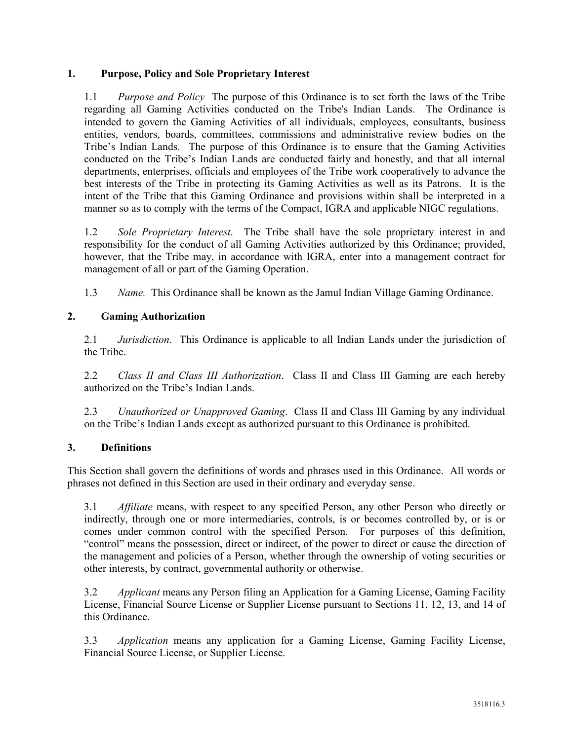## 1. Purpose, Policy and Sole Proprietary Interest

1.1 *Purpose and Policy* The purpose of this Ordinance is to set forth the laws of the Tribe regarding all Gaming Activities conducted on the Tribe's Indian Lands. The Ordinance is intended to govern the Gaming Activities of all individuals, employees, consultants, business entities, vendors, boards, committees, commissions and administrative review bodies on the Tribe's Indian Lands. The purpose of this Ordinance is to ensure that the Gaming Activities conducted on the Tribe's Indian Lands are conducted fairly and honestly, and that all internal departments, enterprises, officials and employees of the Tribe work cooperatively to advance the best interests of the Tribe in protecting its Gaming Activities as well as its Patrons. It is the intent of the Tribe that this Gaming Ordinance and provisions within shall be interpreted in a manner so as to comply with the terms of the Compact, IGRA and applicable NIGC regulations.

1.2 *Sole Proprietary Interest*. The Tribe shall have the sole proprietary interest in and responsibility for the conduct of all Gaming Activities authorized by this Ordinance; provided, however, that the Tribe may, in accordance with IGRA, enter into a management contract for management of all or part of the Gaming Operation.

1.3 *Name.* This Ordinance shall be known as the Jamul Indian Village Gaming Ordinance.

## 2. Gaming Authorization

2.1 *Jurisdiction*. This Ordinance is applicable to all Indian Lands under the jurisdiction of the Tribe.

2.2 *Class II and Class III Authorization*. Class II and Class III Gaming are each hereby authorized on the Tribe's Indian Lands.

2.3 *Unauthorized or Unapproved Gaming*. Class II and Class III Gaming by any individual on the Tribe's Indian Lands except as authorized pursuant to this Ordinance is prohibited.

## 3. Definitions

This Section shall govern the definitions of words and phrases used in this Ordinance. All words or phrases not defined in this Section are used in their ordinary and everyday sense.

3.1 *Affiliate* means, with respect to any specified Person, any other Person who directly or indirectly, through one or more intermediaries, controls, is or becomes controlled by, or is or comes under common control with the specified Person. For purposes of this definition, "control" means the possession, direct or indirect, of the power to direct or cause the direction of the management and policies of a Person, whether through the ownership of voting securities or other interests, by contract, governmental authority or otherwise.

3.2 *Applicant* means any Person filing an Application for a Gaming License, Gaming Facility License, Financial Source License or Supplier License pursuant to Sections 11, 12, 13, and 14 of this Ordinance.

3.3 *Application* means any application for a Gaming License, Gaming Facility License, Financial Source License, or Supplier License.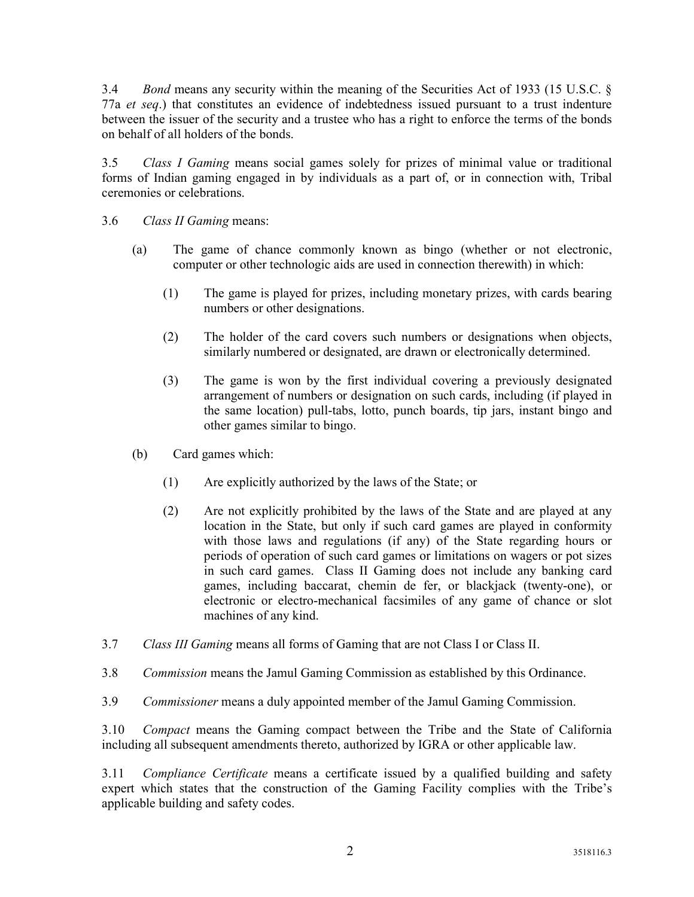3.4 *Bond* means any security within the meaning of the Securities Act of 1933 (15 U.S.C. § 77a *et seq*.) that constitutes an evidence of indebtedness issued pursuant to a trust indenture between the issuer of the security and a trustee who has a right to enforce the terms of the bonds on behalf of all holders of the bonds.

3.5 *Class I Gaming* means social games solely for prizes of minimal value or traditional forms of Indian gaming engaged in by individuals as a part of, or in connection with, Tribal ceremonies or celebrations.

3.6 *Class II Gaming* means:

(a) The game of chance commonly known as bingo (whether or not electronic, computer or other technologic aids are used in connection therewith) in which:

(1) The game is played for prizes, including monetary prizes, with cards bearing numbers or other designations.

(2) The holder of the card covers such numbers or designations when objects, similarly numbered or designated, are drawn or electronically determined.

(3) The game is won by the first individual covering a previously designated arrangement of numbers or designation on such cards, including (if played in the same location) pull-tabs, lotto, punch boards, tip jars, instant bingo and other games similar to bingo.

(b) Card games which:

(1) Are explicitly authorized by the laws of the State; or

(2) Are not explicitly prohibited by the laws of the State and are played at any location in the State, but only if such card games are played in conformity with those laws and regulations (if any) of the State regarding hours or periods of operation of such card games or limitations on wagers or pot sizes in such card games. Class II Gaming does not include any banking card games, including baccarat, chemin de fer, or blackjack (twenty-one), or electronic or electro-mechanical facsimiles of any game of chance or slot machines of any kind.

3.7 *Class III Gaming* means all forms of Gaming that are not Class I or Class II.

3.8 *Commission* means the Jamul Gaming Commission as established by this Ordinance.

3.9 *Commissioner* means a duly appointed member of the Jamul Gaming Commission.

3.10 *Compact* means the Gaming compact between the Tribe and the State of California including all subsequent amendments thereto, authorized by IGRA or other applicable law.

3.11 *Compliance Certificate* means a certificate issued by a qualified building and safety expert which states that the construction of the Gaming Facility complies with the Tribe's applicable building and safety codes.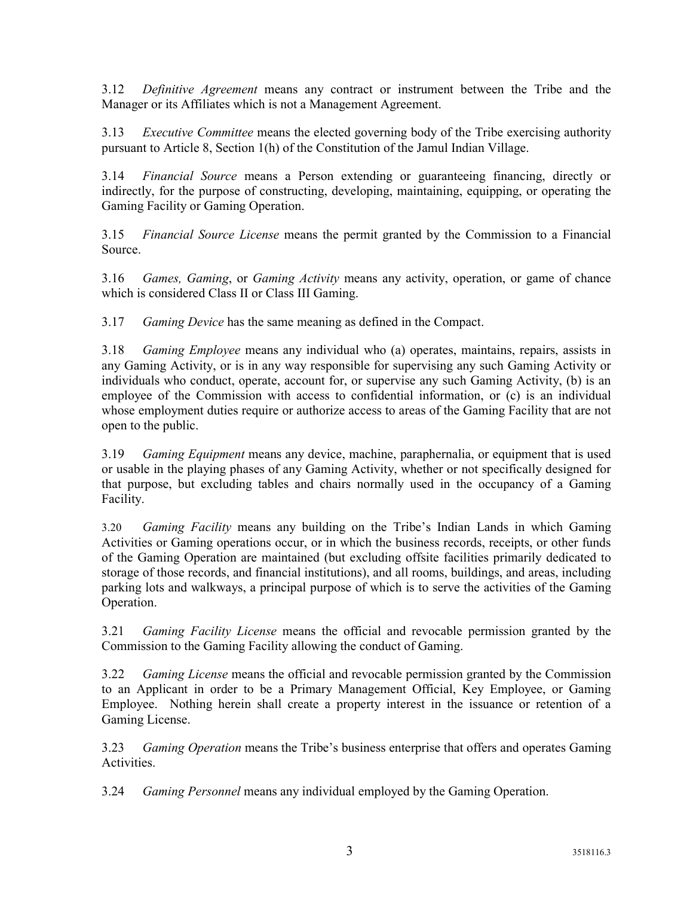3.12 *Definitive Agreement* means any contract or instrument between the Tribe and the Manager or its Affiliates which is not a Management Agreement.

3.13 *Executive Committee* means the elected governing body of the Tribe exercising authority pursuant to Article 8, Section 1(h) of the Constitution of the Jamul Indian Village.

3.14 *Financial Source* means a Person extending or guaranteeing financing, directly or indirectly, for the purpose of constructing, developing, maintaining, equipping, or operating the Gaming Facility or Gaming Operation.

3.15 *Financial Source License* means the permit granted by the Commission to a Financial Source.

3.16 *Games, Gaming*, or *Gaming Activity* means any activity, operation, or game of chance which is considered Class II or Class III Gaming.

3.17 *Gaming Device* has the same meaning as defined in the Compact.

3.18 *Gaming Employee* means any individual who (a) operates, maintains, repairs, assists in any Gaming Activity, or is in any way responsible for supervising any such Gaming Activity or individuals who conduct, operate, account for, or supervise any such Gaming Activity, (b) is an employee of the Commission with access to confidential information, or (c) is an individual whose employment duties require or authorize access to areas of the Gaming Facility that are not open to the public.

3.19 *Gaming Equipment* means any device, machine, paraphernalia, or equipment that is used or usable in the playing phases of any Gaming Activity, whether or not specifically designed for that purpose, but excluding tables and chairs normally used in the occupancy of a Gaming Facility.

3.20 *Gaming Facility* means any building on the Tribe's Indian Lands in which Gaming Activities or Gaming operations occur, or in which the business records, receipts, or other funds of the Gaming Operation are maintained (but excluding offsite facilities primarily dedicated to storage of those records, and financial institutions), and all rooms, buildings, and areas, including parking lots and walkways, a principal purpose of which is to serve the activities of the Gaming Operation.

3.21 *Gaming Facility License* means the official and revocable permission granted by the Commission to the Gaming Facility allowing the conduct of Gaming.

3.22 *Gaming License* means the official and revocable permission granted by the Commission to an Applicant in order to be a Primary Management Official, Key Employee, or Gaming Employee. Nothing herein shall create a property interest in the issuance or retention of a Gaming License.

3.23 *Gaming Operation* means the Tribe's business enterprise that offers and operates Gaming Activities.

3.24 *Gaming Personnel* means any individual employed by the Gaming Operation.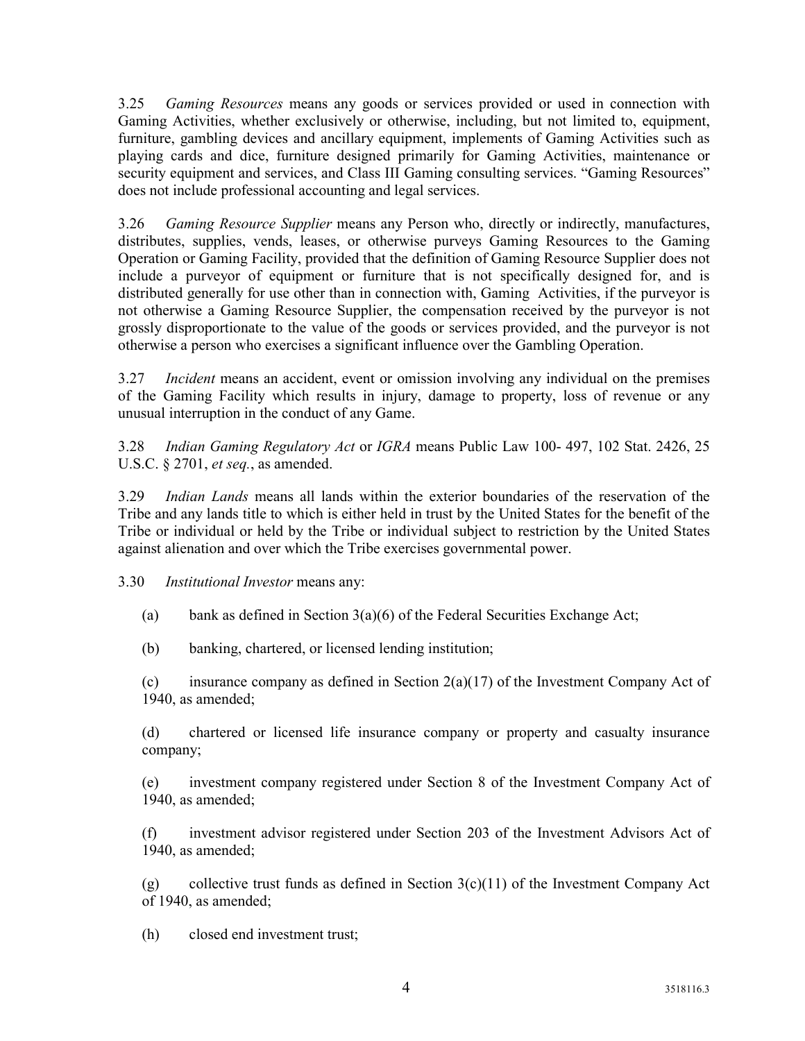3.25 *Gaming Resources* means any goods or services provided or used in connection with Gaming Activities, whether exclusively or otherwise, including, but not limited to, equipment, furniture, gambling devices and ancillary equipment, implements of Gaming Activities such as playing cards and dice, furniture designed primarily for Gaming Activities, maintenance or security equipment and services, and Class III Gaming consulting services. "Gaming Resources" does not include professional accounting and legal services.

3.26 *Gaming Resource Supplier* means any Person who, directly or indirectly, manufactures, distributes, supplies, vends, leases, or otherwise purveys Gaming Resources to the Gaming Operation or Gaming Facility, provided that the definition of Gaming Resource Supplier does not include a purveyor of equipment or furniture that is not specifically designed for, and is distributed generally for use other than in connection with, Gaming Activities, if the purveyor is not otherwise a Gaming Resource Supplier, the compensation received by the purveyor is not grossly disproportionate to the value of the goods or services provided, and the purveyor is not otherwise a person who exercises a significant influence over the Gambling Operation.

3.27 *Incident* means an accident, event or omission involving any individual on the premises of the Gaming Facility which results in injury, damage to property, loss of revenue or any unusual interruption in the conduct of any Game.

3.28 *Indian Gaming Regulatory Act* or *IGRA* means Public Law 100- 497, 102 Stat. 2426, 25 U.S.C. § 2701, *et seq.*, as amended.

3.29 *Indian Lands* means all lands within the exterior boundaries of the reservation of the Tribe and any lands title to which is either held in trust by the United States for the benefit of the Tribe or individual or held by the Tribe or individual subject to restriction by the United States against alienation and over which the Tribe exercises governmental power.

3.30 *Institutional Investor* means any:

(a) bank as defined in Section 3(a)(6) of the Federal Securities Exchange Act;

(b) banking, chartered, or licensed lending institution;

(c) insurance company as defined in Section 2(a)(17) of the Investment Company Act of 1940, as amended;

(d) chartered or licensed life insurance company or property and casualty insurance company;

(e) investment company registered under Section 8 of the Investment Company Act of 1940, as amended;

(f) investment advisor registered under Section 203 of the Investment Advisors Act of 1940, as amended;

(g) collective trust funds as defined in Section 3(c)(11) of the Investment Company Act of 1940, as amended;

(h) closed end investment trust;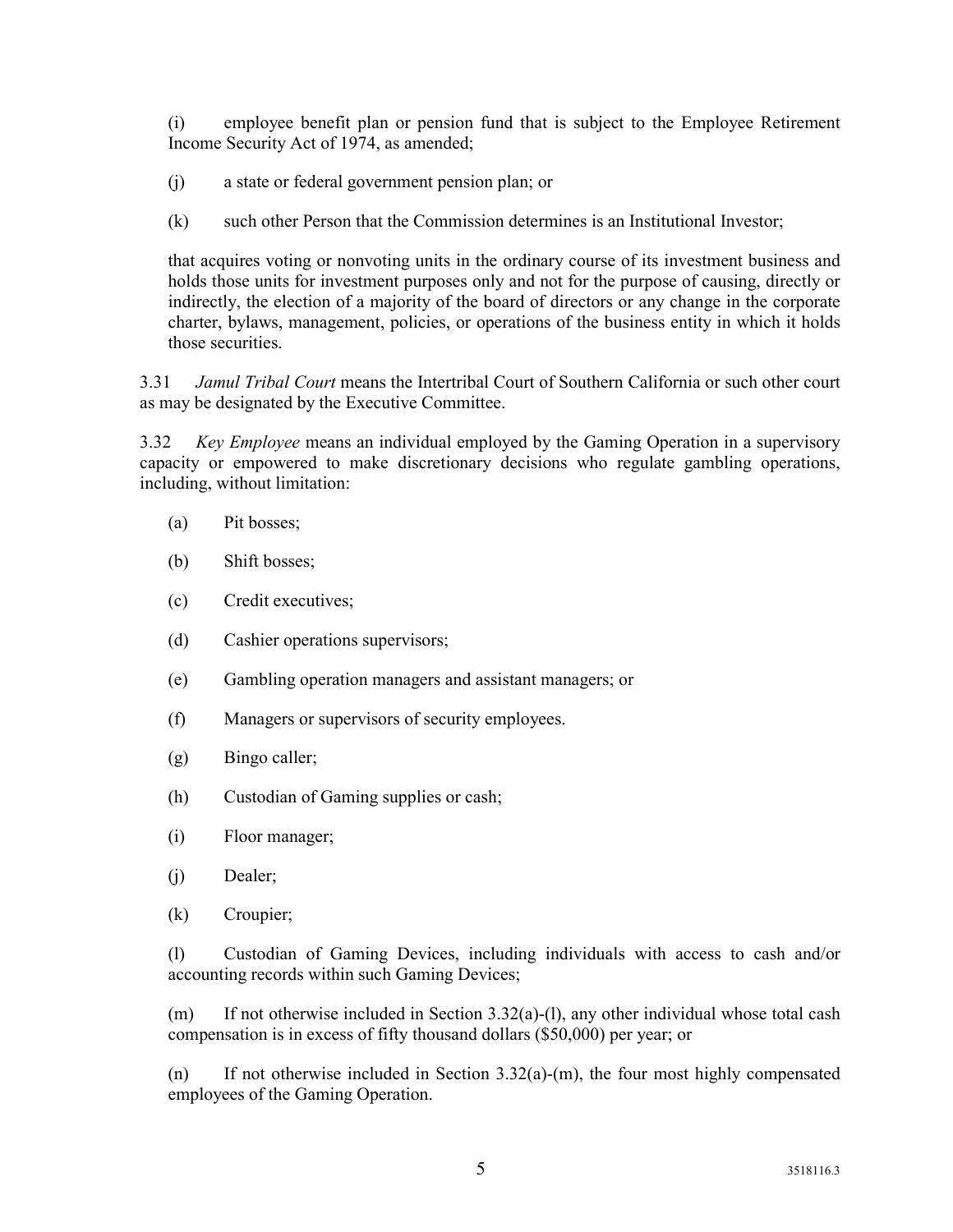(i) employee benefit plan or pension fund that is subject to the Employee Retirement Income Security Act of 1974, as amended;

(j) a state or federal government pension plan; or

(k) such other Person that the Commission determines is an Institutional Investor;

that acquires voting or nonvoting units in the ordinary course of its investment business and holds those units for investment purposes only and not for the purpose of causing, directly or indirectly, the election of a majority of the board of directors or any change in the corporate charter, bylaws, management, policies, or operations of the business entity in which it holds those securities.

3.31 *Jamul Tribal Court* means the Intertribal Court of Southern California or such other court as may be designated by the Executive Committee.

3.32 *Key Employee* means an individual employed by the Gaming Operation in a supervisory capacity or empowered to make discretionary decisions who regulate gambling operations, including, without limitation:

(a) Pit bosses;

(b) Shift bosses;

(c) Credit executives;

(d) Cashier operations supervisors;

(e) Gambling operation managers and assistant managers; or

(f) Managers or supervisors of security employees.

(g) Bingo caller;

(h) Custodian of Gaming supplies or cash;

(i) Floor manager;

(j) Dealer;

(k) Croupier;

(l) Custodian of Gaming Devices, including individuals with access to cash and/or accounting records within such Gaming Devices;

(m) If not otherwise included in Section 3.32(a)-(l), any other individual whose total cash compensation is in excess of fifty thousand dollars ($50,000) per year; or

(n) If not otherwise included in Section 3.32(a)-(m), the four most highly compensated employees of the Gaming Operation.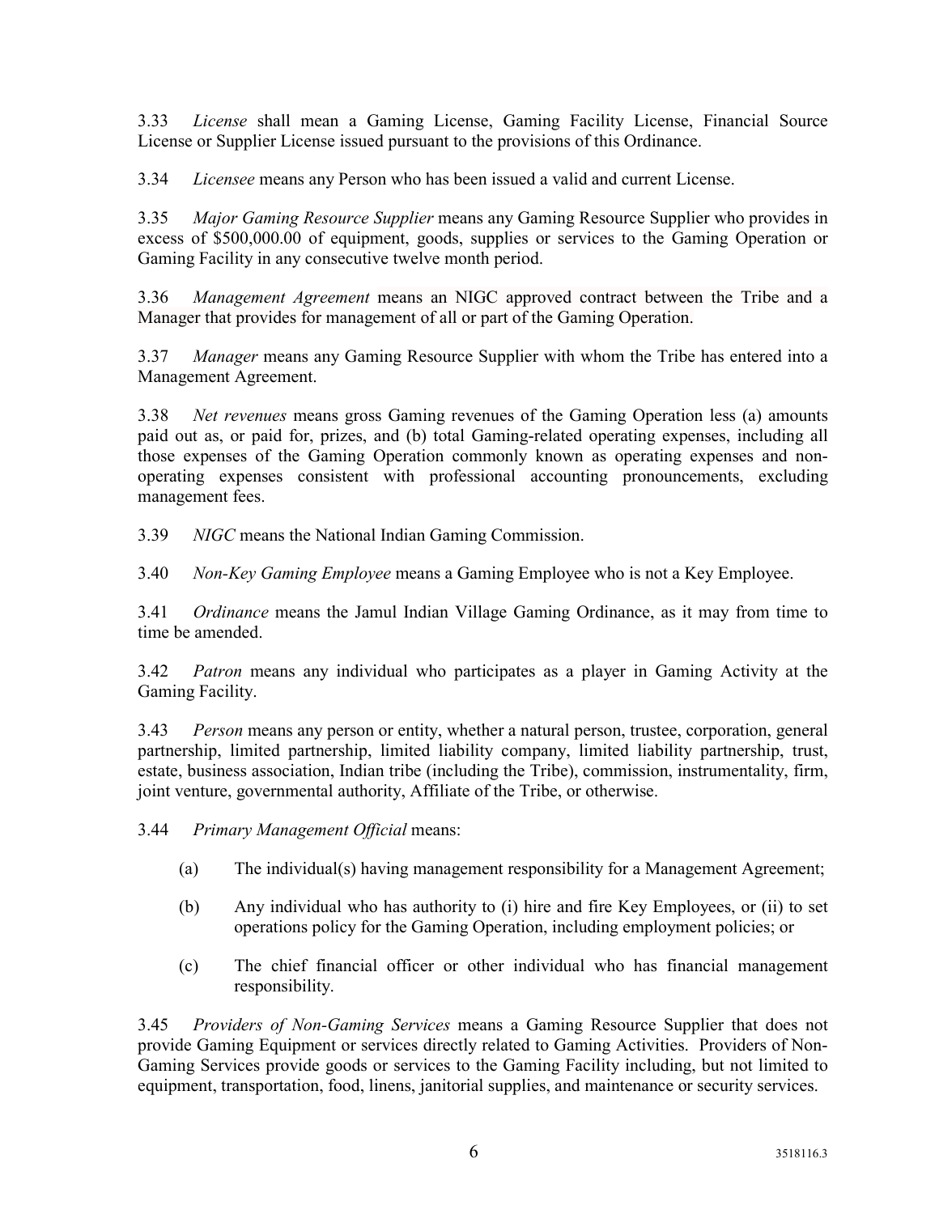3.33 *License* shall mean a Gaming License, Gaming Facility License, Financial Source License or Supplier License issued pursuant to the provisions of this Ordinance.

3.34 *Licensee* means any Person who has been issued a valid and current License.

3.35 *Major Gaming Resource Supplier* means any Gaming Resource Supplier who provides in excess of $500,000.00 of equipment, goods, supplies or services to the Gaming Operation or Gaming Facility in any consecutive twelve month period.

3.36 *Management Agreement* means an NIGC approved contract between the Tribe and a Manager that provides for management of all or part of the Gaming Operation.

3.37 *Manager* means any Gaming Resource Supplier with whom the Tribe has entered into a Management Agreement.

3.38 *Net revenues* means gross Gaming revenues of the Gaming Operation less (a) amounts paid out as, or paid for, prizes, and (b) total Gaming-related operating expenses, including all those expenses of the Gaming Operation commonly known as operating expenses and non-operating expenses consistent with professional accounting pronouncements, excluding management fees.

3.39 *NIGC* means the National Indian Gaming Commission.

3.40 *Non-Key Gaming Employee* means a Gaming Employee who is not a Key Employee.

3.41 *Ordinance* means the Jamul Indian Village Gaming Ordinance, as it may from time to time be amended.

3.42 *Patron* means any individual who participates as a player in Gaming Activity at the Gaming Facility.

3.43 *Person* means any person or entity, whether a natural person, trustee, corporation, general partnership, limited partnership, limited liability company, limited liability partnership, trust, estate, business association, Indian tribe (including the Tribe), commission, instrumentality, firm, joint venture, governmental authority, Affiliate of the Tribe, or otherwise.

3.44 *Primary Management Official* means:

(a) The individual(s) having management responsibility for a Management Agreement;

(b) Any individual who has authority to (i) hire and fire Key Employees, or (ii) to set operations policy for the Gaming Operation, including employment policies; or

(c) The chief financial officer or other individual who has financial management responsibility.

3.45 *Providers of Non-Gaming Services* means a Gaming Resource Supplier that does not provide Gaming Equipment or services directly related to Gaming Activities. Providers of Non-Gaming Services provide goods or services to the Gaming Facility including, but not limited to equipment, transportation, food, linens, janitorial supplies, and maintenance or security services.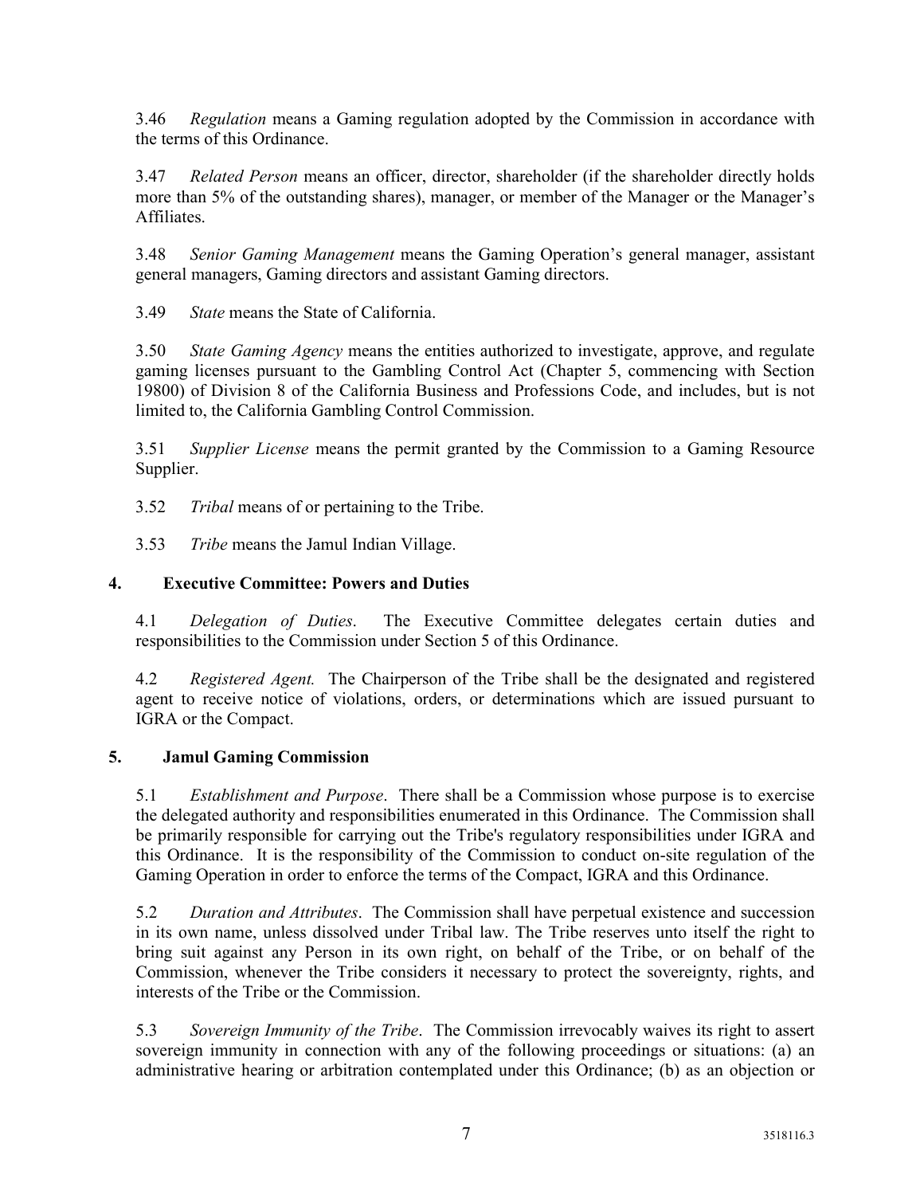3.46 *Regulation* means a Gaming regulation adopted by the Commission in accordance with the terms of this Ordinance.

3.47 *Related Person* means an officer, director, shareholder (if the shareholder directly holds more than 5% of the outstanding shares), manager, or member of the Manager or the Manager's Affiliates.

3.48 *Senior Gaming Management* means the Gaming Operation's general manager, assistant general managers, Gaming directors and assistant Gaming directors.

3.49 *State* means the State of California.

3.50 *State Gaming Agency* means the entities authorized to investigate, approve, and regulate gaming licenses pursuant to the Gambling Control Act (Chapter 5, commencing with Section 19800) of Division 8 of the California Business and Professions Code, and includes, but is not limited to, the California Gambling Control Commission.

3.51 *Supplier License* means the permit granted by the Commission to a Gaming Resource Supplier.

3.52 *Tribal* means of or pertaining to the Tribe.

3.53 *Tribe* means the Jamul Indian Village.

## 4. Executive Committee: Powers and Duties

4.1 *Delegation of Duties*. The Executive Committee delegates certain duties and responsibilities to the Commission under Section 5 of this Ordinance.

4.2 *Registered Agent.* The Chairperson of the Tribe shall be the designated and registered agent to receive notice of violations, orders, or determinations which are issued pursuant to IGRA or the Compact.

## 5. Jamul Gaming Commission

5.1 *Establishment and Purpose*. There shall be a Commission whose purpose is to exercise the delegated authority and responsibilities enumerated in this Ordinance. The Commission shall be primarily responsible for carrying out the Tribe's regulatory responsibilities under IGRA and this Ordinance. It is the responsibility of the Commission to conduct on-site regulation of the Gaming Operation in order to enforce the terms of the Compact, IGRA and this Ordinance.

5.2 *Duration and Attributes*. The Commission shall have perpetual existence and succession in its own name, unless dissolved under Tribal law. The Tribe reserves unto itself the right to bring suit against any Person in its own right, on behalf of the Tribe, or on behalf of the Commission, whenever the Tribe considers it necessary to protect the sovereignty, rights, and interests of the Tribe or the Commission.

5.3 *Sovereign Immunity of the Tribe*. The Commission irrevocably waives its right to assert sovereign immunity in connection with any of the following proceedings or situations: (a) an administrative hearing or arbitration contemplated under this Ordinance; (b) as an objection or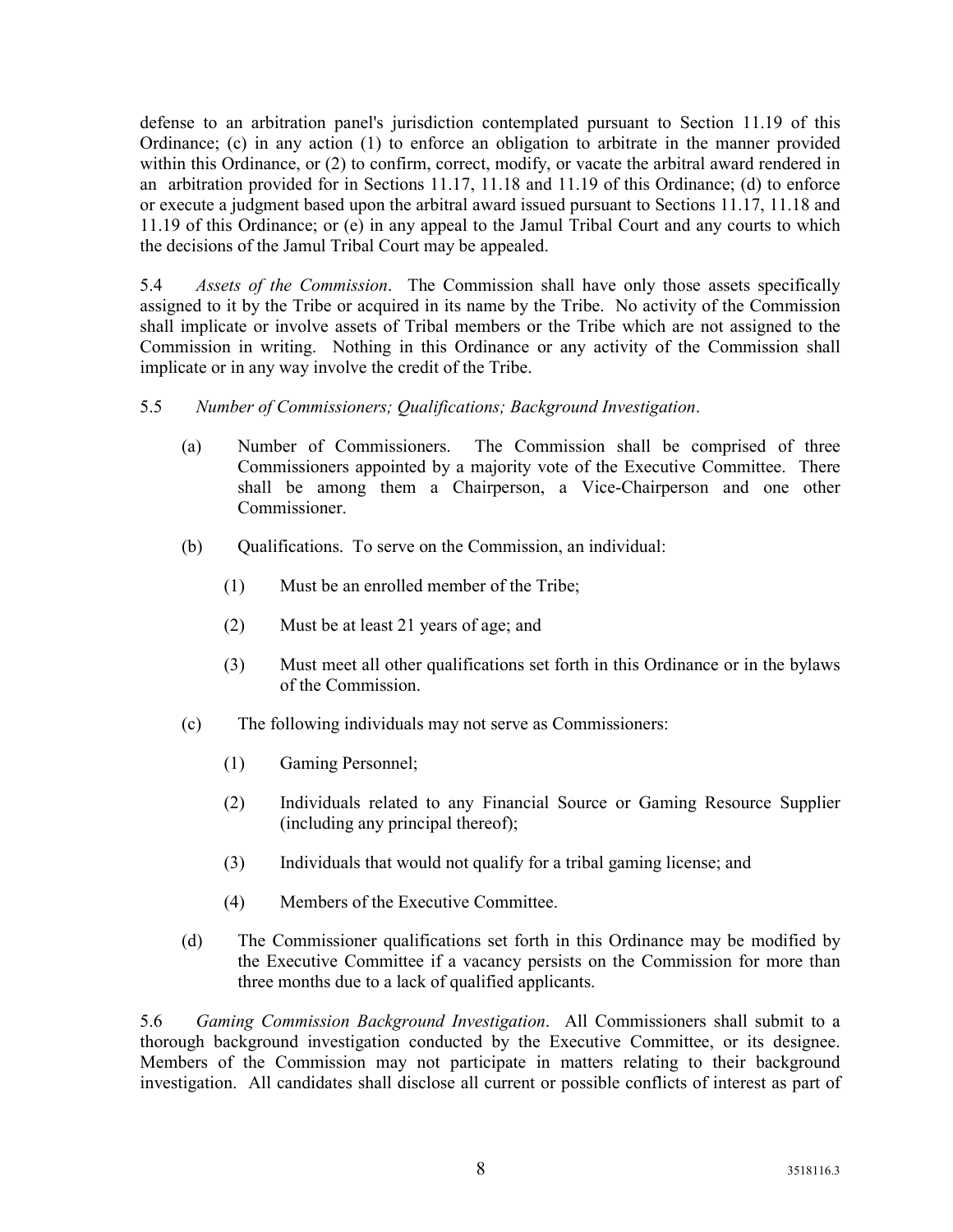defense to an arbitration panel's jurisdiction contemplated pursuant to Section 11.19 of this Ordinance; (c) in any action (1) to enforce an obligation to arbitrate in the manner provided within this Ordinance, or (2) to confirm, correct, modify, or vacate the arbitral award rendered in an arbitration provided for in Sections 11.17, 11.18 and 11.19 of this Ordinance; (d) to enforce or execute a judgment based upon the arbitral award issued pursuant to Sections 11.17, 11.18 and 11.19 of this Ordinance; or (e) in any appeal to the Jamul Tribal Court and any courts to which the decisions of the Jamul Tribal Court may be appealed.

5.4 *Assets of the Commission*. The Commission shall have only those assets specifically assigned to it by the Tribe or acquired in its name by the Tribe. No activity of the Commission shall implicate or involve assets of Tribal members or the Tribe which are not assigned to the Commission in writing. Nothing in this Ordinance or any activity of the Commission shall implicate or in any way involve the credit of the Tribe.

5.5 *Number of Commissioners; Qualifications; Background Investigation*.

(a) Number of Commissioners. The Commission shall be comprised of three Commissioners appointed by a majority vote of the Executive Committee. There shall be among them a Chairperson, a Vice-Chairperson and one other Commissioner.

(b) Qualifications. To serve on the Commission, an individual:

(1) Must be an enrolled member of the Tribe;

(2) Must be at least 21 years of age; and

(3) Must meet all other qualifications set forth in this Ordinance or in the bylaws of the Commission.

(c) The following individuals may not serve as Commissioners:

(1) Gaming Personnel;

(2) Individuals related to any Financial Source or Gaming Resource Supplier (including any principal thereof);

(3) Individuals that would not qualify for a tribal gaming license; and

(4) Members of the Executive Committee.

(d) The Commissioner qualifications set forth in this Ordinance may be modified by the Executive Committee if a vacancy persists on the Commission for more than three months due to a lack of qualified applicants.

5.6 *Gaming Commission Background Investigation*. All Commissioners shall submit to a thorough background investigation conducted by the Executive Committee, or its designee. Members of the Commission may not participate in matters relating to their background investigation. All candidates shall disclose all current or possible conflicts of interest as part of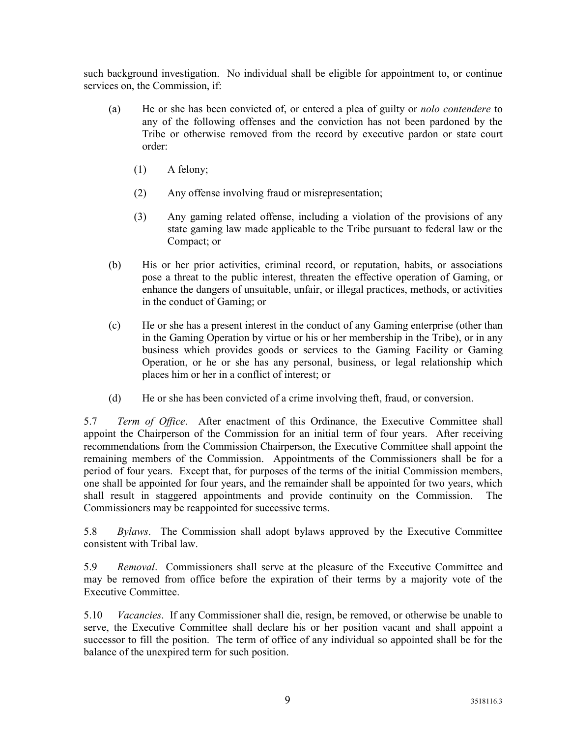such background investigation. No individual shall be eligible for appointment to, or continue services on, the Commission, if:

(a) He or she has been convicted of, or entered a plea of guilty or *nolo contendere* to any of the following offenses and the conviction has not been pardoned by the Tribe or otherwise removed from the record by executive pardon or state court order:

  (1) A felony;

  (2) Any offense involving fraud or misrepresentation;

  (3) Any gaming related offense, including a violation of the provisions of any state gaming law made applicable to the Tribe pursuant to federal law or the Compact; or

(b) His or her prior activities, criminal record, or reputation, habits, or associations pose a threat to the public interest, threaten the effective operation of Gaming, or enhance the dangers of unsuitable, unfair, or illegal practices, methods, or activities in the conduct of Gaming; or

(c) He or she has a present interest in the conduct of any Gaming enterprise (other than in the Gaming Operation by virtue or his or her membership in the Tribe), or in any business which provides goods or services to the Gaming Facility or Gaming Operation, or he or she has any personal, business, or legal relationship which places him or her in a conflict of interest; or

(d) He or she has been convicted of a crime involving theft, fraud, or conversion.

5.7 *Term of Office*. After enactment of this Ordinance, the Executive Committee shall appoint the Chairperson of the Commission for an initial term of four years. After receiving recommendations from the Commission Chairperson, the Executive Committee shall appoint the remaining members of the Commission. Appointments of the Commissioners shall be for a period of four years. Except that, for purposes of the terms of the initial Commission members, one shall be appointed for four years, and the remainder shall be appointed for two years, which shall result in staggered appointments and provide continuity on the Commission. The Commissioners may be reappointed for successive terms.

5.8 *Bylaws*. The Commission shall adopt bylaws approved by the Executive Committee consistent with Tribal law.

5.9 *Removal*. Commissioners shall serve at the pleasure of the Executive Committee and may be removed from office before the expiration of their terms by a majority vote of the Executive Committee.

5.10 *Vacancies*. If any Commissioner shall die, resign, be removed, or otherwise be unable to serve, the Executive Committee shall declare his or her position vacant and shall appoint a successor to fill the position. The term of office of any individual so appointed shall be for the balance of the unexpired term for such position.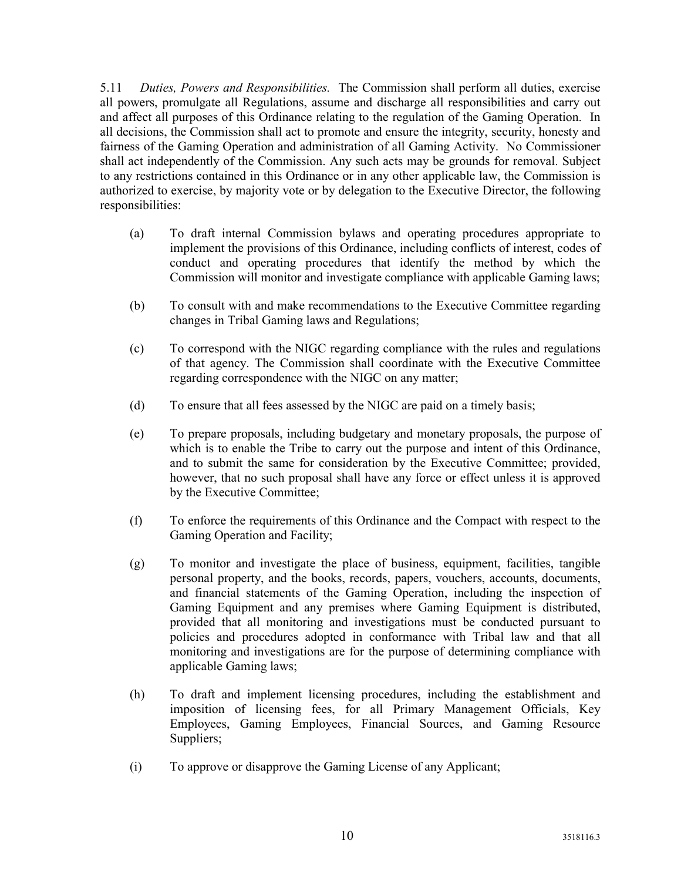5.11 *Duties, Powers and Responsibilities.* The Commission shall perform all duties, exercise all powers, promulgate all Regulations, assume and discharge all responsibilities and carry out and affect all purposes of this Ordinance relating to the regulation of the Gaming Operation. In all decisions, the Commission shall act to promote and ensure the integrity, security, honesty and fairness of the Gaming Operation and administration of all Gaming Activity. No Commissioner shall act independently of the Commission. Any such acts may be grounds for removal. Subject to any restrictions contained in this Ordinance or in any other applicable law, the Commission is authorized to exercise, by majority vote or by delegation to the Executive Director, the following responsibilities:

(a) To draft internal Commission bylaws and operating procedures appropriate to implement the provisions of this Ordinance, including conflicts of interest, codes of conduct and operating procedures that identify the method by which the Commission will monitor and investigate compliance with applicable Gaming laws;

(b) To consult with and make recommendations to the Executive Committee regarding changes in Tribal Gaming laws and Regulations;

(c) To correspond with the NIGC regarding compliance with the rules and regulations of that agency. The Commission shall coordinate with the Executive Committee regarding correspondence with the NIGC on any matter;

(d) To ensure that all fees assessed by the NIGC are paid on a timely basis;

(e) To prepare proposals, including budgetary and monetary proposals, the purpose of which is to enable the Tribe to carry out the purpose and intent of this Ordinance, and to submit the same for consideration by the Executive Committee; provided, however, that no such proposal shall have any force or effect unless it is approved by the Executive Committee;

(f) To enforce the requirements of this Ordinance and the Compact with respect to the Gaming Operation and Facility;

(g) To monitor and investigate the place of business, equipment, facilities, tangible personal property, and the books, records, papers, vouchers, accounts, documents, and financial statements of the Gaming Operation, including the inspection of Gaming Equipment and any premises where Gaming Equipment is distributed, provided that all monitoring and investigations must be conducted pursuant to policies and procedures adopted in conformance with Tribal law and that all monitoring and investigations are for the purpose of determining compliance with applicable Gaming laws;

(h) To draft and implement licensing procedures, including the establishment and imposition of licensing fees, for all Primary Management Officials, Key Employees, Gaming Employees, Financial Sources, and Gaming Resource Suppliers;

(i) To approve or disapprove the Gaming License of any Applicant;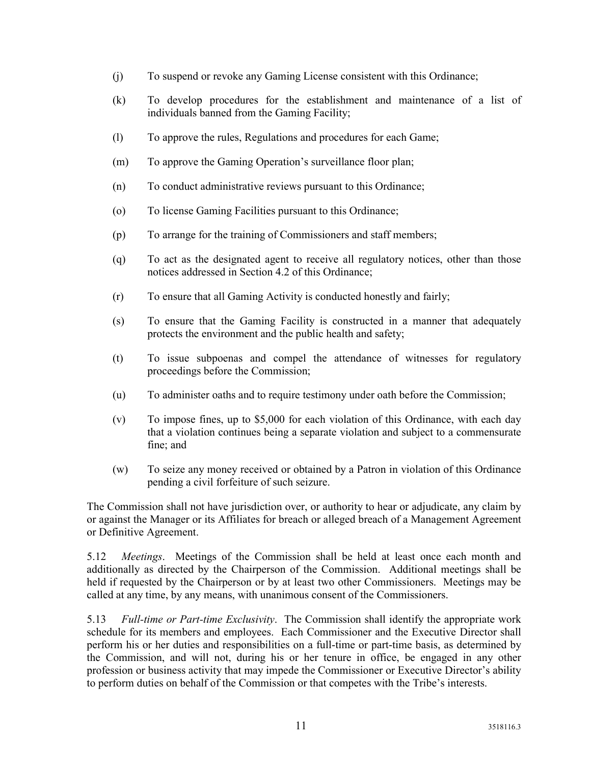(j) To suspend or revoke any Gaming License consistent with this Ordinance;

(k) To develop procedures for the establishment and maintenance of a list of individuals banned from the Gaming Facility;

(l) To approve the rules, Regulations and procedures for each Game;

(m) To approve the Gaming Operation's surveillance floor plan;

(n) To conduct administrative reviews pursuant to this Ordinance;

(o) To license Gaming Facilities pursuant to this Ordinance;

(p) To arrange for the training of Commissioners and staff members;

(q) To act as the designated agent to receive all regulatory notices, other than those notices addressed in Section 4.2 of this Ordinance;

(r) To ensure that all Gaming Activity is conducted honestly and fairly;

(s) To ensure that the Gaming Facility is constructed in a manner that adequately protects the environment and the public health and safety;

(t) To issue subpoenas and compel the attendance of witnesses for regulatory proceedings before the Commission;

(u) To administer oaths and to require testimony under oath before the Commission;

(v) To impose fines, up to $5,000 for each violation of this Ordinance, with each day that a violation continues being a separate violation and subject to a commensurate fine; and

(w) To seize any money received or obtained by a Patron in violation of this Ordinance pending a civil forfeiture of such seizure.

The Commission shall not have jurisdiction over, or authority to hear or adjudicate, any claim by or against the Manager or its Affiliates for breach or alleged breach of a Management Agreement or Definitive Agreement.

5.12 *Meetings*. Meetings of the Commission shall be held at least once each month and additionally as directed by the Chairperson of the Commission. Additional meetings shall be held if requested by the Chairperson or by at least two other Commissioners. Meetings may be called at any time, by any means, with unanimous consent of the Commissioners.

5.13 *Full-time or Part-time Exclusivity*. The Commission shall identify the appropriate work schedule for its members and employees. Each Commissioner and the Executive Director shall perform his or her duties and responsibilities on a full-time or part-time basis, as determined by the Commission, and will not, during his or her tenure in office, be engaged in any other profession or business activity that may impede the Commissioner or Executive Director's ability to perform duties on behalf of the Commission or that competes with the Tribe's interests.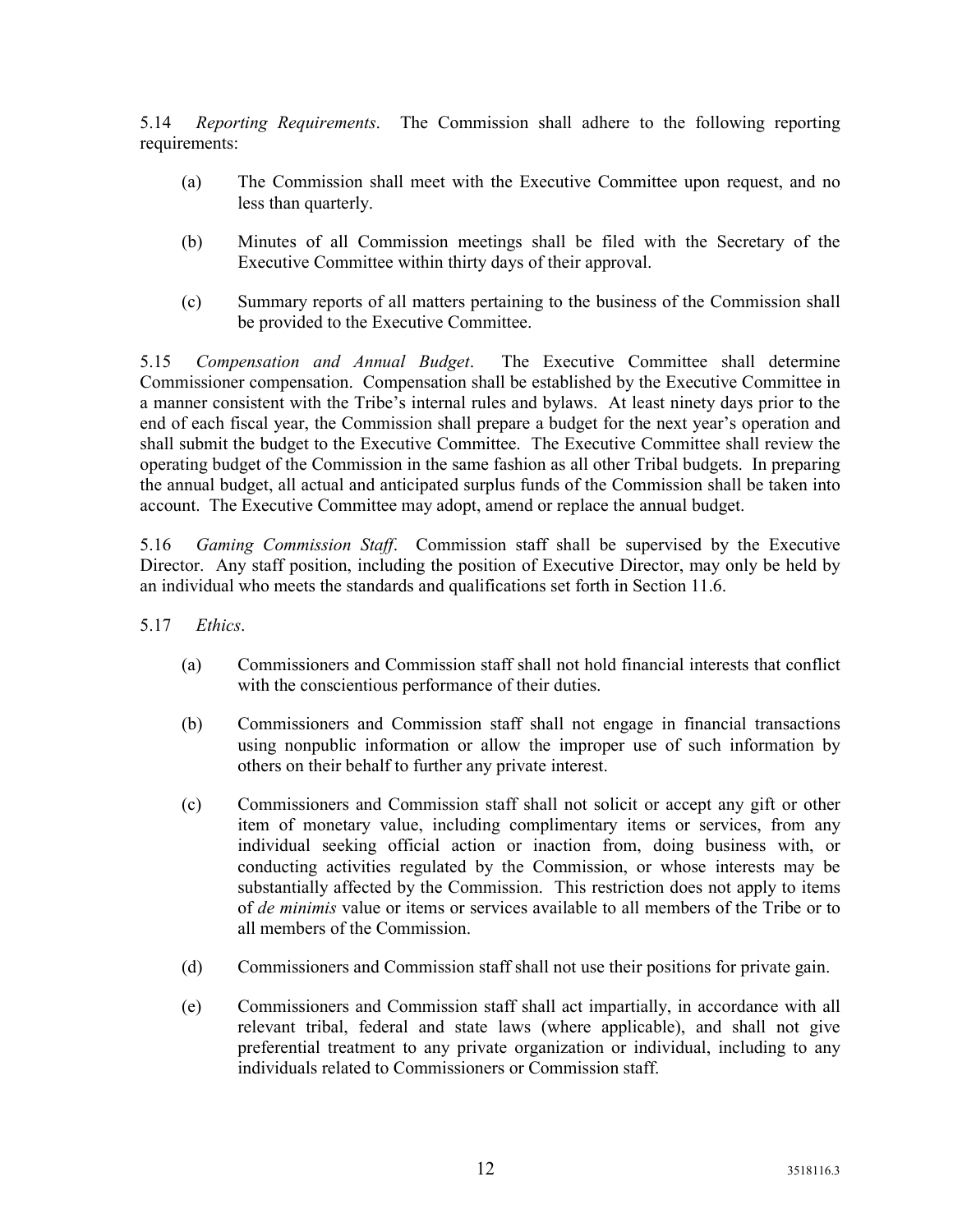5.14 *Reporting Requirements*. The Commission shall adhere to the following reporting requirements:

(a) The Commission shall meet with the Executive Committee upon request, and no less than quarterly.

(b) Minutes of all Commission meetings shall be filed with the Secretary of the Executive Committee within thirty days of their approval.

(c) Summary reports of all matters pertaining to the business of the Commission shall be provided to the Executive Committee.

5.15 *Compensation and Annual Budget*. The Executive Committee shall determine Commissioner compensation. Compensation shall be established by the Executive Committee in a manner consistent with the Tribe's internal rules and bylaws. At least ninety days prior to the end of each fiscal year, the Commission shall prepare a budget for the next year's operation and shall submit the budget to the Executive Committee. The Executive Committee shall review the operating budget of the Commission in the same fashion as all other Tribal budgets. In preparing the annual budget, all actual and anticipated surplus funds of the Commission shall be taken into account. The Executive Committee may adopt, amend or replace the annual budget.

5.16 *Gaming Commission Staff*. Commission staff shall be supervised by the Executive Director. Any staff position, including the position of Executive Director, may only be held by an individual who meets the standards and qualifications set forth in Section 11.6.

5.17 *Ethics*.

(a) Commissioners and Commission staff shall not hold financial interests that conflict with the conscientious performance of their duties.

(b) Commissioners and Commission staff shall not engage in financial transactions using nonpublic information or allow the improper use of such information by others on their behalf to further any private interest.

(c) Commissioners and Commission staff shall not solicit or accept any gift or other item of monetary value, including complimentary items or services, from any individual seeking official action or inaction from, doing business with, or conducting activities regulated by the Commission, or whose interests may be substantially affected by the Commission. This restriction does not apply to items of *de minimis* value or items or services available to all members of the Tribe or to all members of the Commission.

(d) Commissioners and Commission staff shall not use their positions for private gain.

(e) Commissioners and Commission staff shall act impartially, in accordance with all relevant tribal, federal and state laws (where applicable), and shall not give preferential treatment to any private organization or individual, including to any individuals related to Commissioners or Commission staff.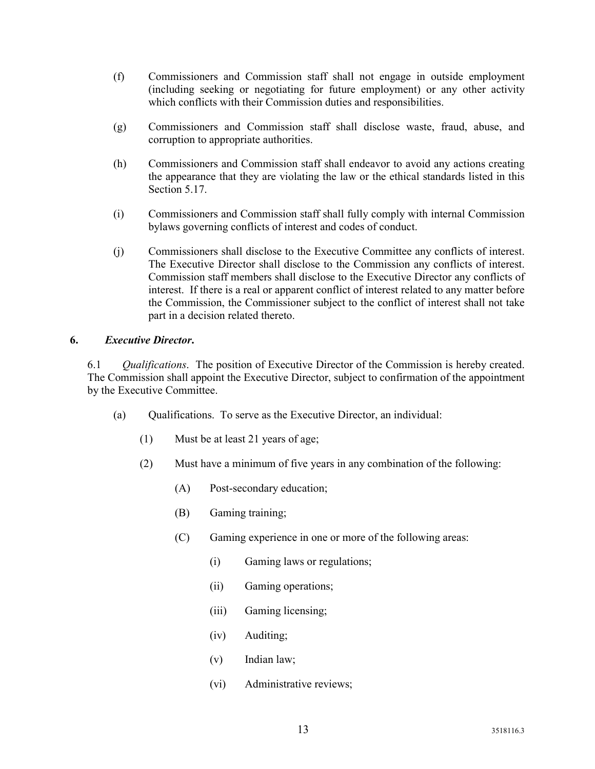(f) Commissioners and Commission staff shall not engage in outside employment (including seeking or negotiating for future employment) or any other activity which conflicts with their Commission duties and responsibilities.

(g) Commissioners and Commission staff shall disclose waste, fraud, abuse, and corruption to appropriate authorities.

(h) Commissioners and Commission staff shall endeavor to avoid any actions creating the appearance that they are violating the law or the ethical standards listed in this Section 5.17.

(i) Commissioners and Commission staff shall fully comply with internal Commission bylaws governing conflicts of interest and codes of conduct.

(j) Commissioners shall disclose to the Executive Committee any conflicts of interest. The Executive Director shall disclose to the Commission any conflicts of interest. Commission staff members shall disclose to the Executive Director any conflicts of interest. If there is a real or apparent conflict of interest related to any matter before the Commission, the Commissioner subject to the conflict of interest shall not take part in a decision related thereto.

**6. *Executive Director*.**

6.1 *Qualifications*. The position of Executive Director of the Commission is hereby created. The Commission shall appoint the Executive Director, subject to confirmation of the appointment by the Executive Committee.

(a) Qualifications. To serve as the Executive Director, an individual:

(1) Must be at least 21 years of age;

(2) Must have a minimum of five years in any combination of the following:

(A) Post-secondary education;

(B) Gaming training;

(C) Gaming experience in one or more of the following areas:

(i) Gaming laws or regulations;

(ii) Gaming operations;

(iii) Gaming licensing;

(iv) Auditing;

(v) Indian law;

(vi) Administrative reviews;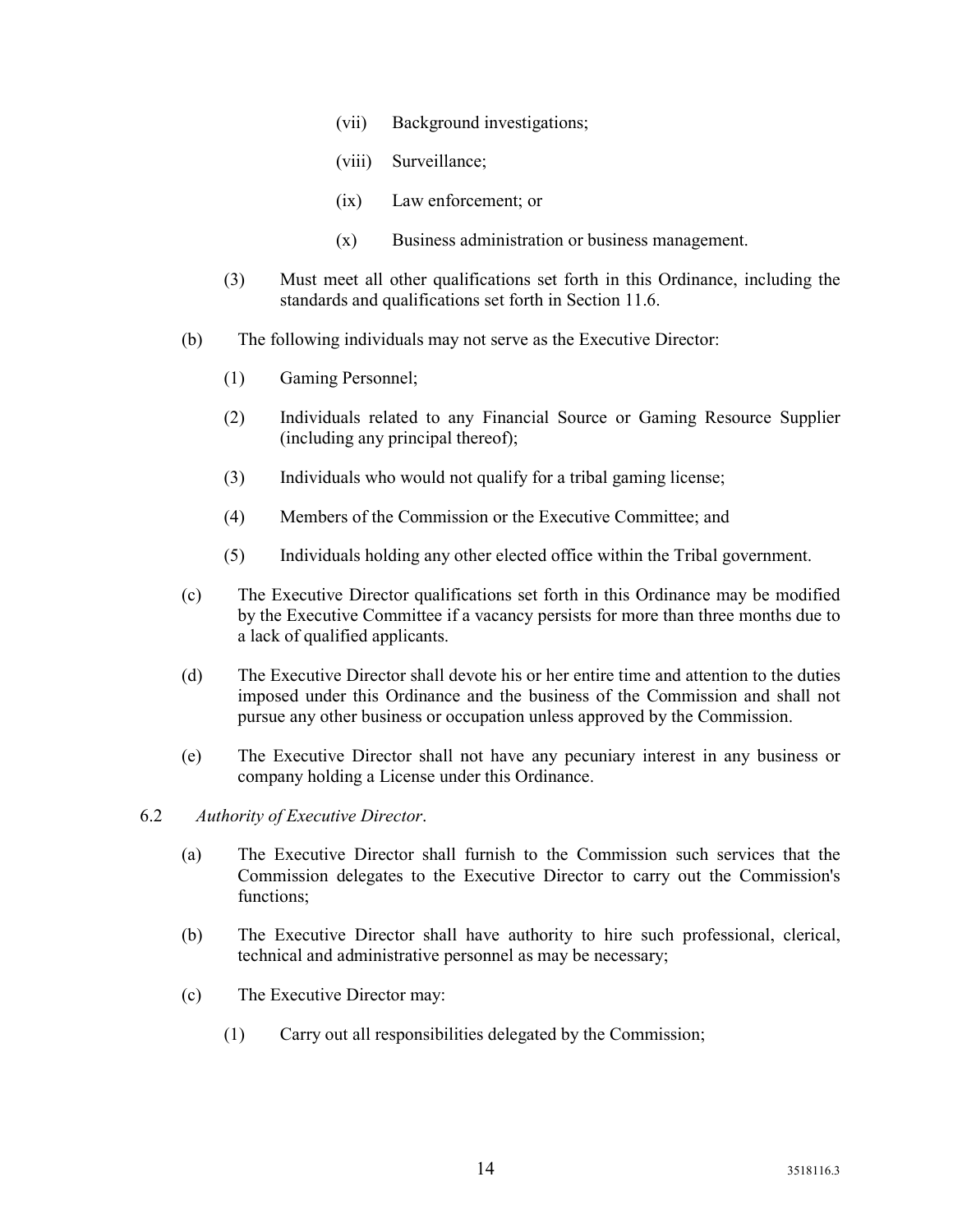(vii) Background investigations;

(viii) Surveillance;

(ix) Law enforcement; or

(x) Business administration or business management.

(3) Must meet all other qualifications set forth in this Ordinance, including the standards and qualifications set forth in Section 11.6.

(b) The following individuals may not serve as the Executive Director:

(1) Gaming Personnel;

(2) Individuals related to any Financial Source or Gaming Resource Supplier (including any principal thereof);

(3) Individuals who would not qualify for a tribal gaming license;

(4) Members of the Commission or the Executive Committee; and

(5) Individuals holding any other elected office within the Tribal government.

(c) The Executive Director qualifications set forth in this Ordinance may be modified by the Executive Committee if a vacancy persists for more than three months due to a lack of qualified applicants.

(d) The Executive Director shall devote his or her entire time and attention to the duties imposed under this Ordinance and the business of the Commission and shall not pursue any other business or occupation unless approved by the Commission.

(e) The Executive Director shall not have any pecuniary interest in any business or company holding a License under this Ordinance.

6.2 *Authority of Executive Director*.

(a) The Executive Director shall furnish to the Commission such services that the Commission delegates to the Executive Director to carry out the Commission's functions;

(b) The Executive Director shall have authority to hire such professional, clerical, technical and administrative personnel as may be necessary;

(c) The Executive Director may:

(1) Carry out all responsibilities delegated by the Commission;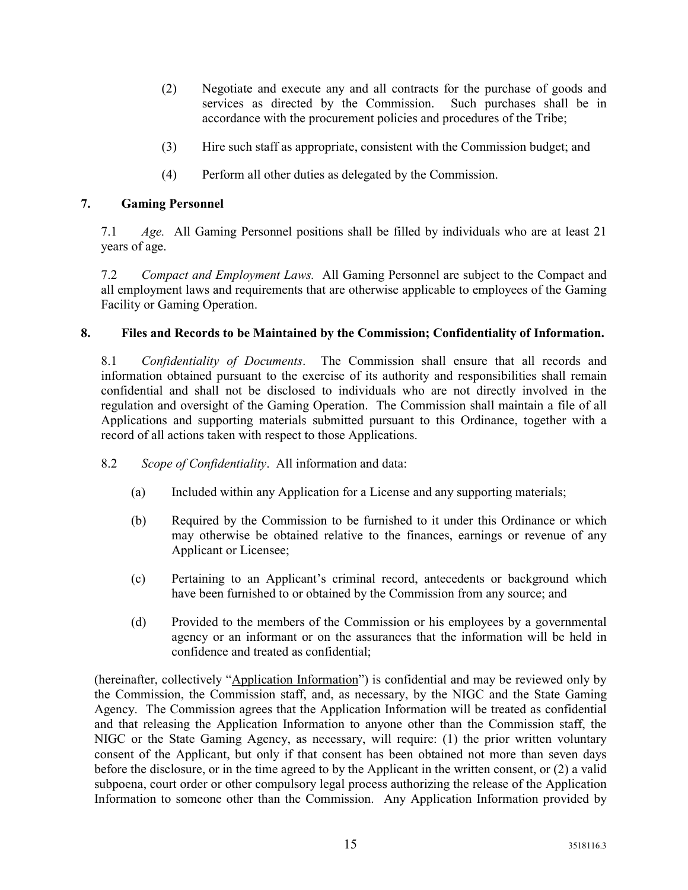(2) Negotiate and execute any and all contracts for the purchase of goods and services as directed by the Commission. Such purchases shall be in accordance with the procurement policies and procedures of the Tribe;

(3) Hire such staff as appropriate, consistent with the Commission budget; and

(4) Perform all other duties as delegated by the Commission.

## 7. Gaming Personnel

7.1 *Age.* All Gaming Personnel positions shall be filled by individuals who are at least 21 years of age.

7.2 *Compact and Employment Laws.* All Gaming Personnel are subject to the Compact and all employment laws and requirements that are otherwise applicable to employees of the Gaming Facility or Gaming Operation.

## 8. Files and Records to be Maintained by the Commission; Confidentiality of Information.

8.1 *Confidentiality of Documents*. The Commission shall ensure that all records and information obtained pursuant to the exercise of its authority and responsibilities shall remain confidential and shall not be disclosed to individuals who are not directly involved in the regulation and oversight of the Gaming Operation. The Commission shall maintain a file of all Applications and supporting materials submitted pursuant to this Ordinance, together with a record of all actions taken with respect to those Applications.

8.2 *Scope of Confidentiality*. All information and data:

(a) Included within any Application for a License and any supporting materials;

(b) Required by the Commission to be furnished to it under this Ordinance or which may otherwise be obtained relative to the finances, earnings or revenue of any Applicant or Licensee;

(c) Pertaining to an Applicant's criminal record, antecedents or background which have been furnished to or obtained by the Commission from any source; and

(d) Provided to the members of the Commission or his employees by a governmental agency or an informant or on the assurances that the information will be held in confidence and treated as confidential;

(hereinafter, collectively "Application Information") is confidential and may be reviewed only by the Commission, the Commission staff, and, as necessary, by the NIGC and the State Gaming Agency. The Commission agrees that the Application Information will be treated as confidential and that releasing the Application Information to anyone other than the Commission staff, the NIGC or the State Gaming Agency, as necessary, will require: (1) the prior written voluntary consent of the Applicant, but only if that consent has been obtained not more than seven days before the disclosure, or in the time agreed to by the Applicant in the written consent, or (2) a valid subpoena, court order or other compulsory legal process authorizing the release of the Application Information to someone other than the Commission. Any Application Information provided by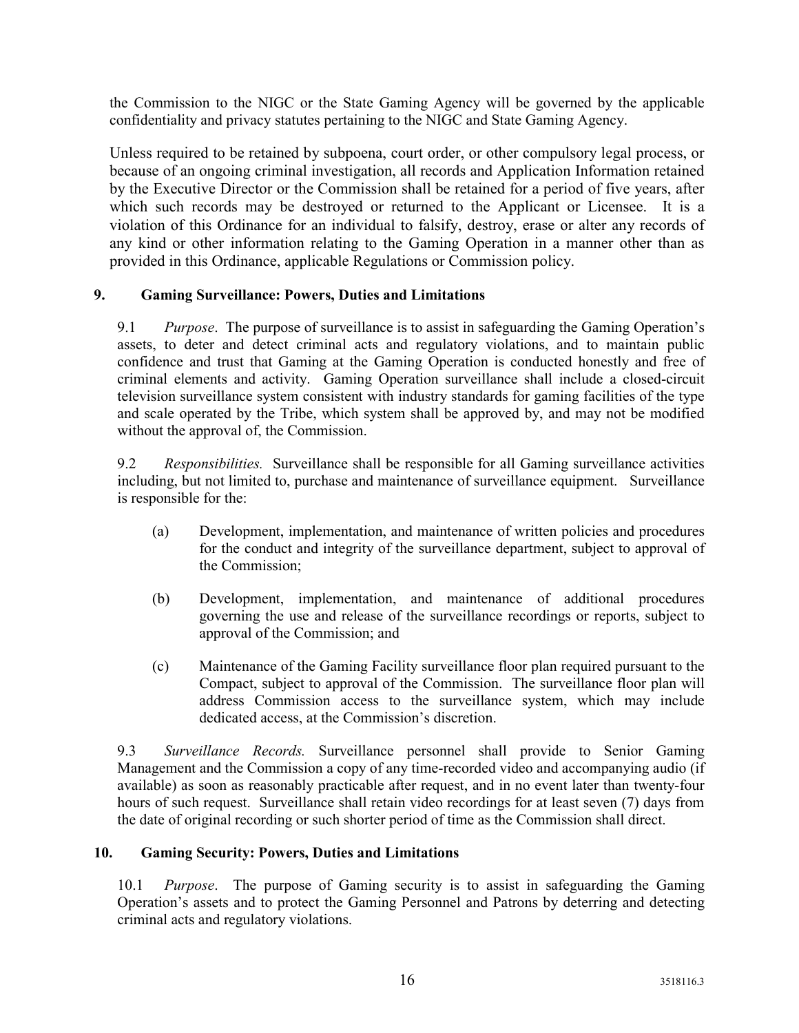the Commission to the NIGC or the State Gaming Agency will be governed by the applicable confidentiality and privacy statutes pertaining to the NIGC and State Gaming Agency.

Unless required to be retained by subpoena, court order, or other compulsory legal process, or because of an ongoing criminal investigation, all records and Application Information retained by the Executive Director or the Commission shall be retained for a period of five years, after which such records may be destroyed or returned to the Applicant or Licensee. It is a violation of this Ordinance for an individual to falsify, destroy, erase or alter any records of any kind or other information relating to the Gaming Operation in a manner other than as provided in this Ordinance, applicable Regulations or Commission policy.

## 9. Gaming Surveillance: Powers, Duties and Limitations

9.1 *Purpose*. The purpose of surveillance is to assist in safeguarding the Gaming Operation's assets, to deter and detect criminal acts and regulatory violations, and to maintain public confidence and trust that Gaming at the Gaming Operation is conducted honestly and free of criminal elements and activity. Gaming Operation surveillance shall include a closed-circuit television surveillance system consistent with industry standards for gaming facilities of the type and scale operated by the Tribe, which system shall be approved by, and may not be modified without the approval of, the Commission.

9.2 *Responsibilities.* Surveillance shall be responsible for all Gaming surveillance activities including, but not limited to, purchase and maintenance of surveillance equipment. Surveillance is responsible for the:

(a) Development, implementation, and maintenance of written policies and procedures for the conduct and integrity of the surveillance department, subject to approval of the Commission;

(b) Development, implementation, and maintenance of additional procedures governing the use and release of the surveillance recordings or reports, subject to approval of the Commission; and

(c) Maintenance of the Gaming Facility surveillance floor plan required pursuant to the Compact, subject to approval of the Commission. The surveillance floor plan will address Commission access to the surveillance system, which may include dedicated access, at the Commission's discretion.

9.3 *Surveillance Records.* Surveillance personnel shall provide to Senior Gaming Management and the Commission a copy of any time-recorded video and accompanying audio (if available) as soon as reasonably practicable after request, and in no event later than twenty-four hours of such request. Surveillance shall retain video recordings for at least seven (7) days from the date of original recording or such shorter period of time as the Commission shall direct.

## 10. Gaming Security: Powers, Duties and Limitations

10.1 *Purpose*. The purpose of Gaming security is to assist in safeguarding the Gaming Operation's assets and to protect the Gaming Personnel and Patrons by deterring and detecting criminal acts and regulatory violations.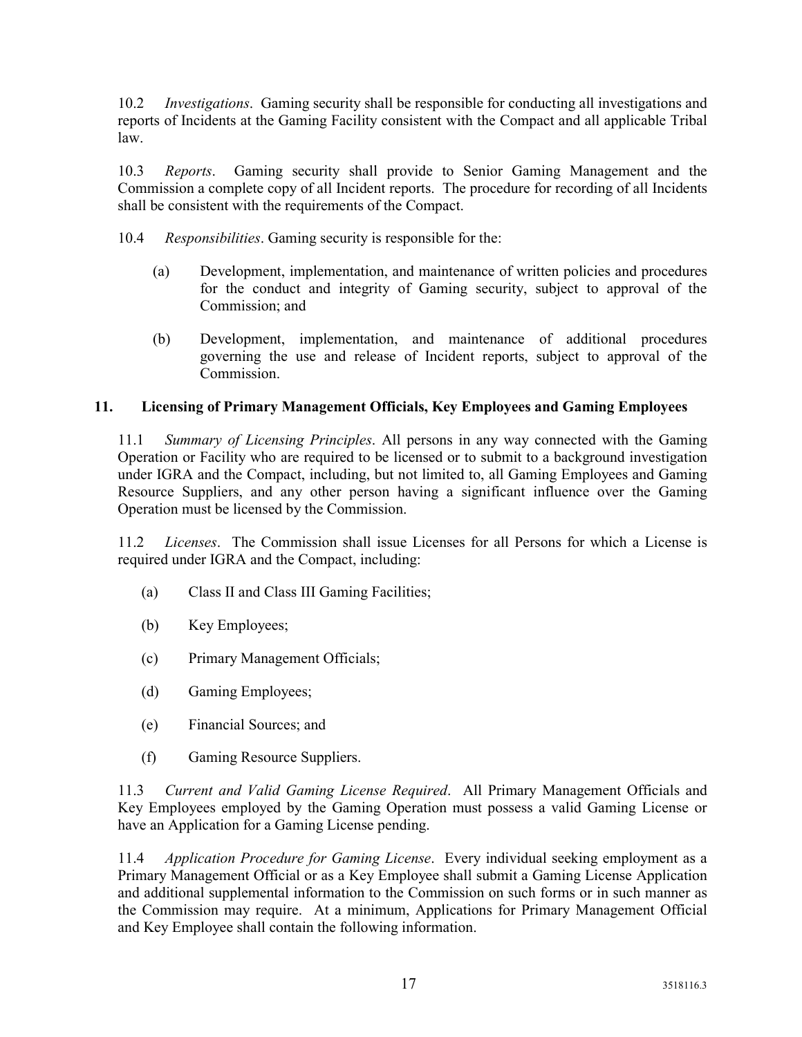10.2 *Investigations*. Gaming security shall be responsible for conducting all investigations and reports of Incidents at the Gaming Facility consistent with the Compact and all applicable Tribal law.

10.3 *Reports*. Gaming security shall provide to Senior Gaming Management and the Commission a complete copy of all Incident reports. The procedure for recording of all Incidents shall be consistent with the requirements of the Compact.

10.4 *Responsibilities*. Gaming security is responsible for the:

(a) Development, implementation, and maintenance of written policies and procedures for the conduct and integrity of Gaming security, subject to approval of the Commission; and

(b) Development, implementation, and maintenance of additional procedures governing the use and release of Incident reports, subject to approval of the Commission.

## 11. Licensing of Primary Management Officials, Key Employees and Gaming Employees

11.1 *Summary of Licensing Principles*. All persons in any way connected with the Gaming Operation or Facility who are required to be licensed or to submit to a background investigation under IGRA and the Compact, including, but not limited to, all Gaming Employees and Gaming Resource Suppliers, and any other person having a significant influence over the Gaming Operation must be licensed by the Commission.

11.2 *Licenses*. The Commission shall issue Licenses for all Persons for which a License is required under IGRA and the Compact, including:

(a) Class II and Class III Gaming Facilities;

(b) Key Employees;

(c) Primary Management Officials;

(d) Gaming Employees;

(e) Financial Sources; and

(f) Gaming Resource Suppliers.

11.3 *Current and Valid Gaming License Required*. All Primary Management Officials and Key Employees employed by the Gaming Operation must possess a valid Gaming License or have an Application for a Gaming License pending.

11.4 *Application Procedure for Gaming License*. Every individual seeking employment as a Primary Management Official or as a Key Employee shall submit a Gaming License Application and additional supplemental information to the Commission on such forms or in such manner as the Commission may require. At a minimum, Applications for Primary Management Official and Key Employee shall contain the following information.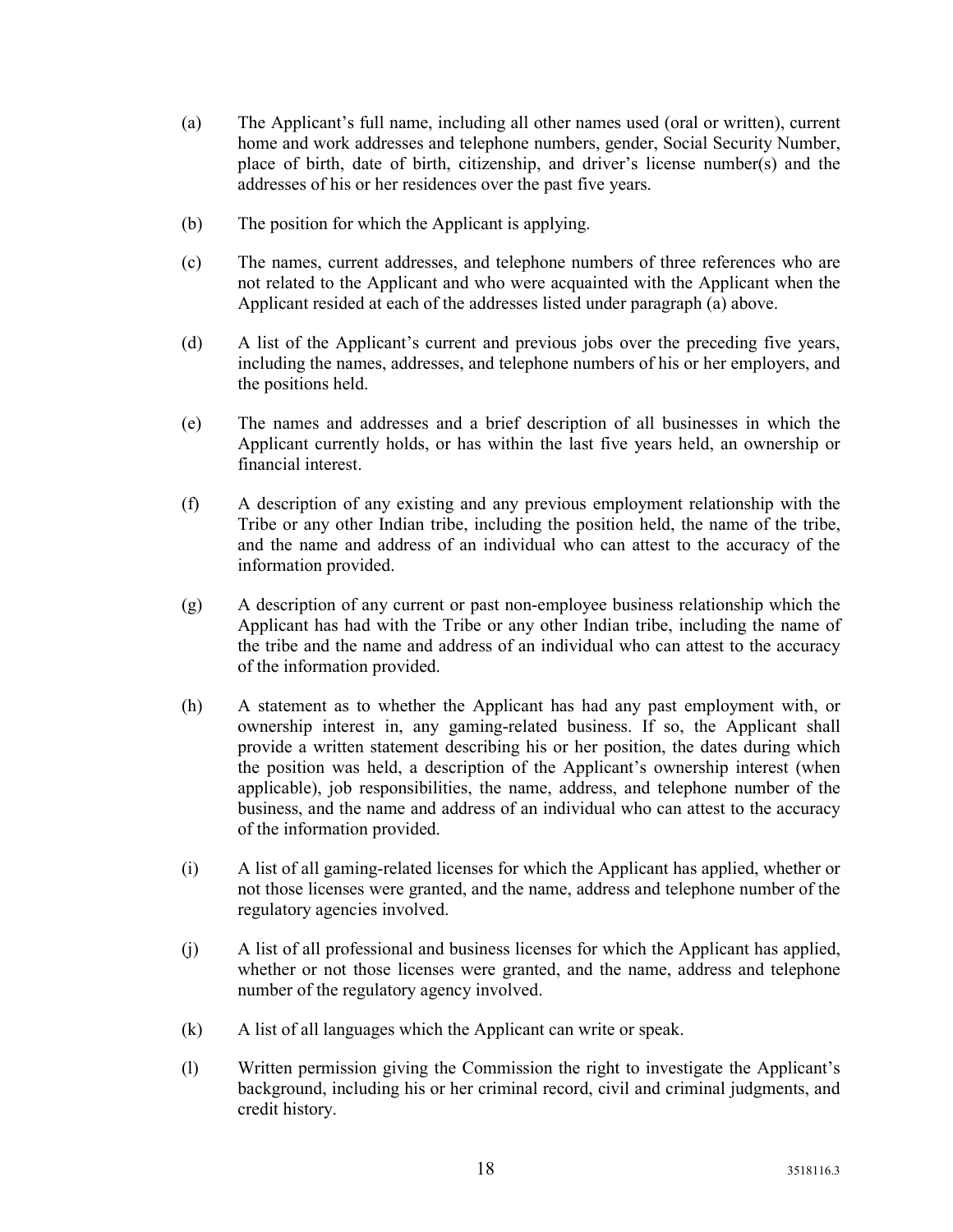(a) The Applicant's full name, including all other names used (oral or written), current home and work addresses and telephone numbers, gender, Social Security Number, place of birth, date of birth, citizenship, and driver's license number(s) and the addresses of his or her residences over the past five years.

(b) The position for which the Applicant is applying.

(c) The names, current addresses, and telephone numbers of three references who are not related to the Applicant and who were acquainted with the Applicant when the Applicant resided at each of the addresses listed under paragraph (a) above.

(d) A list of the Applicant's current and previous jobs over the preceding five years, including the names, addresses, and telephone numbers of his or her employers, and the positions held.

(e) The names and addresses and a brief description of all businesses in which the Applicant currently holds, or has within the last five years held, an ownership or financial interest.

(f) A description of any existing and any previous employment relationship with the Tribe or any other Indian tribe, including the position held, the name of the tribe, and the name and address of an individual who can attest to the accuracy of the information provided.

(g) A description of any current or past non-employee business relationship which the Applicant has had with the Tribe or any other Indian tribe, including the name of the tribe and the name and address of an individual who can attest to the accuracy of the information provided.

(h) A statement as to whether the Applicant has had any past employment with, or ownership interest in, any gaming-related business. If so, the Applicant shall provide a written statement describing his or her position, the dates during which the position was held, a description of the Applicant's ownership interest (when applicable), job responsibilities, the name, address, and telephone number of the business, and the name and address of an individual who can attest to the accuracy of the information provided.

(i) A list of all gaming-related licenses for which the Applicant has applied, whether or not those licenses were granted, and the name, address and telephone number of the regulatory agencies involved.

(j) A list of all professional and business licenses for which the Applicant has applied, whether or not those licenses were granted, and the name, address and telephone number of the regulatory agency involved.

(k) A list of all languages which the Applicant can write or speak.

(l) Written permission giving the Commission the right to investigate the Applicant's background, including his or her criminal record, civil and criminal judgments, and credit history.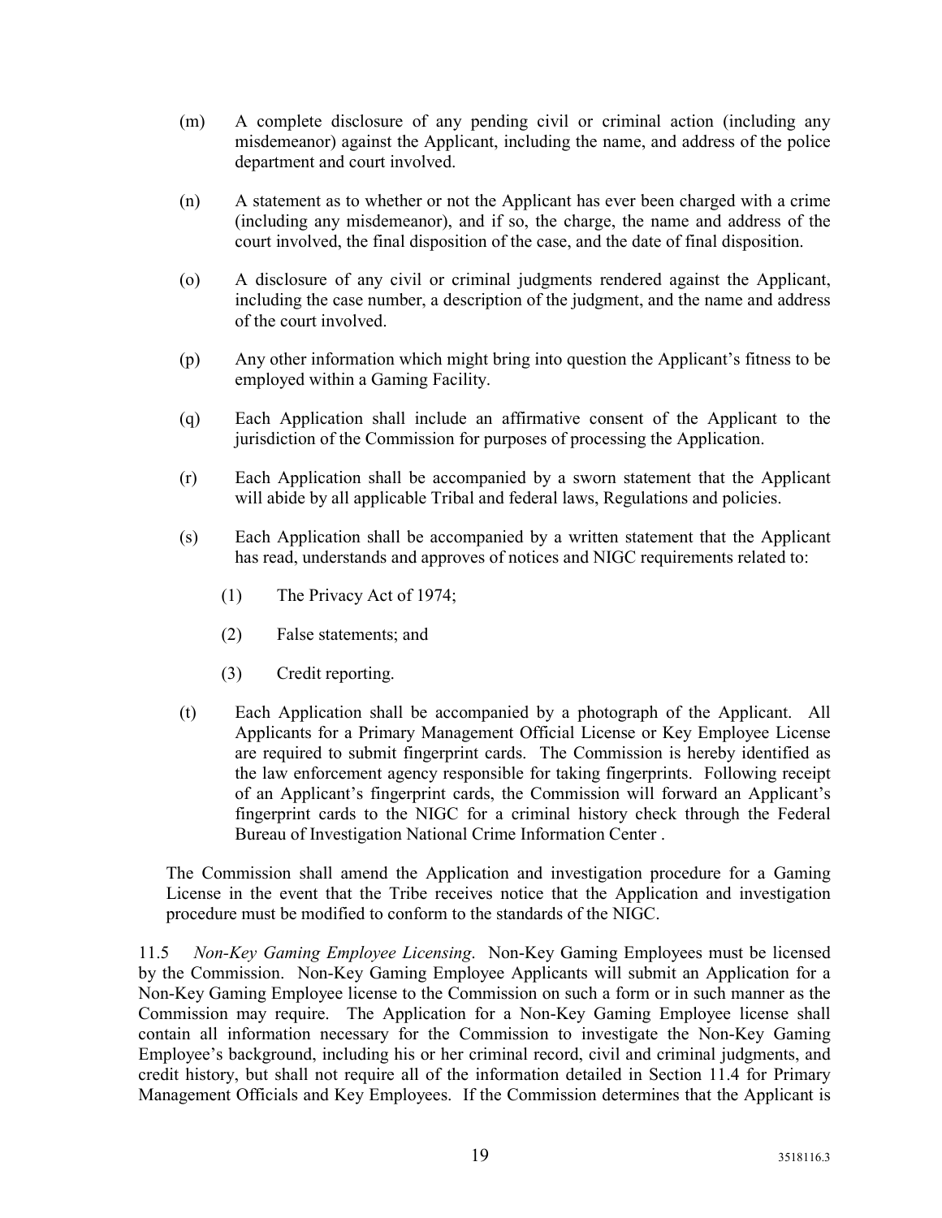(m) A complete disclosure of any pending civil or criminal action (including any misdemeanor) against the Applicant, including the name, and address of the police department and court involved.

(n) A statement as to whether or not the Applicant has ever been charged with a crime (including any misdemeanor), and if so, the charge, the name and address of the court involved, the final disposition of the case, and the date of final disposition.

(o) A disclosure of any civil or criminal judgments rendered against the Applicant, including the case number, a description of the judgment, and the name and address of the court involved.

(p) Any other information which might bring into question the Applicant's fitness to be employed within a Gaming Facility.

(q) Each Application shall include an affirmative consent of the Applicant to the jurisdiction of the Commission for purposes of processing the Application.

(r) Each Application shall be accompanied by a sworn statement that the Applicant will abide by all applicable Tribal and federal laws, Regulations and policies.

(s) Each Application shall be accompanied by a written statement that the Applicant has read, understands and approves of notices and NIGC requirements related to:

  (1) The Privacy Act of 1974;

  (2) False statements; and

  (3) Credit reporting.

(t) Each Application shall be accompanied by a photograph of the Applicant. All Applicants for a Primary Management Official License or Key Employee License are required to submit fingerprint cards. The Commission is hereby identified as the law enforcement agency responsible for taking fingerprints. Following receipt of an Applicant's fingerprint cards, the Commission will forward an Applicant's fingerprint cards to the NIGC for a criminal history check through the Federal Bureau of Investigation National Crime Information Center .

The Commission shall amend the Application and investigation procedure for a Gaming License in the event that the Tribe receives notice that the Application and investigation procedure must be modified to conform to the standards of the NIGC.

11.5 *Non-Key Gaming Employee Licensing*. Non-Key Gaming Employees must be licensed by the Commission. Non-Key Gaming Employee Applicants will submit an Application for a Non-Key Gaming Employee license to the Commission on such a form or in such manner as the Commission may require. The Application for a Non-Key Gaming Employee license shall contain all information necessary for the Commission to investigate the Non-Key Gaming Employee's background, including his or her criminal record, civil and criminal judgments, and credit history, but shall not require all of the information detailed in Section 11.4 for Primary Management Officials and Key Employees. If the Commission determines that the Applicant is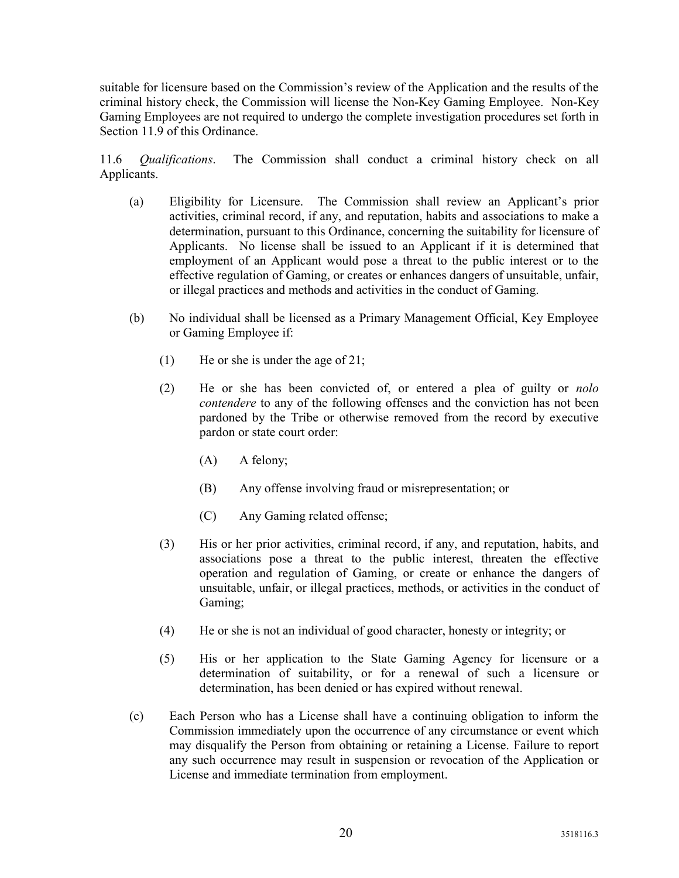suitable for licensure based on the Commission's review of the Application and the results of the criminal history check, the Commission will license the Non-Key Gaming Employee. Non-Key Gaming Employees are not required to undergo the complete investigation procedures set forth in Section 11.9 of this Ordinance.

11.6 *Qualifications*. The Commission shall conduct a criminal history check on all Applicants.

(a) Eligibility for Licensure. The Commission shall review an Applicant's prior activities, criminal record, if any, and reputation, habits and associations to make a determination, pursuant to this Ordinance, concerning the suitability for licensure of Applicants. No license shall be issued to an Applicant if it is determined that employment of an Applicant would pose a threat to the public interest or to the effective regulation of Gaming, or creates or enhances dangers of unsuitable, unfair, or illegal practices and methods and activities in the conduct of Gaming.

(b) No individual shall be licensed as a Primary Management Official, Key Employee or Gaming Employee if:

   (1) He or she is under the age of 21;

   (2) He or she has been convicted of, or entered a plea of guilty or *nolo contendere* to any of the following offenses and the conviction has not been pardoned by the Tribe or otherwise removed from the record by executive pardon or state court order:

      (A) A felony;

      (B) Any offense involving fraud or misrepresentation; or

      (C) Any Gaming related offense;

   (3) His or her prior activities, criminal record, if any, and reputation, habits, and associations pose a threat to the public interest, threaten the effective operation and regulation of Gaming, or create or enhance the dangers of unsuitable, unfair, or illegal practices, methods, or activities in the conduct of Gaming;

   (4) He or she is not an individual of good character, honesty or integrity; or

   (5) His or her application to the State Gaming Agency for licensure or a determination of suitability, or for a renewal of such a licensure or determination, has been denied or has expired without renewal.

(c) Each Person who has a License shall have a continuing obligation to inform the Commission immediately upon the occurrence of any circumstance or event which may disqualify the Person from obtaining or retaining a License. Failure to report any such occurrence may result in suspension or revocation of the Application or License and immediate termination from employment.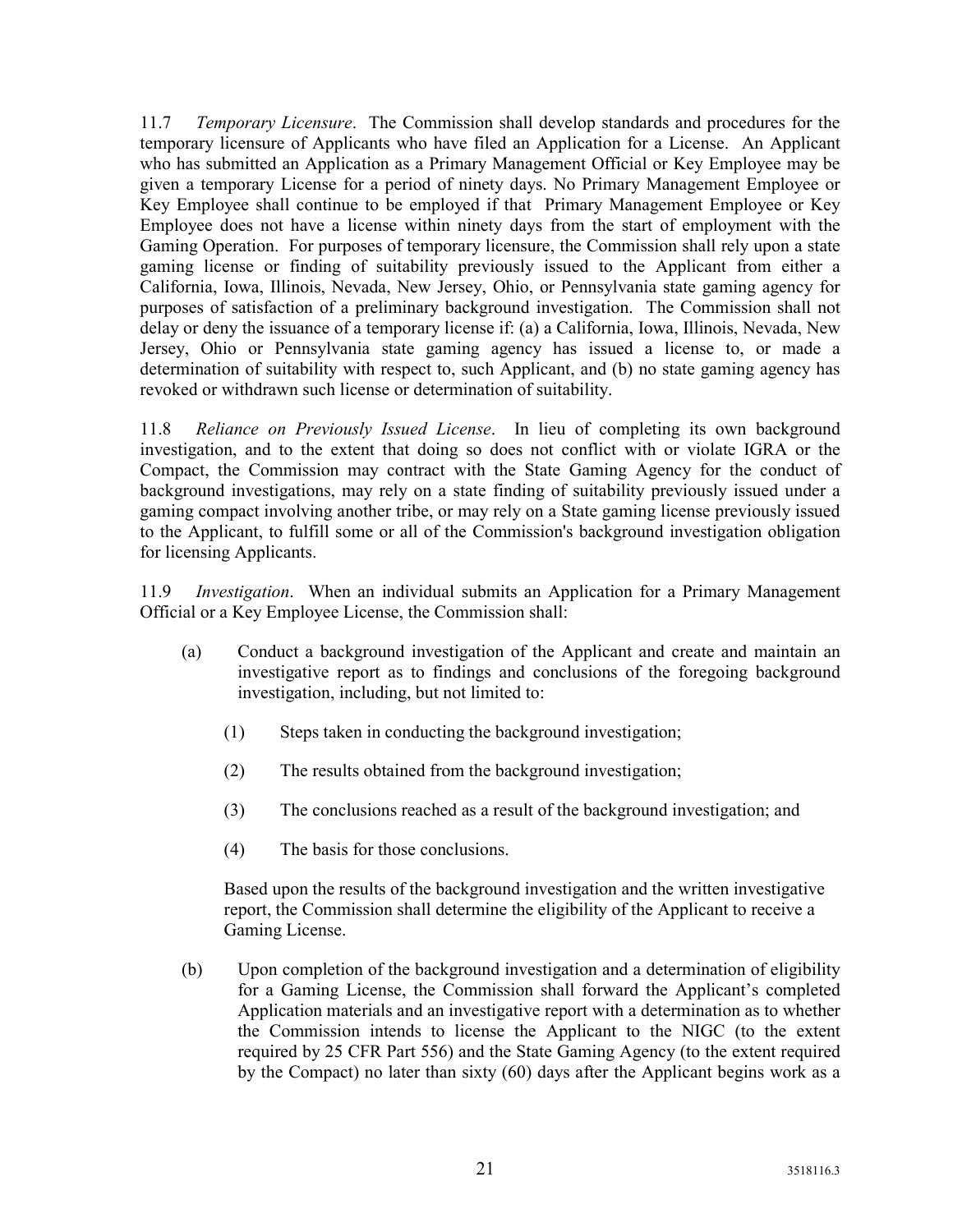11.7 *Temporary Licensure*. The Commission shall develop standards and procedures for the temporary licensure of Applicants who have filed an Application for a License. An Applicant who has submitted an Application as a Primary Management Official or Key Employee may be given a temporary License for a period of ninety days. No Primary Management Employee or Key Employee shall continue to be employed if that Primary Management Employee or Key Employee does not have a license within ninety days from the start of employment with the Gaming Operation. For purposes of temporary licensure, the Commission shall rely upon a state gaming license or finding of suitability previously issued to the Applicant from either a California, Iowa, Illinois, Nevada, New Jersey, Ohio, or Pennsylvania state gaming agency for purposes of satisfaction of a preliminary background investigation. The Commission shall not delay or deny the issuance of a temporary license if: (a) a California, Iowa, Illinois, Nevada, New Jersey, Ohio or Pennsylvania state gaming agency has issued a license to, or made a determination of suitability with respect to, such Applicant, and (b) no state gaming agency has revoked or withdrawn such license or determination of suitability.

11.8 *Reliance on Previously Issued License*. In lieu of completing its own background investigation, and to the extent that doing so does not conflict with or violate IGRA or the Compact, the Commission may contract with the State Gaming Agency for the conduct of background investigations, may rely on a state finding of suitability previously issued under a gaming compact involving another tribe, or may rely on a State gaming license previously issued to the Applicant, to fulfill some or all of the Commission's background investigation obligation for licensing Applicants.

11.9 *Investigation*. When an individual submits an Application for a Primary Management Official or a Key Employee License, the Commission shall:

(a) Conduct a background investigation of the Applicant and create and maintain an investigative report as to findings and conclusions of the foregoing background investigation, including, but not limited to:

  (1) Steps taken in conducting the background investigation;

  (2) The results obtained from the background investigation;

  (3) The conclusions reached as a result of the background investigation; and

  (4) The basis for those conclusions.

  Based upon the results of the background investigation and the written investigative report, the Commission shall determine the eligibility of the Applicant to receive a Gaming License.

(b) Upon completion of the background investigation and a determination of eligibility for a Gaming License, the Commission shall forward the Applicant's completed Application materials and an investigative report with a determination as to whether the Commission intends to license the Applicant to the NIGC (to the extent required by 25 CFR Part 556) and the State Gaming Agency (to the extent required by the Compact) no later than sixty (60) days after the Applicant begins work as a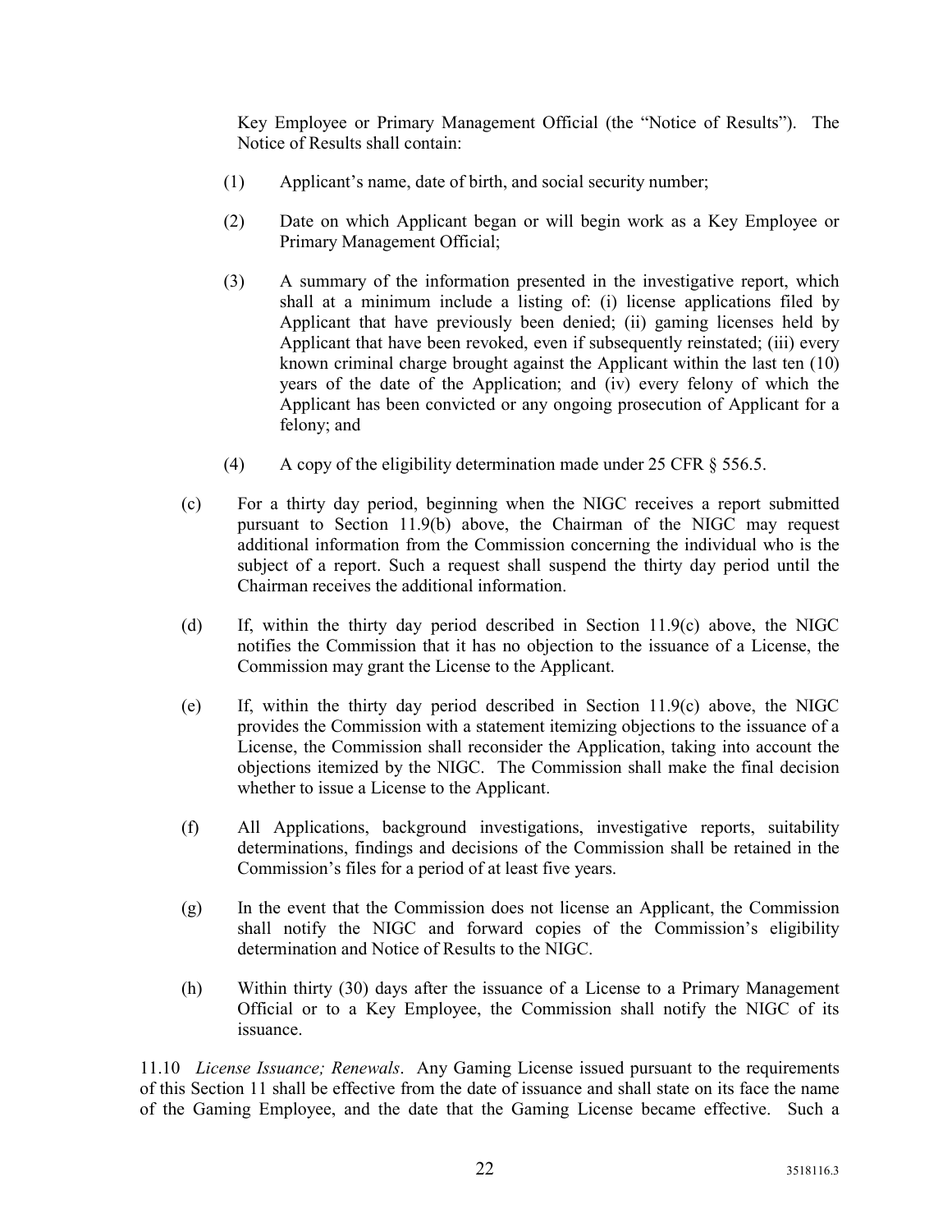Key Employee or Primary Management Official (the "Notice of Results"). The Notice of Results shall contain:

(1) Applicant's name, date of birth, and social security number;

(2) Date on which Applicant began or will begin work as a Key Employee or Primary Management Official;

(3) A summary of the information presented in the investigative report, which shall at a minimum include a listing of: (i) license applications filed by Applicant that have previously been denied; (ii) gaming licenses held by Applicant that have been revoked, even if subsequently reinstated; (iii) every known criminal charge brought against the Applicant within the last ten (10) years of the date of the Application; and (iv) every felony of which the Applicant has been convicted or any ongoing prosecution of Applicant for a felony; and

(4) A copy of the eligibility determination made under 25 CFR § 556.5.

(c) For a thirty day period, beginning when the NIGC receives a report submitted pursuant to Section 11.9(b) above, the Chairman of the NIGC may request additional information from the Commission concerning the individual who is the subject of a report. Such a request shall suspend the thirty day period until the Chairman receives the additional information.

(d) If, within the thirty day period described in Section 11.9(c) above, the NIGC notifies the Commission that it has no objection to the issuance of a License, the Commission may grant the License to the Applicant.

(e) If, within the thirty day period described in Section 11.9(c) above, the NIGC provides the Commission with a statement itemizing objections to the issuance of a License, the Commission shall reconsider the Application, taking into account the objections itemized by the NIGC. The Commission shall make the final decision whether to issue a License to the Applicant.

(f) All Applications, background investigations, investigative reports, suitability determinations, findings and decisions of the Commission shall be retained in the Commission's files for a period of at least five years.

(g) In the event that the Commission does not license an Applicant, the Commission shall notify the NIGC and forward copies of the Commission's eligibility determination and Notice of Results to the NIGC.

(h) Within thirty (30) days after the issuance of a License to a Primary Management Official or to a Key Employee, the Commission shall notify the NIGC of its issuance.

11.10 *License Issuance; Renewals*. Any Gaming License issued pursuant to the requirements of this Section 11 shall be effective from the date of issuance and shall state on its face the name of the Gaming Employee, and the date that the Gaming License became effective. Such a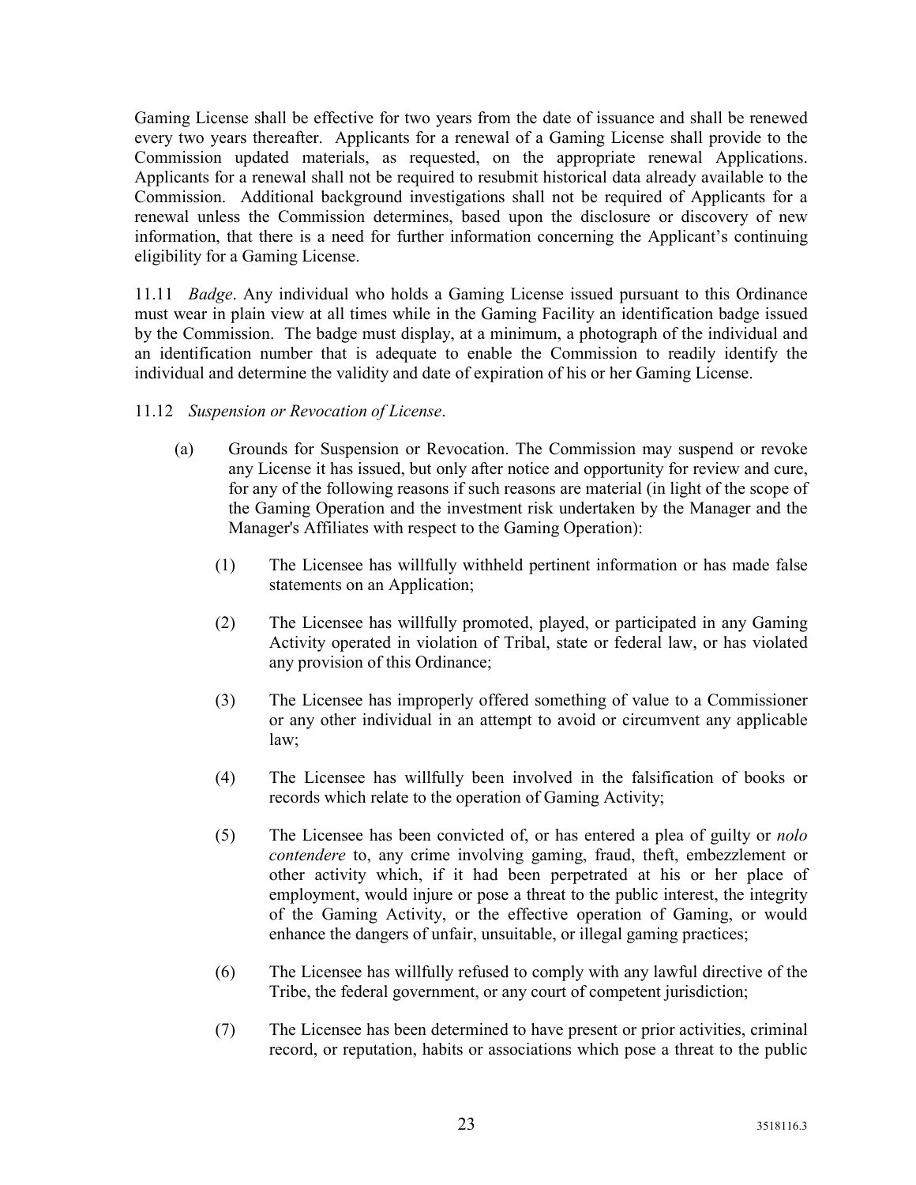Gaming License shall be effective for two years from the date of issuance and shall be renewed every two years thereafter. Applicants for a renewal of a Gaming License shall provide to the Commission updated materials, as requested, on the appropriate renewal Applications. Applicants for a renewal shall not be required to resubmit historical data already available to the Commission. Additional background investigations shall not be required of Applicants for a renewal unless the Commission determines, based upon the disclosure or discovery of new information, that there is a need for further information concerning the Applicant's continuing eligibility for a Gaming License.

11.11 *Badge*. Any individual who holds a Gaming License issued pursuant to this Ordinance must wear in plain view at all times while in the Gaming Facility an identification badge issued by the Commission. The badge must display, at a minimum, a photograph of the individual and an identification number that is adequate to enable the Commission to readily identify the individual and determine the validity and date of expiration of his or her Gaming License.

11.12 *Suspension or Revocation of License*.

(a) Grounds for Suspension or Revocation. The Commission may suspend or revoke any License it has issued, but only after notice and opportunity for review and cure, for any of the following reasons if such reasons are material (in light of the scope of the Gaming Operation and the investment risk undertaken by the Manager and the Manager's Affiliates with respect to the Gaming Operation):

(1) The Licensee has willfully withheld pertinent information or has made false statements on an Application;

(2) The Licensee has willfully promoted, played, or participated in any Gaming Activity operated in violation of Tribal, state or federal law, or has violated any provision of this Ordinance;

(3) The Licensee has improperly offered something of value to a Commissioner or any other individual in an attempt to avoid or circumvent any applicable law;

(4) The Licensee has willfully been involved in the falsification of books or records which relate to the operation of Gaming Activity;

(5) The Licensee has been convicted of, or has entered a plea of guilty or *nolo contendere* to, any crime involving gaming, fraud, theft, embezzlement or other activity which, if it had been perpetrated at his or her place of employment, would injure or pose a threat to the public interest, the integrity of the Gaming Activity, or the effective operation of Gaming, or would enhance the dangers of unfair, unsuitable, or illegal gaming practices;

(6) The Licensee has willfully refused to comply with any lawful directive of the Tribe, the federal government, or any court of competent jurisdiction;

(7) The Licensee has been determined to have present or prior activities, criminal record, or reputation, habits or associations which pose a threat to the public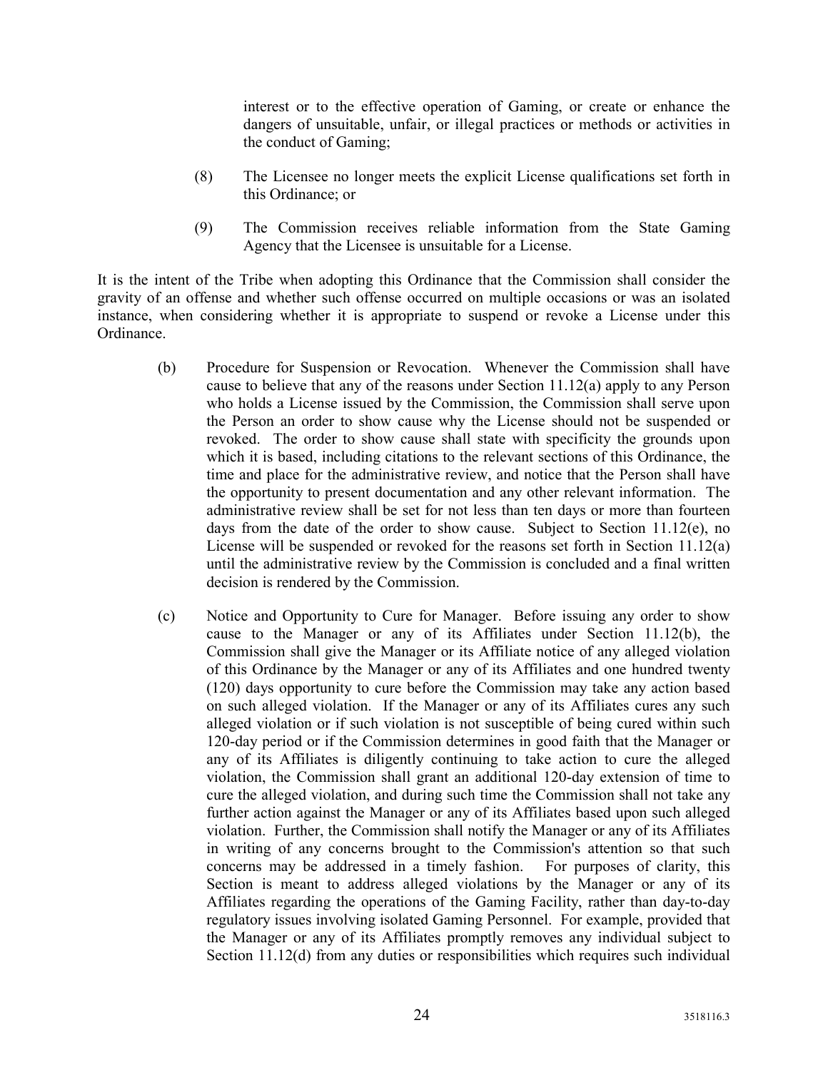interest or to the effective operation of Gaming, or create or enhance the dangers of unsuitable, unfair, or illegal practices or methods or activities in the conduct of Gaming;

(8) The Licensee no longer meets the explicit License qualifications set forth in this Ordinance; or

(9) The Commission receives reliable information from the State Gaming Agency that the Licensee is unsuitable for a License.

It is the intent of the Tribe when adopting this Ordinance that the Commission shall consider the gravity of an offense and whether such offense occurred on multiple occasions or was an isolated instance, when considering whether it is appropriate to suspend or revoke a License under this Ordinance.

(b) Procedure for Suspension or Revocation. Whenever the Commission shall have cause to believe that any of the reasons under Section 11.12(a) apply to any Person who holds a License issued by the Commission, the Commission shall serve upon the Person an order to show cause why the License should not be suspended or revoked. The order to show cause shall state with specificity the grounds upon which it is based, including citations to the relevant sections of this Ordinance, the time and place for the administrative review, and notice that the Person shall have the opportunity to present documentation and any other relevant information. The administrative review shall be set for not less than ten days or more than fourteen days from the date of the order to show cause. Subject to Section 11.12(e), no License will be suspended or revoked for the reasons set forth in Section 11.12(a) until the administrative review by the Commission is concluded and a final written decision is rendered by the Commission.

(c) Notice and Opportunity to Cure for Manager. Before issuing any order to show cause to the Manager or any of its Affiliates under Section 11.12(b), the Commission shall give the Manager or its Affiliate notice of any alleged violation of this Ordinance by the Manager or any of its Affiliates and one hundred twenty (120) days opportunity to cure before the Commission may take any action based on such alleged violation. If the Manager or any of its Affiliates cures any such alleged violation or if such violation is not susceptible of being cured within such 120-day period or if the Commission determines in good faith that the Manager or any of its Affiliates is diligently continuing to take action to cure the alleged violation, the Commission shall grant an additional 120-day extension of time to cure the alleged violation, and during such time the Commission shall not take any further action against the Manager or any of its Affiliates based upon such alleged violation. Further, the Commission shall notify the Manager or any of its Affiliates in writing of any concerns brought to the Commission's attention so that such concerns may be addressed in a timely fashion. For purposes of clarity, this Section is meant to address alleged violations by the Manager or any of its Affiliates regarding the operations of the Gaming Facility, rather than day-to-day regulatory issues involving isolated Gaming Personnel. For example, provided that the Manager or any of its Affiliates promptly removes any individual subject to Section 11.12(d) from any duties or responsibilities which requires such individual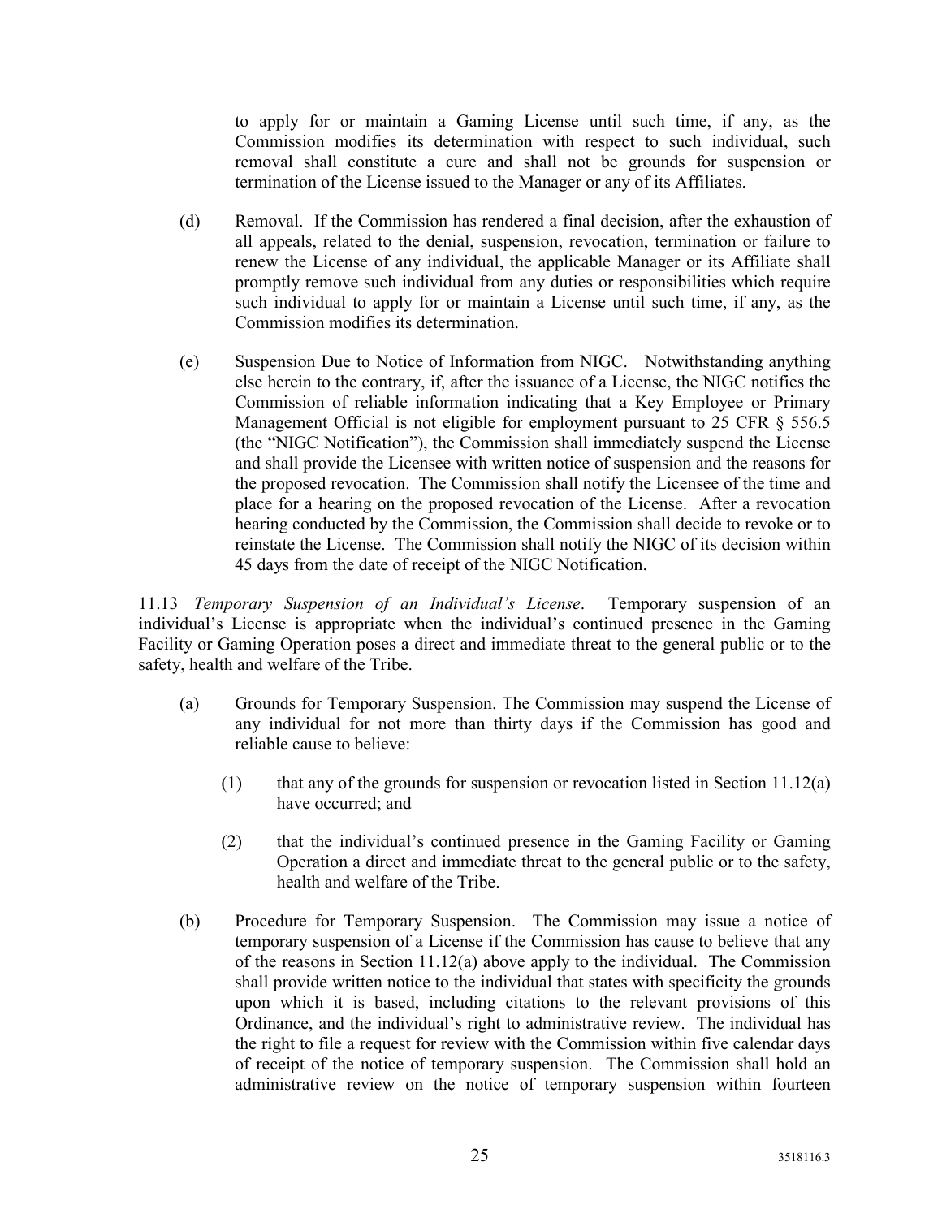to apply for or maintain a Gaming License until such time, if any, as the Commission modifies its determination with respect to such individual, such removal shall constitute a cure and shall not be grounds for suspension or termination of the License issued to the Manager or any of its Affiliates.

(d) Removal. If the Commission has rendered a final decision, after the exhaustion of all appeals, related to the denial, suspension, revocation, termination or failure to renew the License of any individual, the applicable Manager or its Affiliate shall promptly remove such individual from any duties or responsibilities which require such individual to apply for or maintain a License until such time, if any, as the Commission modifies its determination.

(e) Suspension Due to Notice of Information from NIGC. Notwithstanding anything else herein to the contrary, if, after the issuance of a License, the NIGC notifies the Commission of reliable information indicating that a Key Employee or Primary Management Official is not eligible for employment pursuant to 25 CFR § 556.5 (the "NIGC Notification"), the Commission shall immediately suspend the License and shall provide the Licensee with written notice of suspension and the reasons for the proposed revocation. The Commission shall notify the Licensee of the time and place for a hearing on the proposed revocation of the License. After a revocation hearing conducted by the Commission, the Commission shall decide to revoke or to reinstate the License. The Commission shall notify the NIGC of its decision within 45 days from the date of receipt of the NIGC Notification.

11.13 *Temporary Suspension of an Individual's License*. Temporary suspension of an individual's License is appropriate when the individual's continued presence in the Gaming Facility or Gaming Operation poses a direct and immediate threat to the general public or to the safety, health and welfare of the Tribe.

(a) Grounds for Temporary Suspension. The Commission may suspend the License of any individual for not more than thirty days if the Commission has good and reliable cause to believe:

(1) that any of the grounds for suspension or revocation listed in Section 11.12(a) have occurred; and

(2) that the individual's continued presence in the Gaming Facility or Gaming Operation a direct and immediate threat to the general public or to the safety, health and welfare of the Tribe.

(b) Procedure for Temporary Suspension. The Commission may issue a notice of temporary suspension of a License if the Commission has cause to believe that any of the reasons in Section 11.12(a) above apply to the individual. The Commission shall provide written notice to the individual that states with specificity the grounds upon which it is based, including citations to the relevant provisions of this Ordinance, and the individual's right to administrative review. The individual has the right to file a request for review with the Commission within five calendar days of receipt of the notice of temporary suspension. The Commission shall hold an administrative review on the notice of temporary suspension within fourteen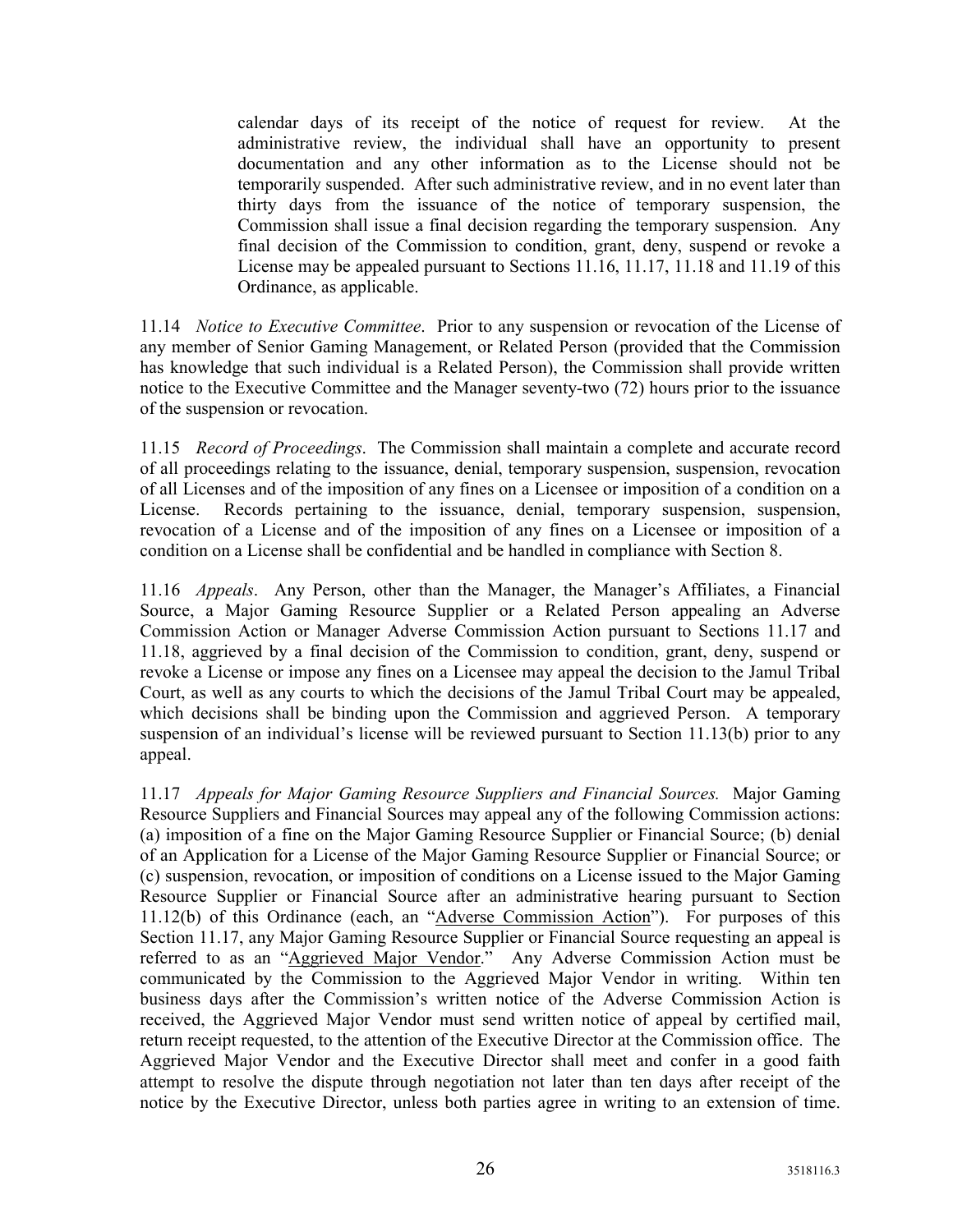calendar days of its receipt of the notice of request for review. At the administrative review, the individual shall have an opportunity to present documentation and any other information as to the License should not be temporarily suspended. After such administrative review, and in no event later than thirty days from the issuance of the notice of temporary suspension, the Commission shall issue a final decision regarding the temporary suspension. Any final decision of the Commission to condition, grant, deny, suspend or revoke a License may be appealed pursuant to Sections 11.16, 11.17, 11.18 and 11.19 of this Ordinance, as applicable.

11.14 *Notice to Executive Committee*. Prior to any suspension or revocation of the License of any member of Senior Gaming Management, or Related Person (provided that the Commission has knowledge that such individual is a Related Person), the Commission shall provide written notice to the Executive Committee and the Manager seventy-two (72) hours prior to the issuance of the suspension or revocation.

11.15 *Record of Proceedings*. The Commission shall maintain a complete and accurate record of all proceedings relating to the issuance, denial, temporary suspension, suspension, revocation of all Licenses and of the imposition of any fines on a Licensee or imposition of a condition on a License. Records pertaining to the issuance, denial, temporary suspension, suspension, revocation of a License and of the imposition of any fines on a Licensee or imposition of a condition on a License shall be confidential and be handled in compliance with Section 8.

11.16 *Appeals*. Any Person, other than the Manager, the Manager's Affiliates, a Financial Source, a Major Gaming Resource Supplier or a Related Person appealing an Adverse Commission Action or Manager Adverse Commission Action pursuant to Sections 11.17 and 11.18, aggrieved by a final decision of the Commission to condition, grant, deny, suspend or revoke a License or impose any fines on a Licensee may appeal the decision to the Jamul Tribal Court, as well as any courts to which the decisions of the Jamul Tribal Court may be appealed, which decisions shall be binding upon the Commission and aggrieved Person. A temporary suspension of an individual's license will be reviewed pursuant to Section 11.13(b) prior to any appeal.

11.17 *Appeals for Major Gaming Resource Suppliers and Financial Sources.* Major Gaming Resource Suppliers and Financial Sources may appeal any of the following Commission actions: (a) imposition of a fine on the Major Gaming Resource Supplier or Financial Source; (b) denial of an Application for a License of the Major Gaming Resource Supplier or Financial Source; or (c) suspension, revocation, or imposition of conditions on a License issued to the Major Gaming Resource Supplier or Financial Source after an administrative hearing pursuant to Section 11.12(b) of this Ordinance (each, an "Adverse Commission Action"). For purposes of this Section 11.17, any Major Gaming Resource Supplier or Financial Source requesting an appeal is referred to as an "Aggrieved Major Vendor." Any Adverse Commission Action must be communicated by the Commission to the Aggrieved Major Vendor in writing. Within ten business days after the Commission's written notice of the Adverse Commission Action is received, the Aggrieved Major Vendor must send written notice of appeal by certified mail, return receipt requested, to the attention of the Executive Director at the Commission office. The Aggrieved Major Vendor and the Executive Director shall meet and confer in a good faith attempt to resolve the dispute through negotiation not later than ten days after receipt of the notice by the Executive Director, unless both parties agree in writing to an extension of time.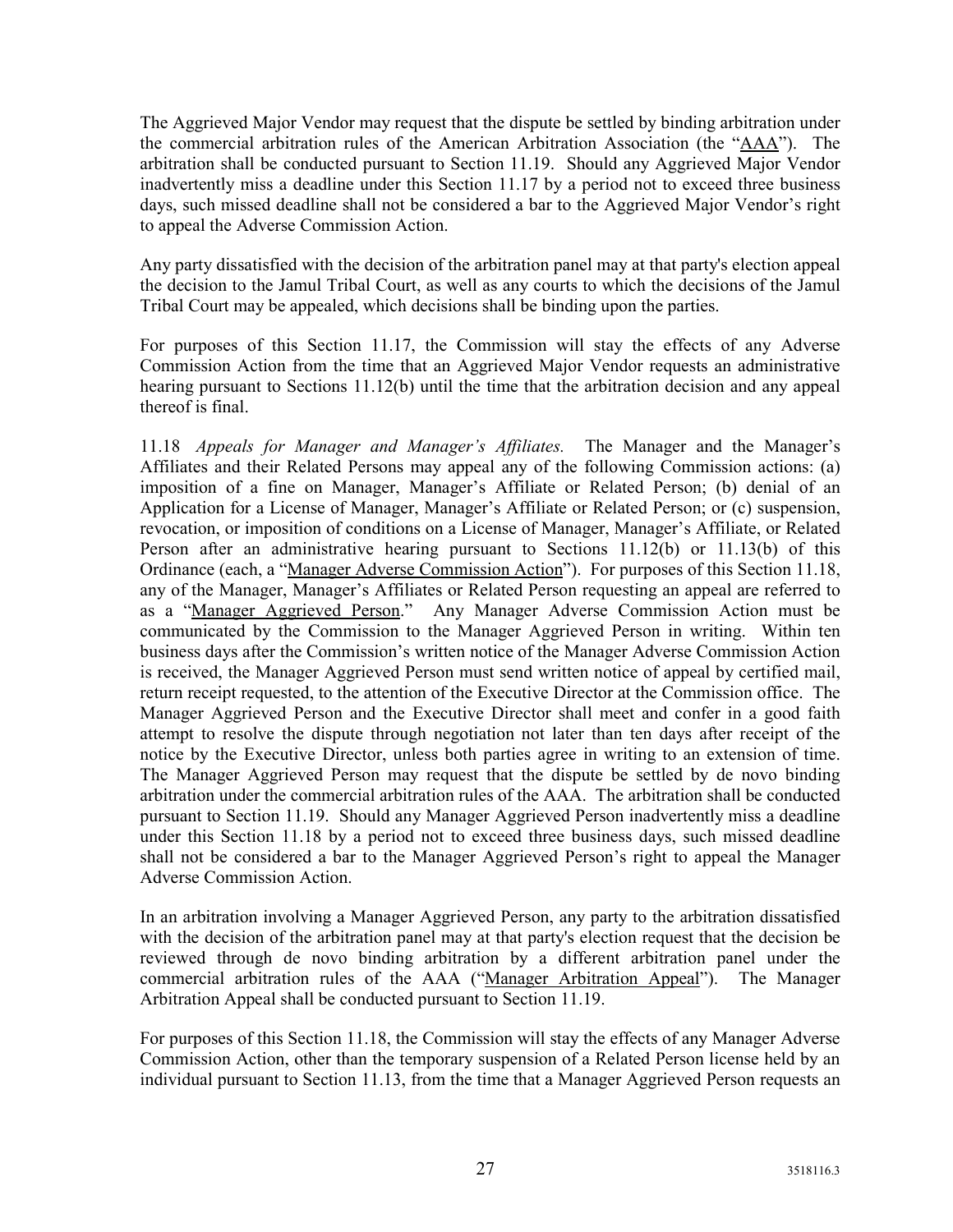The Aggrieved Major Vendor may request that the dispute be settled by binding arbitration under the commercial arbitration rules of the American Arbitration Association (the "AAA"). The arbitration shall be conducted pursuant to Section 11.19. Should any Aggrieved Major Vendor inadvertently miss a deadline under this Section 11.17 by a period not to exceed three business days, such missed deadline shall not be considered a bar to the Aggrieved Major Vendor's right to appeal the Adverse Commission Action.

Any party dissatisfied with the decision of the arbitration panel may at that party's election appeal the decision to the Jamul Tribal Court, as well as any courts to which the decisions of the Jamul Tribal Court may be appealed, which decisions shall be binding upon the parties.

For purposes of this Section 11.17, the Commission will stay the effects of any Adverse Commission Action from the time that an Aggrieved Major Vendor requests an administrative hearing pursuant to Sections 11.12(b) until the time that the arbitration decision and any appeal thereof is final.

11.18 *Appeals for Manager and Manager's Affiliates.* The Manager and the Manager's Affiliates and their Related Persons may appeal any of the following Commission actions: (a) imposition of a fine on Manager, Manager's Affiliate or Related Person; (b) denial of an Application for a License of Manager, Manager's Affiliate or Related Person; or (c) suspension, revocation, or imposition of conditions on a License of Manager, Manager's Affiliate, or Related Person after an administrative hearing pursuant to Sections 11.12(b) or 11.13(b) of this Ordinance (each, a "Manager Adverse Commission Action"). For purposes of this Section 11.18, any of the Manager, Manager's Affiliates or Related Person requesting an appeal are referred to as a "Manager Aggrieved Person." Any Manager Adverse Commission Action must be communicated by the Commission to the Manager Aggrieved Person in writing. Within ten business days after the Commission's written notice of the Manager Adverse Commission Action is received, the Manager Aggrieved Person must send written notice of appeal by certified mail, return receipt requested, to the attention of the Executive Director at the Commission office. The Manager Aggrieved Person and the Executive Director shall meet and confer in a good faith attempt to resolve the dispute through negotiation not later than ten days after receipt of the notice by the Executive Director, unless both parties agree in writing to an extension of time. The Manager Aggrieved Person may request that the dispute be settled by de novo binding arbitration under the commercial arbitration rules of the AAA. The arbitration shall be conducted pursuant to Section 11.19. Should any Manager Aggrieved Person inadvertently miss a deadline under this Section 11.18 by a period not to exceed three business days, such missed deadline shall not be considered a bar to the Manager Aggrieved Person's right to appeal the Manager Adverse Commission Action.

In an arbitration involving a Manager Aggrieved Person, any party to the arbitration dissatisfied with the decision of the arbitration panel may at that party's election request that the decision be reviewed through de novo binding arbitration by a different arbitration panel under the commercial arbitration rules of the AAA ("Manager Arbitration Appeal"). The Manager Arbitration Appeal shall be conducted pursuant to Section 11.19.

For purposes of this Section 11.18, the Commission will stay the effects of any Manager Adverse Commission Action, other than the temporary suspension of a Related Person license held by an individual pursuant to Section 11.13, from the time that a Manager Aggrieved Person requests an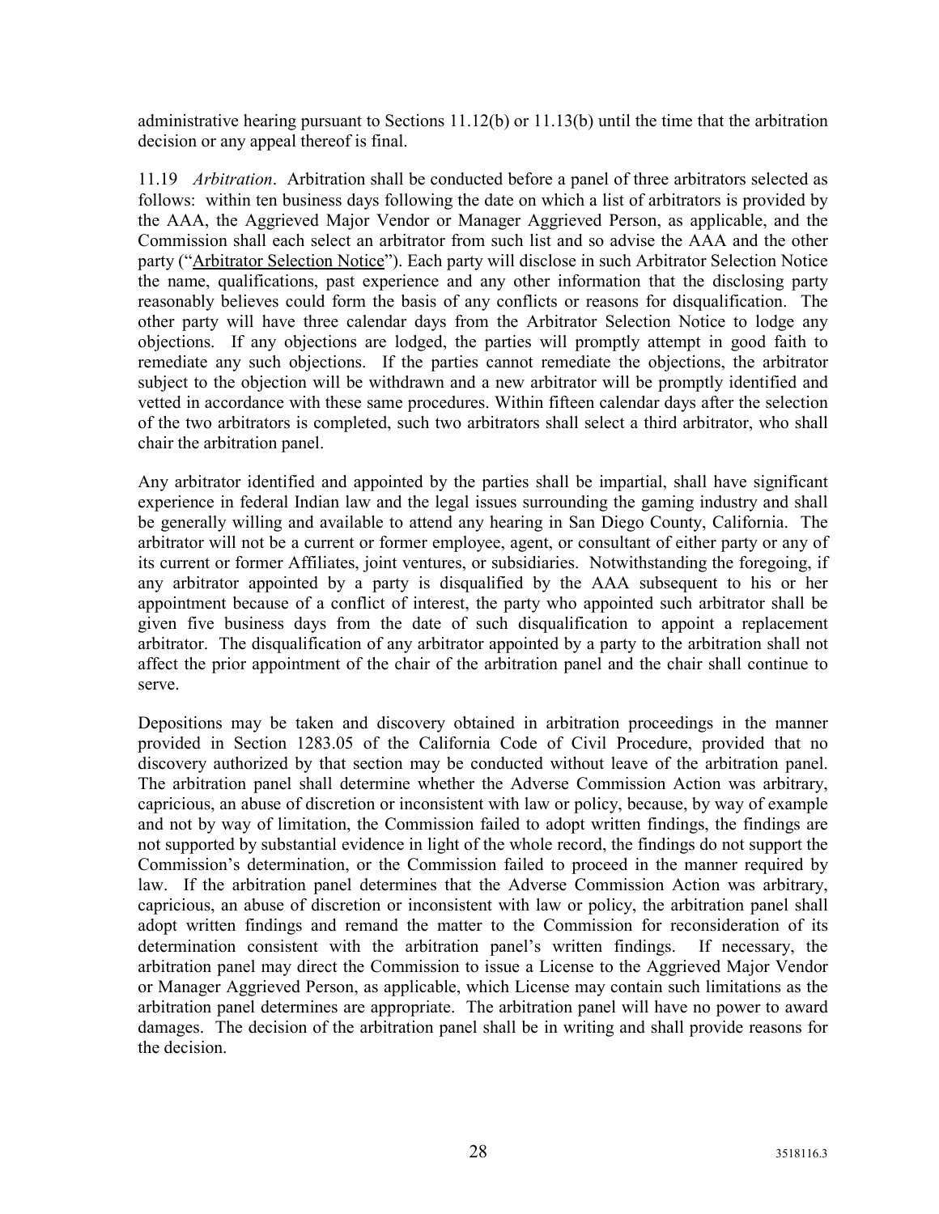administrative hearing pursuant to Sections 11.12(b) or 11.13(b) until the time that the arbitration decision or any appeal thereof is final.

11.19 *Arbitration*. Arbitration shall be conducted before a panel of three arbitrators selected as follows: within ten business days following the date on which a list of arbitrators is provided by the AAA, the Aggrieved Major Vendor or Manager Aggrieved Person, as applicable, and the Commission shall each select an arbitrator from such list and so advise the AAA and the other party ("Arbitrator Selection Notice"). Each party will disclose in such Arbitrator Selection Notice the name, qualifications, past experience and any other information that the disclosing party reasonably believes could form the basis of any conflicts or reasons for disqualification. The other party will have three calendar days from the Arbitrator Selection Notice to lodge any objections. If any objections are lodged, the parties will promptly attempt in good faith to remediate any such objections. If the parties cannot remediate the objections, the arbitrator subject to the objection will be withdrawn and a new arbitrator will be promptly identified and vetted in accordance with these same procedures. Within fifteen calendar days after the selection of the two arbitrators is completed, such two arbitrators shall select a third arbitrator, who shall chair the arbitration panel.

Any arbitrator identified and appointed by the parties shall be impartial, shall have significant experience in federal Indian law and the legal issues surrounding the gaming industry and shall be generally willing and available to attend any hearing in San Diego County, California. The arbitrator will not be a current or former employee, agent, or consultant of either party or any of its current or former Affiliates, joint ventures, or subsidiaries. Notwithstanding the foregoing, if any arbitrator appointed by a party is disqualified by the AAA subsequent to his or her appointment because of a conflict of interest, the party who appointed such arbitrator shall be given five business days from the date of such disqualification to appoint a replacement arbitrator. The disqualification of any arbitrator appointed by a party to the arbitration shall not affect the prior appointment of the chair of the arbitration panel and the chair shall continue to serve.

Depositions may be taken and discovery obtained in arbitration proceedings in the manner provided in Section 1283.05 of the California Code of Civil Procedure, provided that no discovery authorized by that section may be conducted without leave of the arbitration panel. The arbitration panel shall determine whether the Adverse Commission Action was arbitrary, capricious, an abuse of discretion or inconsistent with law or policy, because, by way of example and not by way of limitation, the Commission failed to adopt written findings, the findings are not supported by substantial evidence in light of the whole record, the findings do not support the Commission's determination, or the Commission failed to proceed in the manner required by law. If the arbitration panel determines that the Adverse Commission Action was arbitrary, capricious, an abuse of discretion or inconsistent with law or policy, the arbitration panel shall adopt written findings and remand the matter to the Commission for reconsideration of its determination consistent with the arbitration panel's written findings. If necessary, the arbitration panel may direct the Commission to issue a License to the Aggrieved Major Vendor or Manager Aggrieved Person, as applicable, which License may contain such limitations as the arbitration panel determines are appropriate. The arbitration panel will have no power to award damages. The decision of the arbitration panel shall be in writing and shall provide reasons for the decision.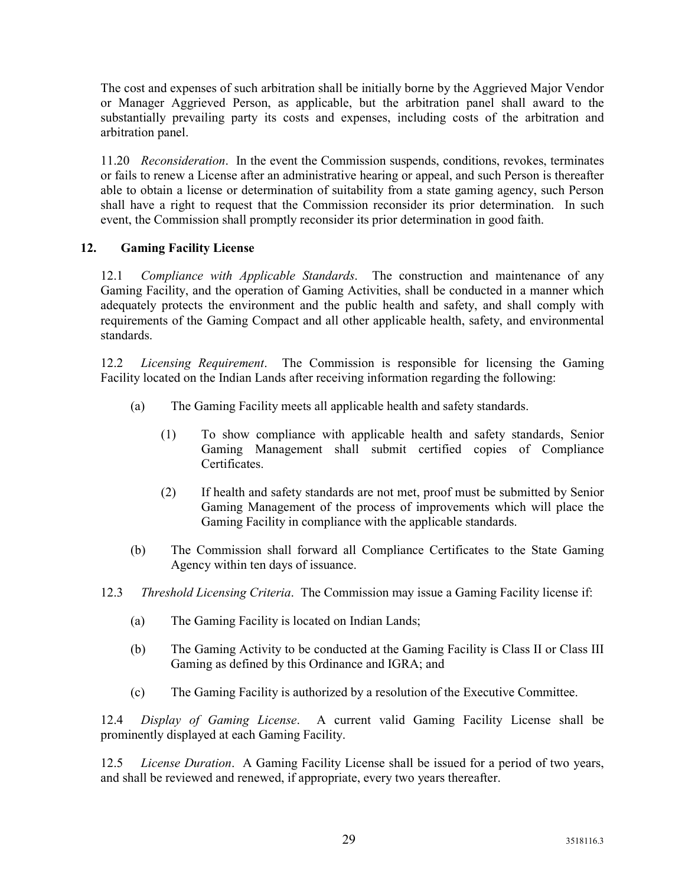The cost and expenses of such arbitration shall be initially borne by the Aggrieved Major Vendor or Manager Aggrieved Person, as applicable, but the arbitration panel shall award to the substantially prevailing party its costs and expenses, including costs of the arbitration and arbitration panel.

11.20 *Reconsideration*. In the event the Commission suspends, conditions, revokes, terminates or fails to renew a License after an administrative hearing or appeal, and such Person is thereafter able to obtain a license or determination of suitability from a state gaming agency, such Person shall have a right to request that the Commission reconsider its prior determination. In such event, the Commission shall promptly reconsider its prior determination in good faith.

## 12. Gaming Facility License

12.1 *Compliance with Applicable Standards*. The construction and maintenance of any Gaming Facility, and the operation of Gaming Activities, shall be conducted in a manner which adequately protects the environment and the public health and safety, and shall comply with requirements of the Gaming Compact and all other applicable health, safety, and environmental standards.

12.2 *Licensing Requirement*. The Commission is responsible for licensing the Gaming Facility located on the Indian Lands after receiving information regarding the following:

(a) The Gaming Facility meets all applicable health and safety standards.

(1) To show compliance with applicable health and safety standards, Senior Gaming Management shall submit certified copies of Compliance Certificates.

(2) If health and safety standards are not met, proof must be submitted by Senior Gaming Management of the process of improvements which will place the Gaming Facility in compliance with the applicable standards.

(b) The Commission shall forward all Compliance Certificates to the State Gaming Agency within ten days of issuance.

12.3 *Threshold Licensing Criteria*. The Commission may issue a Gaming Facility license if:

(a) The Gaming Facility is located on Indian Lands;

(b) The Gaming Activity to be conducted at the Gaming Facility is Class II or Class III Gaming as defined by this Ordinance and IGRA; and

(c) The Gaming Facility is authorized by a resolution of the Executive Committee.

12.4 *Display of Gaming License*. A current valid Gaming Facility License shall be prominently displayed at each Gaming Facility.

12.5 *License Duration*. A Gaming Facility License shall be issued for a period of two years, and shall be reviewed and renewed, if appropriate, every two years thereafter.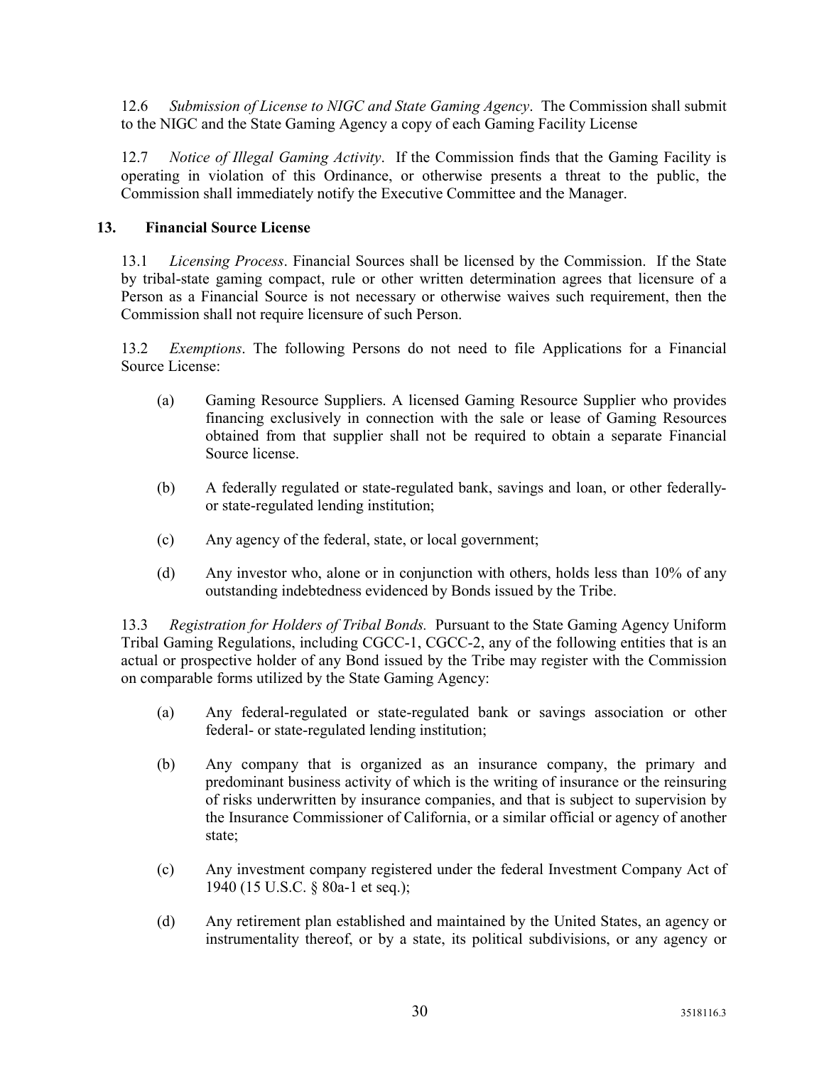12.6 *Submission of License to NIGC and State Gaming Agency*. The Commission shall submit to the NIGC and the State Gaming Agency a copy of each Gaming Facility License

12.7 *Notice of Illegal Gaming Activity*. If the Commission finds that the Gaming Facility is operating in violation of this Ordinance, or otherwise presents a threat to the public, the Commission shall immediately notify the Executive Committee and the Manager.

## 13. Financial Source License

13.1 *Licensing Process*. Financial Sources shall be licensed by the Commission. If the State by tribal-state gaming compact, rule or other written determination agrees that licensure of a Person as a Financial Source is not necessary or otherwise waives such requirement, then the Commission shall not require licensure of such Person.

13.2 *Exemptions*. The following Persons do not need to file Applications for a Financial Source License:

(a) Gaming Resource Suppliers. A licensed Gaming Resource Supplier who provides financing exclusively in connection with the sale or lease of Gaming Resources obtained from that supplier shall not be required to obtain a separate Financial Source license.

(b) A federally regulated or state-regulated bank, savings and loan, or other federally- or state-regulated lending institution;

(c) Any agency of the federal, state, or local government;

(d) Any investor who, alone or in conjunction with others, holds less than 10% of any outstanding indebtedness evidenced by Bonds issued by the Tribe.

13.3 *Registration for Holders of Tribal Bonds.* Pursuant to the State Gaming Agency Uniform Tribal Gaming Regulations, including CGCC-1, CGCC-2, any of the following entities that is an actual or prospective holder of any Bond issued by the Tribe may register with the Commission on comparable forms utilized by the State Gaming Agency:

(a) Any federal-regulated or state-regulated bank or savings association or other federal- or state-regulated lending institution;

(b) Any company that is organized as an insurance company, the primary and predominant business activity of which is the writing of insurance or the reinsuring of risks underwritten by insurance companies, and that is subject to supervision by the Insurance Commissioner of California, or a similar official or agency of another state;

(c) Any investment company registered under the federal Investment Company Act of 1940 (15 U.S.C. § 80a-1 et seq.);

(d) Any retirement plan established and maintained by the United States, an agency or instrumentality thereof, or by a state, its political subdivisions, or any agency or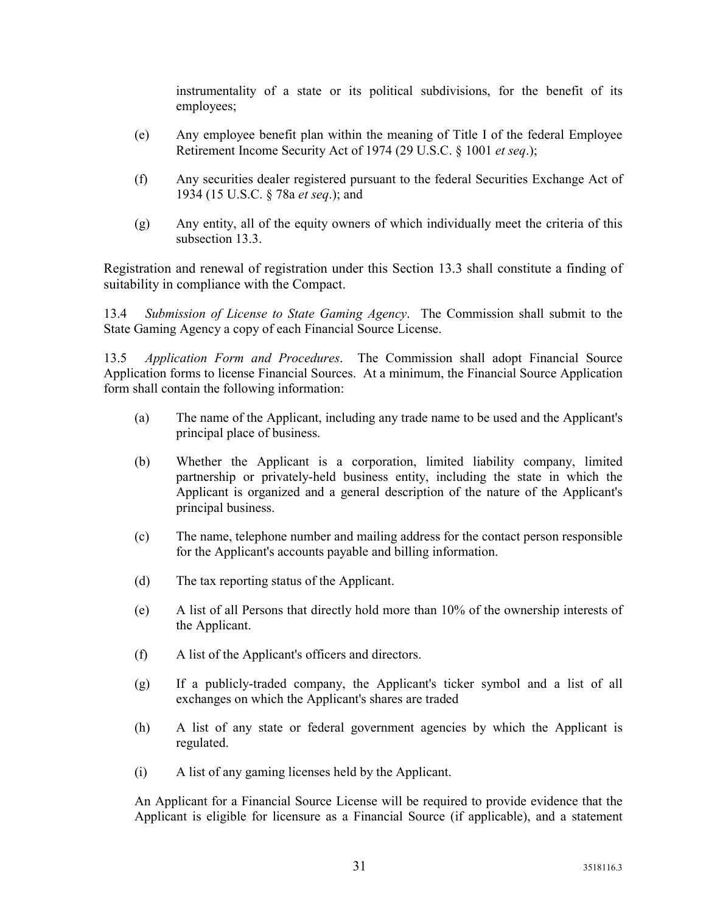instrumentality of a state or its political subdivisions, for the benefit of its employees;

(e) Any employee benefit plan within the meaning of Title I of the federal Employee Retirement Income Security Act of 1974 (29 U.S.C. § 1001 *et seq*.);

(f) Any securities dealer registered pursuant to the federal Securities Exchange Act of 1934 (15 U.S.C. § 78a *et seq*.); and

(g) Any entity, all of the equity owners of which individually meet the criteria of this subsection 13.3.

Registration and renewal of registration under this Section 13.3 shall constitute a finding of suitability in compliance with the Compact.

13.4 *Submission of License to State Gaming Agency*. The Commission shall submit to the State Gaming Agency a copy of each Financial Source License.

13.5 *Application Form and Procedures*. The Commission shall adopt Financial Source Application forms to license Financial Sources. At a minimum, the Financial Source Application form shall contain the following information:

(a) The name of the Applicant, including any trade name to be used and the Applicant's principal place of business.

(b) Whether the Applicant is a corporation, limited liability company, limited partnership or privately-held business entity, including the state in which the Applicant is organized and a general description of the nature of the Applicant's principal business.

(c) The name, telephone number and mailing address for the contact person responsible for the Applicant's accounts payable and billing information.

(d) The tax reporting status of the Applicant.

(e) A list of all Persons that directly hold more than 10% of the ownership interests of the Applicant.

(f) A list of the Applicant's officers and directors.

(g) If a publicly-traded company, the Applicant's ticker symbol and a list of all exchanges on which the Applicant's shares are traded

(h) A list of any state or federal government agencies by which the Applicant is regulated.

(i) A list of any gaming licenses held by the Applicant.

An Applicant for a Financial Source License will be required to provide evidence that the Applicant is eligible for licensure as a Financial Source (if applicable), and a statement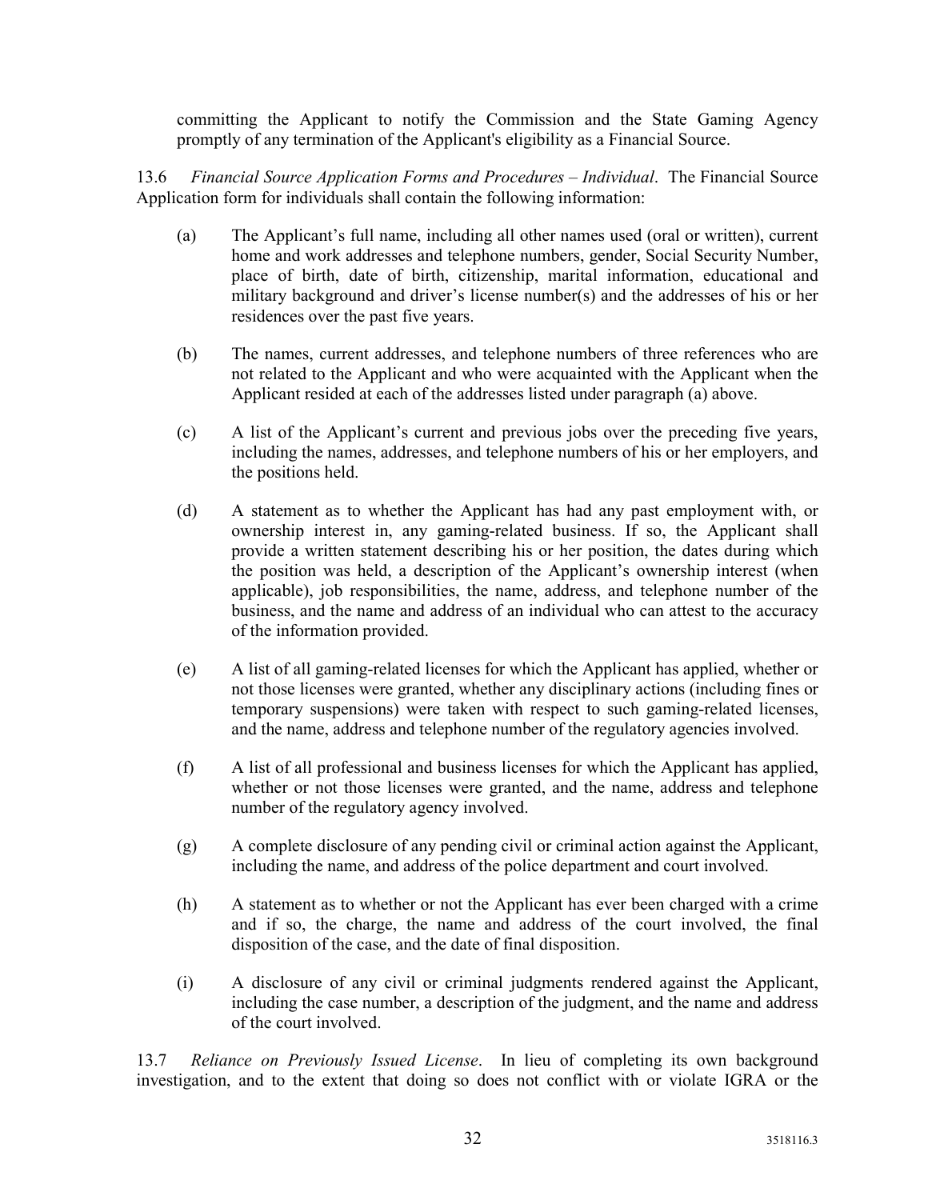committing the Applicant to notify the Commission and the State Gaming Agency promptly of any termination of the Applicant's eligibility as a Financial Source.

13.6 *Financial Source Application Forms and Procedures – Individual*. The Financial Source Application form for individuals shall contain the following information:

(a) The Applicant's full name, including all other names used (oral or written), current home and work addresses and telephone numbers, gender, Social Security Number, place of birth, date of birth, citizenship, marital information, educational and military background and driver's license number(s) and the addresses of his or her residences over the past five years.

(b) The names, current addresses, and telephone numbers of three references who are not related to the Applicant and who were acquainted with the Applicant when the Applicant resided at each of the addresses listed under paragraph (a) above.

(c) A list of the Applicant's current and previous jobs over the preceding five years, including the names, addresses, and telephone numbers of his or her employers, and the positions held.

(d) A statement as to whether the Applicant has had any past employment with, or ownership interest in, any gaming-related business. If so, the Applicant shall provide a written statement describing his or her position, the dates during which the position was held, a description of the Applicant's ownership interest (when applicable), job responsibilities, the name, address, and telephone number of the business, and the name and address of an individual who can attest to the accuracy of the information provided.

(e) A list of all gaming-related licenses for which the Applicant has applied, whether or not those licenses were granted, whether any disciplinary actions (including fines or temporary suspensions) were taken with respect to such gaming-related licenses, and the name, address and telephone number of the regulatory agencies involved.

(f) A list of all professional and business licenses for which the Applicant has applied, whether or not those licenses were granted, and the name, address and telephone number of the regulatory agency involved.

(g) A complete disclosure of any pending civil or criminal action against the Applicant, including the name, and address of the police department and court involved.

(h) A statement as to whether or not the Applicant has ever been charged with a crime and if so, the charge, the name and address of the court involved, the final disposition of the case, and the date of final disposition.

(i) A disclosure of any civil or criminal judgments rendered against the Applicant, including the case number, a description of the judgment, and the name and address of the court involved.

13.7 *Reliance on Previously Issued License*. In lieu of completing its own background investigation, and to the extent that doing so does not conflict with or violate IGRA or the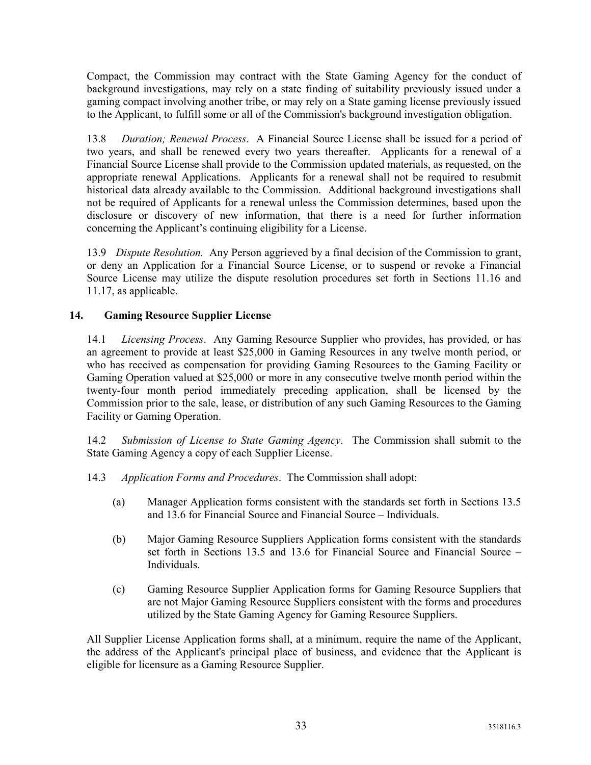Compact, the Commission may contract with the State Gaming Agency for the conduct of background investigations, may rely on a state finding of suitability previously issued under a gaming compact involving another tribe, or may rely on a State gaming license previously issued to the Applicant, to fulfill some or all of the Commission's background investigation obligation.

13.8 *Duration; Renewal Process*. A Financial Source License shall be issued for a period of two years, and shall be renewed every two years thereafter. Applicants for a renewal of a Financial Source License shall provide to the Commission updated materials, as requested, on the appropriate renewal Applications. Applicants for a renewal shall not be required to resubmit historical data already available to the Commission. Additional background investigations shall not be required of Applicants for a renewal unless the Commission determines, based upon the disclosure or discovery of new information, that there is a need for further information concerning the Applicant's continuing eligibility for a License.

13.9 *Dispute Resolution.* Any Person aggrieved by a final decision of the Commission to grant, or deny an Application for a Financial Source License, or to suspend or revoke a Financial Source License may utilize the dispute resolution procedures set forth in Sections 11.16 and 11.17, as applicable.

## 14. Gaming Resource Supplier License

14.1 *Licensing Process*. Any Gaming Resource Supplier who provides, has provided, or has an agreement to provide at least $25,000 in Gaming Resources in any twelve month period, or who has received as compensation for providing Gaming Resources to the Gaming Facility or Gaming Operation valued at $25,000 or more in any consecutive twelve month period within the twenty-four month period immediately preceding application, shall be licensed by the Commission prior to the sale, lease, or distribution of any such Gaming Resources to the Gaming Facility or Gaming Operation.

14.2 *Submission of License to State Gaming Agency*. The Commission shall submit to the State Gaming Agency a copy of each Supplier License.

14.3 *Application Forms and Procedures*. The Commission shall adopt:

(a) Manager Application forms consistent with the standards set forth in Sections 13.5 and 13.6 for Financial Source and Financial Source – Individuals.

(b) Major Gaming Resource Suppliers Application forms consistent with the standards set forth in Sections 13.5 and 13.6 for Financial Source and Financial Source – Individuals.

(c) Gaming Resource Supplier Application forms for Gaming Resource Suppliers that are not Major Gaming Resource Suppliers consistent with the forms and procedures utilized by the State Gaming Agency for Gaming Resource Suppliers.

All Supplier License Application forms shall, at a minimum, require the name of the Applicant, the address of the Applicant's principal place of business, and evidence that the Applicant is eligible for licensure as a Gaming Resource Supplier.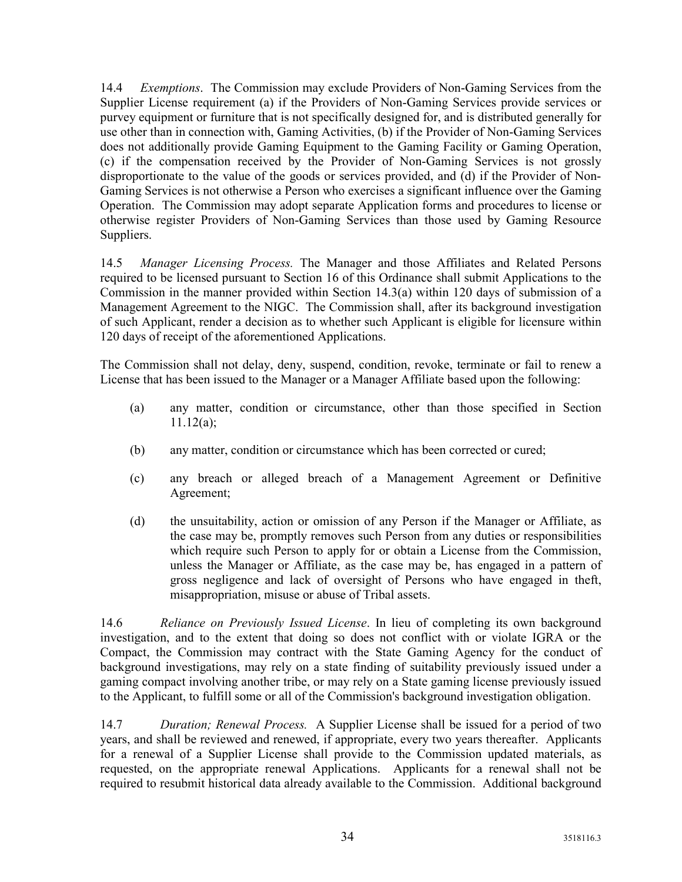14.4 *Exemptions*. The Commission may exclude Providers of Non-Gaming Services from the Supplier License requirement (a) if the Providers of Non-Gaming Services provide services or purvey equipment or furniture that is not specifically designed for, and is distributed generally for use other than in connection with, Gaming Activities, (b) if the Provider of Non-Gaming Services does not additionally provide Gaming Equipment to the Gaming Facility or Gaming Operation, (c) if the compensation received by the Provider of Non-Gaming Services is not grossly disproportionate to the value of the goods or services provided, and (d) if the Provider of Non-Gaming Services is not otherwise a Person who exercises a significant influence over the Gaming Operation. The Commission may adopt separate Application forms and procedures to license or otherwise register Providers of Non-Gaming Services than those used by Gaming Resource Suppliers.

14.5 *Manager Licensing Process.* The Manager and those Affiliates and Related Persons required to be licensed pursuant to Section 16 of this Ordinance shall submit Applications to the Commission in the manner provided within Section 14.3(a) within 120 days of submission of a Management Agreement to the NIGC. The Commission shall, after its background investigation of such Applicant, render a decision as to whether such Applicant is eligible for licensure within 120 days of receipt of the aforementioned Applications.

The Commission shall not delay, deny, suspend, condition, revoke, terminate or fail to renew a License that has been issued to the Manager or a Manager Affiliate based upon the following:

(a) any matter, condition or circumstance, other than those specified in Section 11.12(a);

(b) any matter, condition or circumstance which has been corrected or cured;

(c) any breach or alleged breach of a Management Agreement or Definitive Agreement;

(d) the unsuitability, action or omission of any Person if the Manager or Affiliate, as the case may be, promptly removes such Person from any duties or responsibilities which require such Person to apply for or obtain a License from the Commission, unless the Manager or Affiliate, as the case may be, has engaged in a pattern of gross negligence and lack of oversight of Persons who have engaged in theft, misappropriation, misuse or abuse of Tribal assets.

14.6 *Reliance on Previously Issued License*. In lieu of completing its own background investigation, and to the extent that doing so does not conflict with or violate IGRA or the Compact, the Commission may contract with the State Gaming Agency for the conduct of background investigations, may rely on a state finding of suitability previously issued under a gaming compact involving another tribe, or may rely on a State gaming license previously issued to the Applicant, to fulfill some or all of the Commission's background investigation obligation.

14.7 *Duration; Renewal Process.* A Supplier License shall be issued for a period of two years, and shall be reviewed and renewed, if appropriate, every two years thereafter. Applicants for a renewal of a Supplier License shall provide to the Commission updated materials, as requested, on the appropriate renewal Applications. Applicants for a renewal shall not be required to resubmit historical data already available to the Commission. Additional background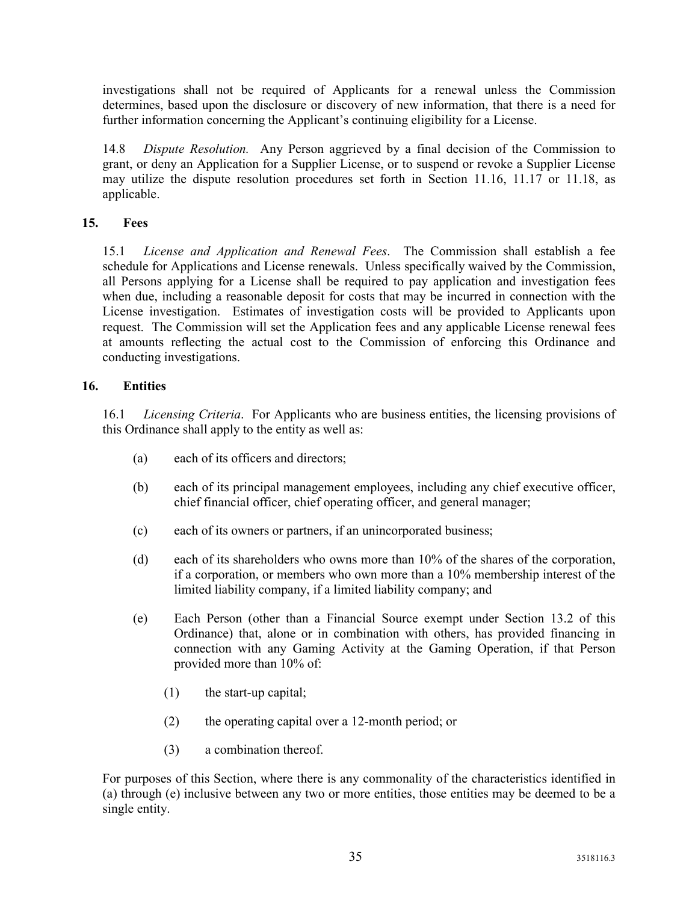investigations shall not be required of Applicants for a renewal unless the Commission determines, based upon the disclosure or discovery of new information, that there is a need for further information concerning the Applicant's continuing eligibility for a License.

14.8 *Dispute Resolution.* Any Person aggrieved by a final decision of the Commission to grant, or deny an Application for a Supplier License, or to suspend or revoke a Supplier License may utilize the dispute resolution procedures set forth in Section 11.16, 11.17 or 11.18, as applicable.

## 15. Fees

15.1 *License and Application and Renewal Fees*. The Commission shall establish a fee schedule for Applications and License renewals. Unless specifically waived by the Commission, all Persons applying for a License shall be required to pay application and investigation fees when due, including a reasonable deposit for costs that may be incurred in connection with the License investigation. Estimates of investigation costs will be provided to Applicants upon request. The Commission will set the Application fees and any applicable License renewal fees at amounts reflecting the actual cost to the Commission of enforcing this Ordinance and conducting investigations.

## 16. Entities

16.1 *Licensing Criteria*. For Applicants who are business entities, the licensing provisions of this Ordinance shall apply to the entity as well as:

(a) each of its officers and directors;

(b) each of its principal management employees, including any chief executive officer, chief financial officer, chief operating officer, and general manager;

(c) each of its owners or partners, if an unincorporated business;

(d) each of its shareholders who owns more than 10% of the shares of the corporation, if a corporation, or members who own more than a 10% membership interest of the limited liability company, if a limited liability company; and

(e) Each Person (other than a Financial Source exempt under Section 13.2 of this Ordinance) that, alone or in combination with others, has provided financing in connection with any Gaming Activity at the Gaming Operation, if that Person provided more than 10% of:

(1) the start-up capital;

(2) the operating capital over a 12-month period; or

(3) a combination thereof.

For purposes of this Section, where there is any commonality of the characteristics identified in (a) through (e) inclusive between any two or more entities, those entities may be deemed to be a single entity.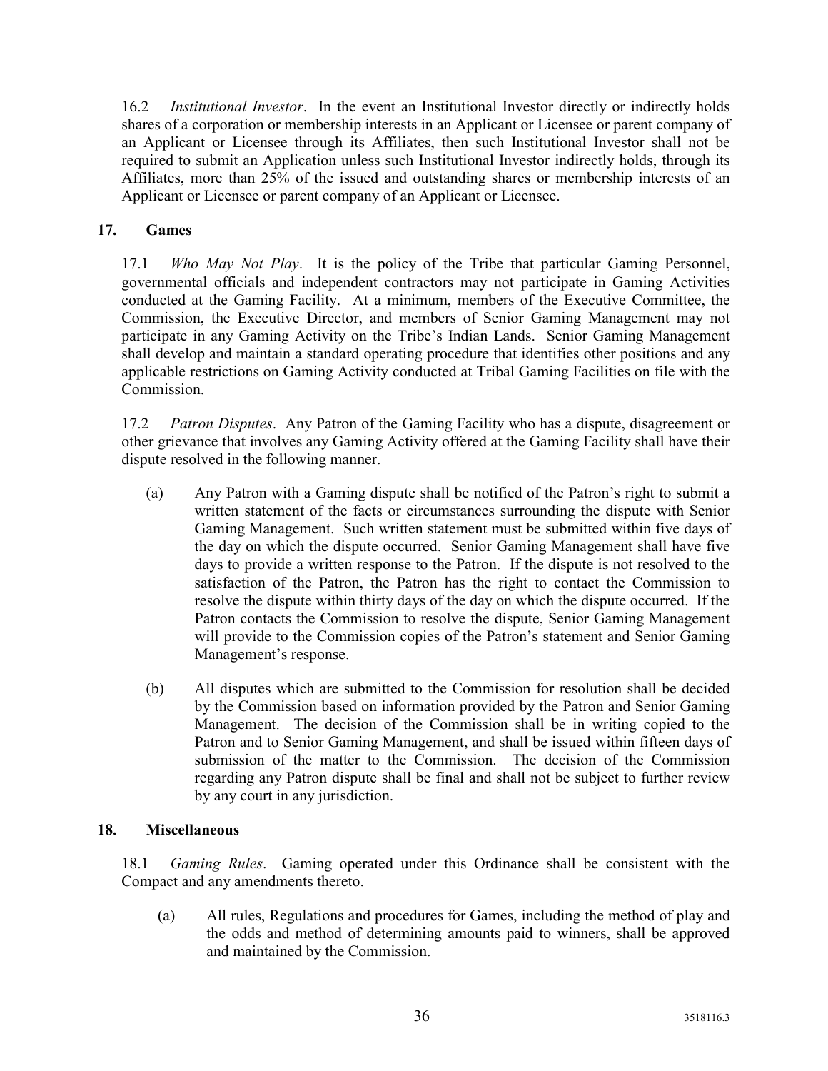16.2 *Institutional Investor*. In the event an Institutional Investor directly or indirectly holds shares of a corporation or membership interests in an Applicant or Licensee or parent company of an Applicant or Licensee through its Affiliates, then such Institutional Investor shall not be required to submit an Application unless such Institutional Investor indirectly holds, through its Affiliates, more than 25% of the issued and outstanding shares or membership interests of an Applicant or Licensee or parent company of an Applicant or Licensee.

## 17. Games

17.1 *Who May Not Play*. It is the policy of the Tribe that particular Gaming Personnel, governmental officials and independent contractors may not participate in Gaming Activities conducted at the Gaming Facility. At a minimum, members of the Executive Committee, the Commission, the Executive Director, and members of Senior Gaming Management may not participate in any Gaming Activity on the Tribe's Indian Lands. Senior Gaming Management shall develop and maintain a standard operating procedure that identifies other positions and any applicable restrictions on Gaming Activity conducted at Tribal Gaming Facilities on file with the Commission.

17.2 *Patron Disputes*. Any Patron of the Gaming Facility who has a dispute, disagreement or other grievance that involves any Gaming Activity offered at the Gaming Facility shall have their dispute resolved in the following manner.

(a) Any Patron with a Gaming dispute shall be notified of the Patron's right to submit a written statement of the facts or circumstances surrounding the dispute with Senior Gaming Management. Such written statement must be submitted within five days of the day on which the dispute occurred. Senior Gaming Management shall have five days to provide a written response to the Patron. If the dispute is not resolved to the satisfaction of the Patron, the Patron has the right to contact the Commission to resolve the dispute within thirty days of the day on which the dispute occurred. If the Patron contacts the Commission to resolve the dispute, Senior Gaming Management will provide to the Commission copies of the Patron's statement and Senior Gaming Management's response.

(b) All disputes which are submitted to the Commission for resolution shall be decided by the Commission based on information provided by the Patron and Senior Gaming Management. The decision of the Commission shall be in writing copied to the Patron and to Senior Gaming Management, and shall be issued within fifteen days of submission of the matter to the Commission. The decision of the Commission regarding any Patron dispute shall be final and shall not be subject to further review by any court in any jurisdiction.

## 18. Miscellaneous

18.1 *Gaming Rules*. Gaming operated under this Ordinance shall be consistent with the Compact and any amendments thereto.

(a) All rules, Regulations and procedures for Games, including the method of play and the odds and method of determining amounts paid to winners, shall be approved and maintained by the Commission.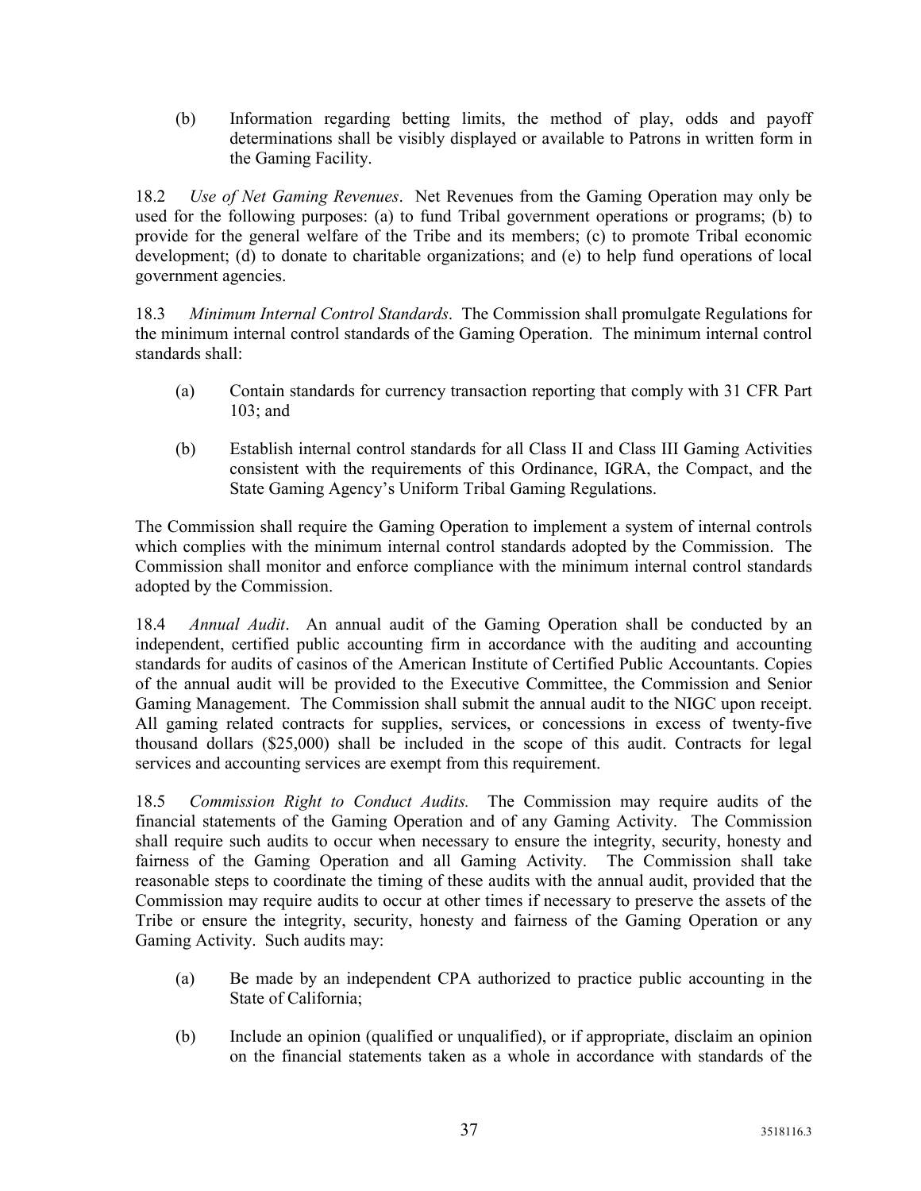(b) Information regarding betting limits, the method of play, odds and payoff determinations shall be visibly displayed or available to Patrons in written form in the Gaming Facility.

18.2 *Use of Net Gaming Revenues*. Net Revenues from the Gaming Operation may only be used for the following purposes: (a) to fund Tribal government operations or programs; (b) to provide for the general welfare of the Tribe and its members; (c) to promote Tribal economic development; (d) to donate to charitable organizations; and (e) to help fund operations of local government agencies.

18.3 *Minimum Internal Control Standards*. The Commission shall promulgate Regulations for the minimum internal control standards of the Gaming Operation. The minimum internal control standards shall:

(a) Contain standards for currency transaction reporting that comply with 31 CFR Part 103; and

(b) Establish internal control standards for all Class II and Class III Gaming Activities consistent with the requirements of this Ordinance, IGRA, the Compact, and the State Gaming Agency's Uniform Tribal Gaming Regulations.

The Commission shall require the Gaming Operation to implement a system of internal controls which complies with the minimum internal control standards adopted by the Commission. The Commission shall monitor and enforce compliance with the minimum internal control standards adopted by the Commission.

18.4 *Annual Audit*. An annual audit of the Gaming Operation shall be conducted by an independent, certified public accounting firm in accordance with the auditing and accounting standards for audits of casinos of the American Institute of Certified Public Accountants. Copies of the annual audit will be provided to the Executive Committee, the Commission and Senior Gaming Management. The Commission shall submit the annual audit to the NIGC upon receipt. All gaming related contracts for supplies, services, or concessions in excess of twenty-five thousand dollars ($25,000) shall be included in the scope of this audit. Contracts for legal services and accounting services are exempt from this requirement.

18.5 *Commission Right to Conduct Audits.* The Commission may require audits of the financial statements of the Gaming Operation and of any Gaming Activity. The Commission shall require such audits to occur when necessary to ensure the integrity, security, honesty and fairness of the Gaming Operation and all Gaming Activity. The Commission shall take reasonable steps to coordinate the timing of these audits with the annual audit, provided that the Commission may require audits to occur at other times if necessary to preserve the assets of the Tribe or ensure the integrity, security, honesty and fairness of the Gaming Operation or any Gaming Activity. Such audits may:

(a) Be made by an independent CPA authorized to practice public accounting in the State of California;

(b) Include an opinion (qualified or unqualified), or if appropriate, disclaim an opinion on the financial statements taken as a whole in accordance with standards of the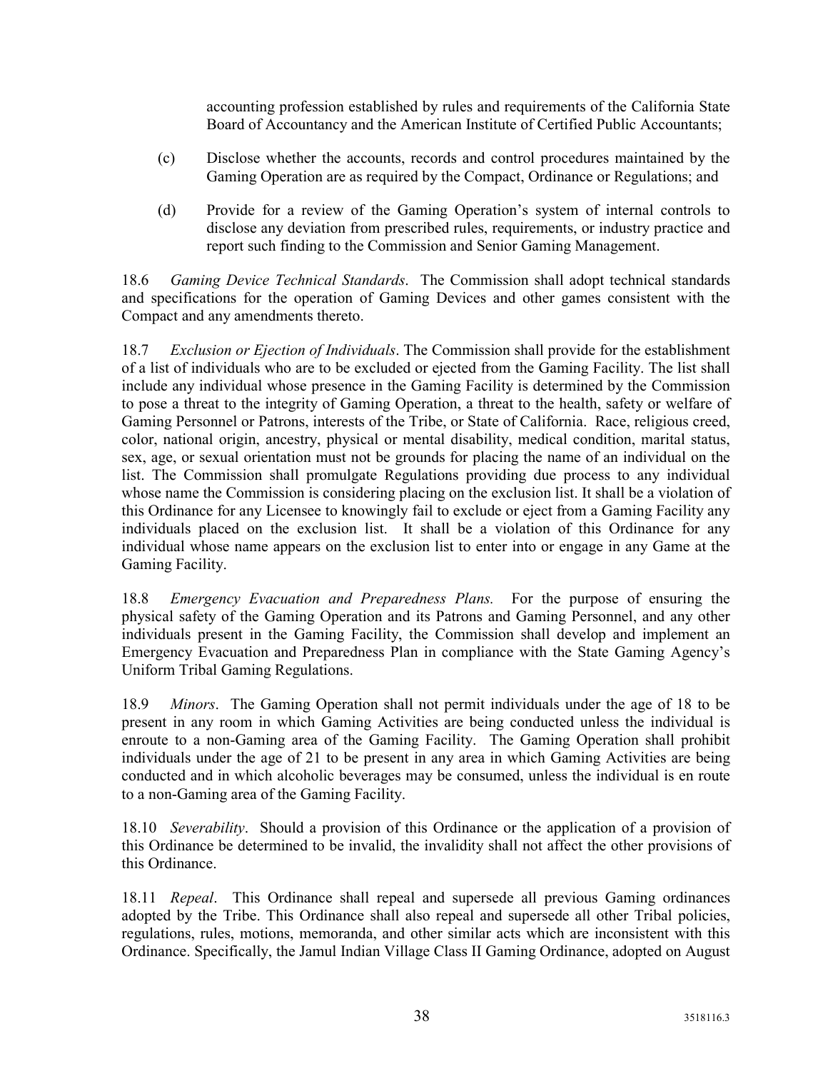accounting profession established by rules and requirements of the California State Board of Accountancy and the American Institute of Certified Public Accountants;

(c) Disclose whether the accounts, records and control procedures maintained by the Gaming Operation are as required by the Compact, Ordinance or Regulations; and

(d) Provide for a review of the Gaming Operation's system of internal controls to disclose any deviation from prescribed rules, requirements, or industry practice and report such finding to the Commission and Senior Gaming Management.

18.6 *Gaming Device Technical Standards*. The Commission shall adopt technical standards and specifications for the operation of Gaming Devices and other games consistent with the Compact and any amendments thereto.

18.7 *Exclusion or Ejection of Individuals*. The Commission shall provide for the establishment of a list of individuals who are to be excluded or ejected from the Gaming Facility. The list shall include any individual whose presence in the Gaming Facility is determined by the Commission to pose a threat to the integrity of Gaming Operation, a threat to the health, safety or welfare of Gaming Personnel or Patrons, interests of the Tribe, or State of California. Race, religious creed, color, national origin, ancestry, physical or mental disability, medical condition, marital status, sex, age, or sexual orientation must not be grounds for placing the name of an individual on the list. The Commission shall promulgate Regulations providing due process to any individual whose name the Commission is considering placing on the exclusion list. It shall be a violation of this Ordinance for any Licensee to knowingly fail to exclude or eject from a Gaming Facility any individuals placed on the exclusion list. It shall be a violation of this Ordinance for any individual whose name appears on the exclusion list to enter into or engage in any Game at the Gaming Facility.

18.8 *Emergency Evacuation and Preparedness Plans.* For the purpose of ensuring the physical safety of the Gaming Operation and its Patrons and Gaming Personnel, and any other individuals present in the Gaming Facility, the Commission shall develop and implement an Emergency Evacuation and Preparedness Plan in compliance with the State Gaming Agency's Uniform Tribal Gaming Regulations.

18.9 *Minors*. The Gaming Operation shall not permit individuals under the age of 18 to be present in any room in which Gaming Activities are being conducted unless the individual is enroute to a non-Gaming area of the Gaming Facility. The Gaming Operation shall prohibit individuals under the age of 21 to be present in any area in which Gaming Activities are being conducted and in which alcoholic beverages may be consumed, unless the individual is en route to a non-Gaming area of the Gaming Facility.

18.10 *Severability*. Should a provision of this Ordinance or the application of a provision of this Ordinance be determined to be invalid, the invalidity shall not affect the other provisions of this Ordinance.

18.11 *Repeal*. This Ordinance shall repeal and supersede all previous Gaming ordinances adopted by the Tribe. This Ordinance shall also repeal and supersede all other Tribal policies, regulations, rules, motions, memoranda, and other similar acts which are inconsistent with this Ordinance. Specifically, the Jamul Indian Village Class II Gaming Ordinance, adopted on August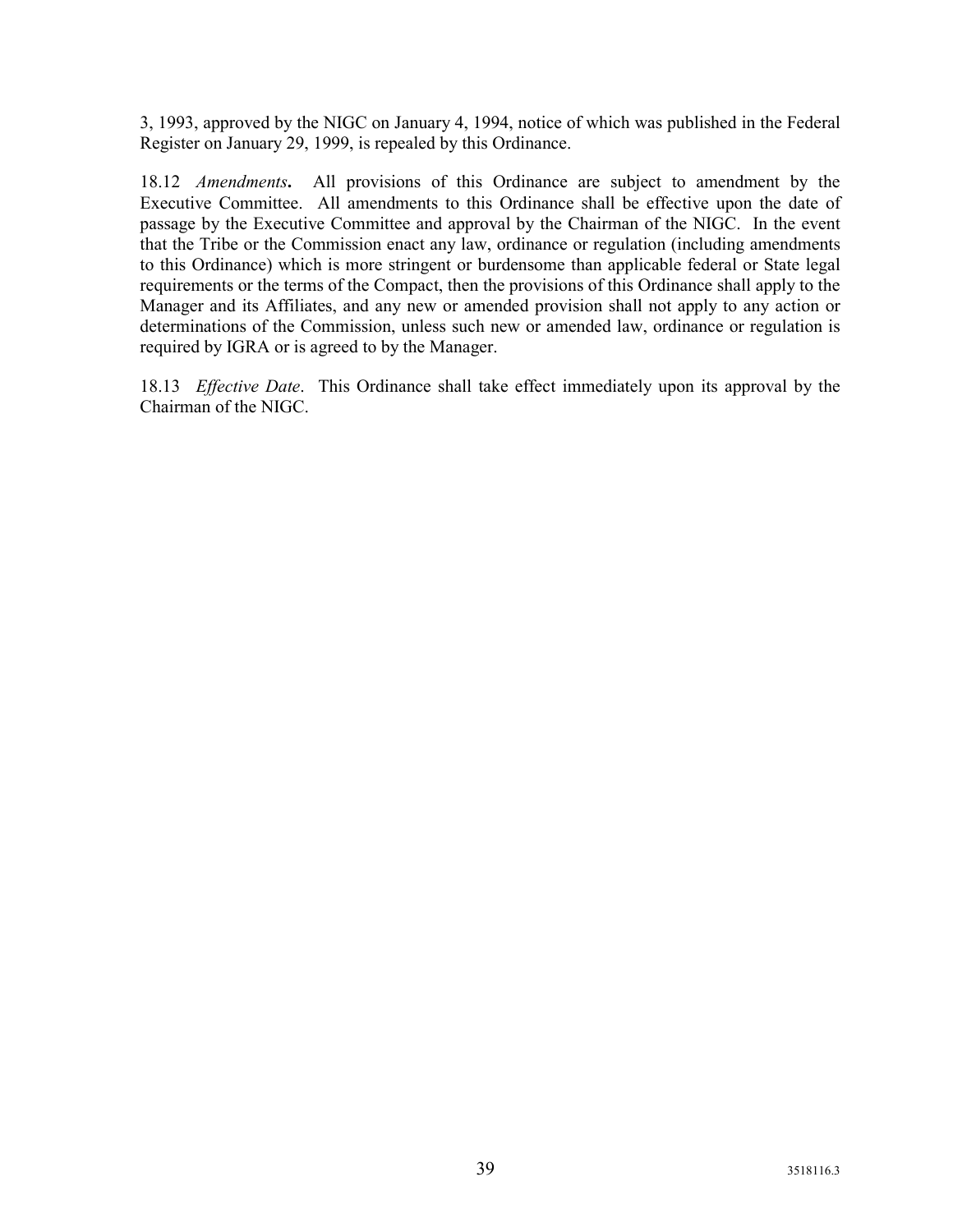3, 1993, approved by the NIGC on January 4, 1994, notice of which was published in the Federal Register on January 29, 1999, is repealed by this Ordinance.

18.12 *Amendments***.** All provisions of this Ordinance are subject to amendment by the Executive Committee. All amendments to this Ordinance shall be effective upon the date of passage by the Executive Committee and approval by the Chairman of the NIGC. In the event that the Tribe or the Commission enact any law, ordinance or regulation (including amendments to this Ordinance) which is more stringent or burdensome than applicable federal or State legal requirements or the terms of the Compact, then the provisions of this Ordinance shall apply to the Manager and its Affiliates, and any new or amended provision shall not apply to any action or determinations of the Commission, unless such new or amended law, ordinance or regulation is required by IGRA or is agreed to by the Manager.

18.13 *Effective Date*. This Ordinance shall take effect immediately upon its approval by the Chairman of the NIGC.